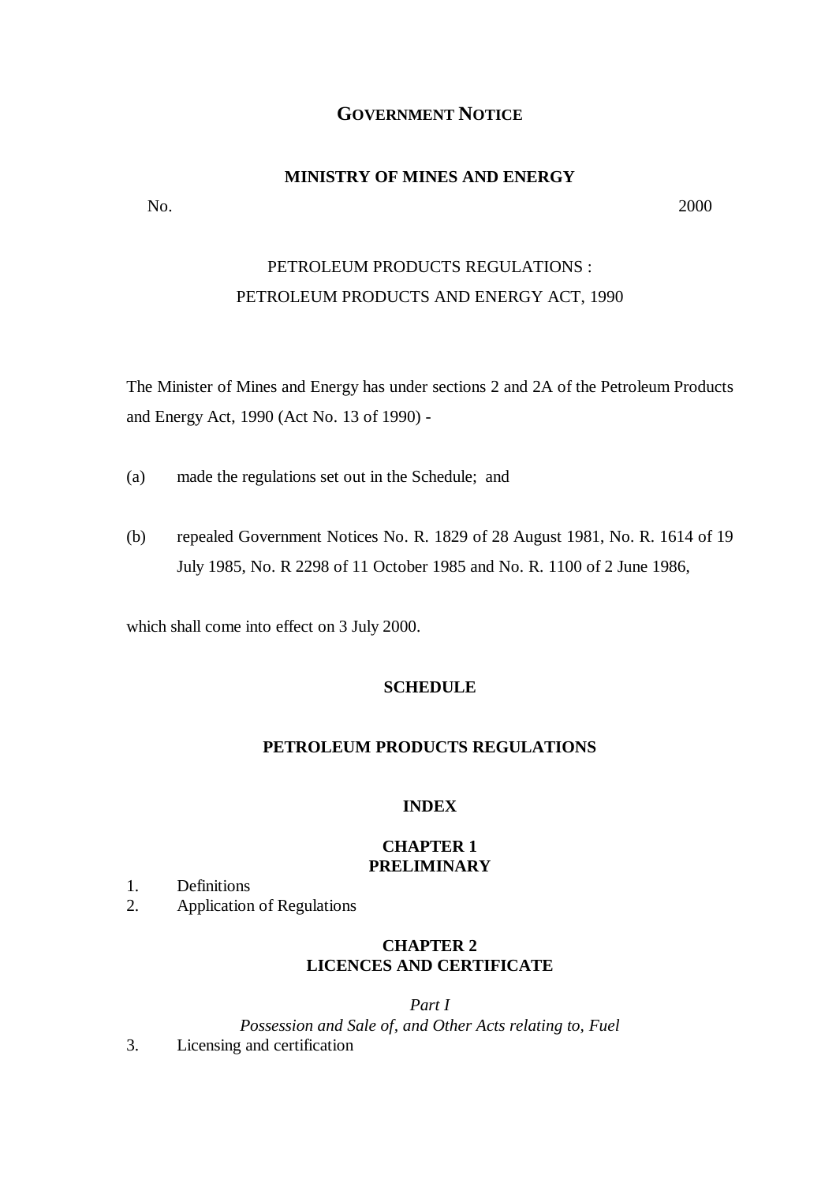# GOVERNMENT NOTICE

## MINISTRY OF MINES AND ENERGY

No. 2000

PETROLEUM PRODUCTS REGULATIONS :
PETROLEUM PRODUCTS AND ENERGY ACT, 1990

The Minister of Mines and Energy has under sections 2 and 2A of the Petroleum Products and Energy Act, 1990 (Act No. 13 of 1990) -

(a) made the regulations set out in the Schedule; and

(b) repealed Government Notices No. R. 1829 of 28 August 1981, No. R. 1614 of 19 July 1985, No. R 2298 of 11 October 1985 and No. R. 1100 of 2 June 1986,

which shall come into effect on 3 July 2000.

## SCHEDULE

## PETROLEUM PRODUCTS REGULATIONS

### INDEX

### CHAPTER 1
### PRELIMINARY

1. Definitions
2. Application of Regulations

### CHAPTER 2
### LICENCES AND CERTIFICATE

*Part I*

*Possession and Sale of, and Other Acts relating to, Fuel*

3. Licensing and certification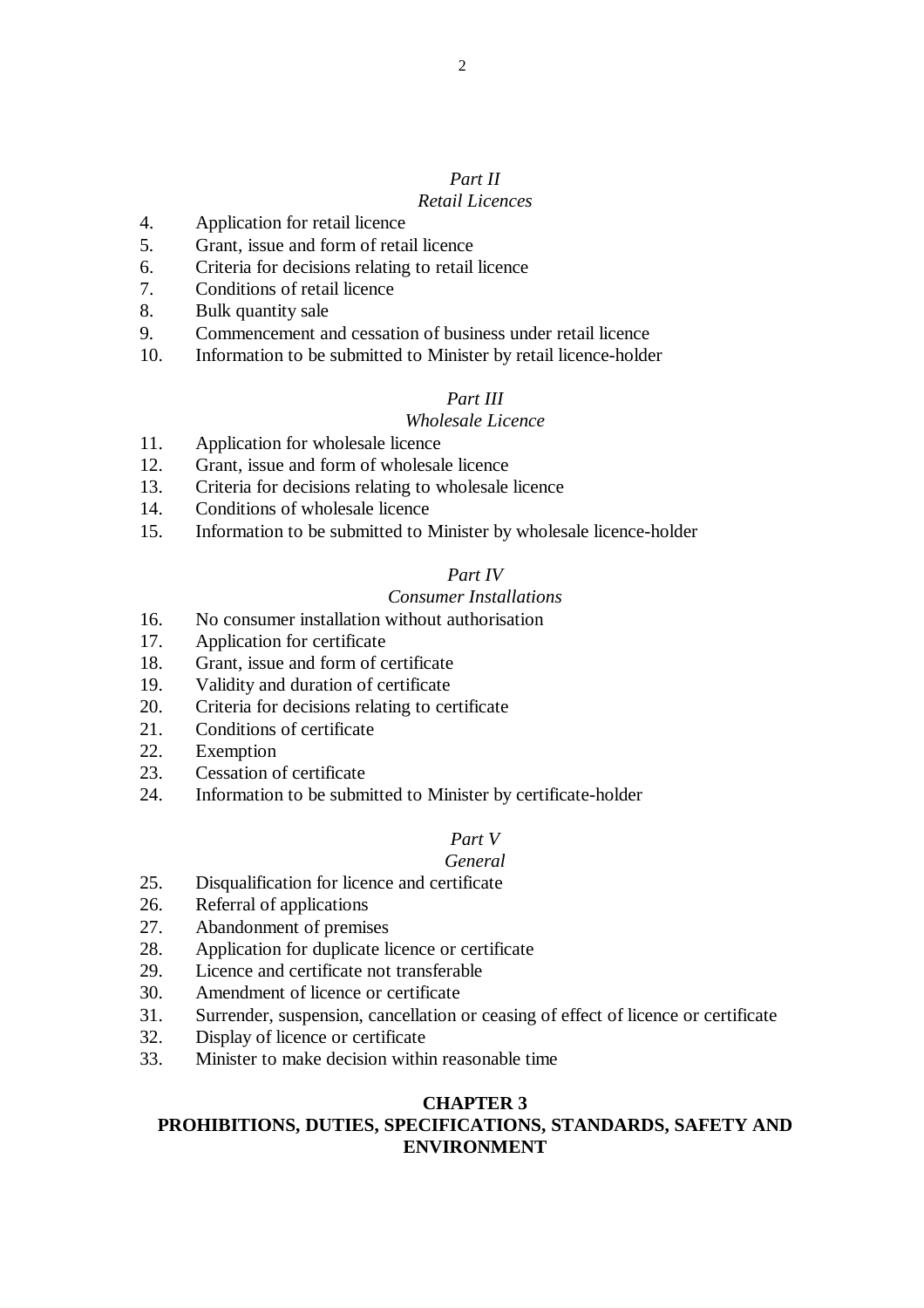*Part II*

*Retail Licences*

4. Application for retail licence
5. Grant, issue and form of retail licence
6. Criteria for decisions relating to retail licence
7. Conditions of retail licence
8. Bulk quantity sale
9. Commencement and cessation of business under retail licence
10. Information to be submitted to Minister by retail licence-holder

*Part III*

*Wholesale Licence*

11. Application for wholesale licence
12. Grant, issue and form of wholesale licence
13. Criteria for decisions relating to wholesale licence
14. Conditions of wholesale licence
15. Information to be submitted to Minister by wholesale licence-holder

*Part IV*

*Consumer Installations*

16. No consumer installation without authorisation
17. Application for certificate
18. Grant, issue and form of certificate
19. Validity and duration of certificate
20. Criteria for decisions relating to certificate
21. Conditions of certificate
22. Exemption
23. Cessation of certificate
24. Information to be submitted to Minister by certificate-holder

*Part V*

*General*

25. Disqualification for licence and certificate
26. Referral of applications
27. Abandonment of premises
28. Application for duplicate licence or certificate
29. Licence and certificate not transferable
30. Amendment of licence or certificate
31. Surrender, suspension, cancellation or ceasing of effect of licence or certificate
32. Display of licence or certificate
33. Minister to make decision within reasonable time

## CHAPTER 3
## PROHIBITIONS, DUTIES, SPECIFICATIONS, STANDARDS, SAFETY AND ENVIRONMENT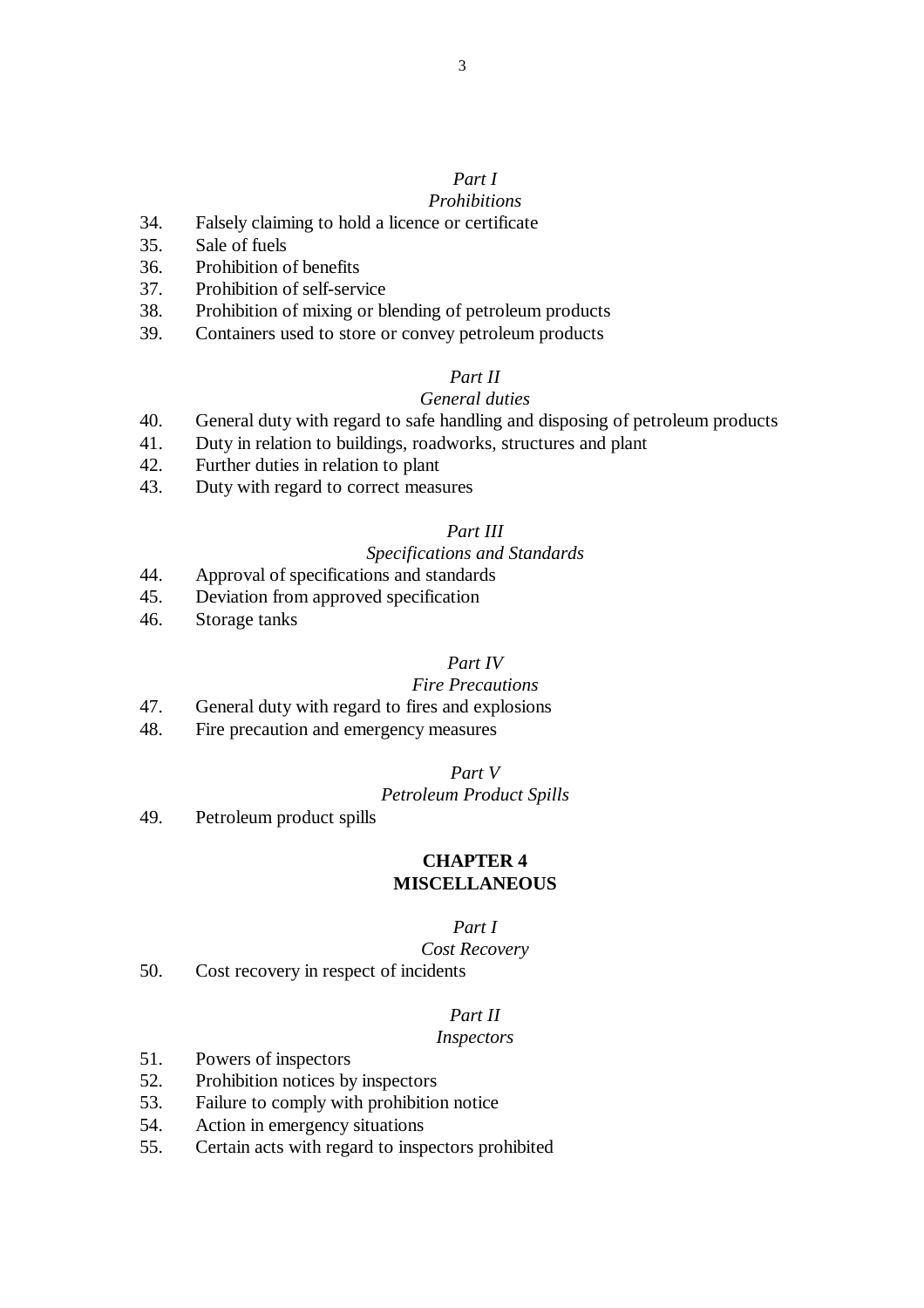*Part I*

*Prohibitions*

34. Falsely claiming to hold a licence or certificate
35. Sale of fuels
36. Prohibition of benefits
37. Prohibition of self-service
38. Prohibition of mixing or blending of petroleum products
39. Containers used to store or convey petroleum products

*Part II*

*General duties*

40. General duty with regard to safe handling and disposing of petroleum products
41. Duty in relation to buildings, roadworks, structures and plant
42. Further duties in relation to plant
43. Duty with regard to correct measures

*Part III*

*Specifications and Standards*

44. Approval of specifications and standards
45. Deviation from approved specification
46. Storage tanks

*Part IV*

*Fire Precautions*

47. General duty with regard to fires and explosions
48. Fire precaution and emergency measures

*Part V*

*Petroleum Product Spills*

49. Petroleum product spills

## CHAPTER 4
## MISCELLANEOUS

*Part I*

*Cost Recovery*

50. Cost recovery in respect of incidents

*Part II*

*Inspectors*

51. Powers of inspectors
52. Prohibition notices by inspectors
53. Failure to comply with prohibition notice
54. Action in emergency situations
55. Certain acts with regard to inspectors prohibited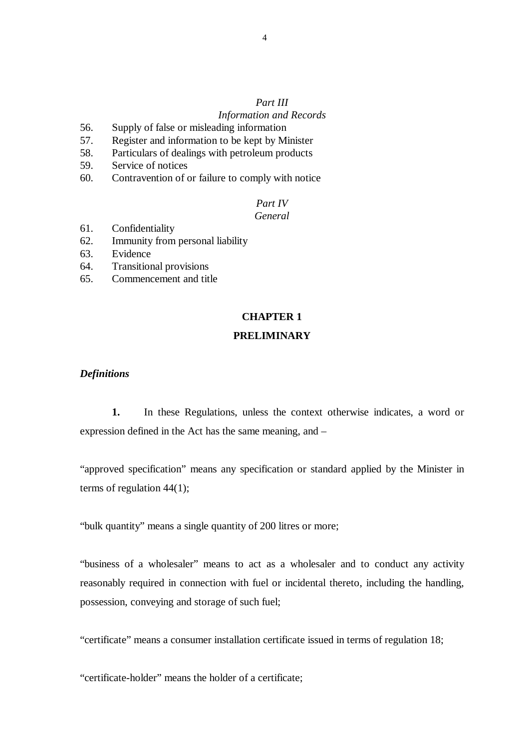*Part III*
*Information and Records*

56. Supply of false or misleading information
57. Register and information to be kept by Minister
58. Particulars of dealings with petroleum products
59. Service of notices
60. Contravention of or failure to comply with notice

*Part IV*
*General*

61. Confidentiality
62. Immunity from personal liability
63. Evidence
64. Transitional provisions
65. Commencement and title

## CHAPTER 1

## PRELIMINARY

***Definitions***

**1.** In these Regulations, unless the context otherwise indicates, a word or expression defined in the Act has the same meaning, and –

"approved specification" means any specification or standard applied by the Minister in terms of regulation 44(1);

"bulk quantity" means a single quantity of 200 litres or more;

"business of a wholesaler" means to act as a wholesaler and to conduct any activity reasonably required in connection with fuel or incidental thereto, including the handling, possession, conveying and storage of such fuel;

"certificate" means a consumer installation certificate issued in terms of regulation 18;

"certificate-holder" means the holder of a certificate;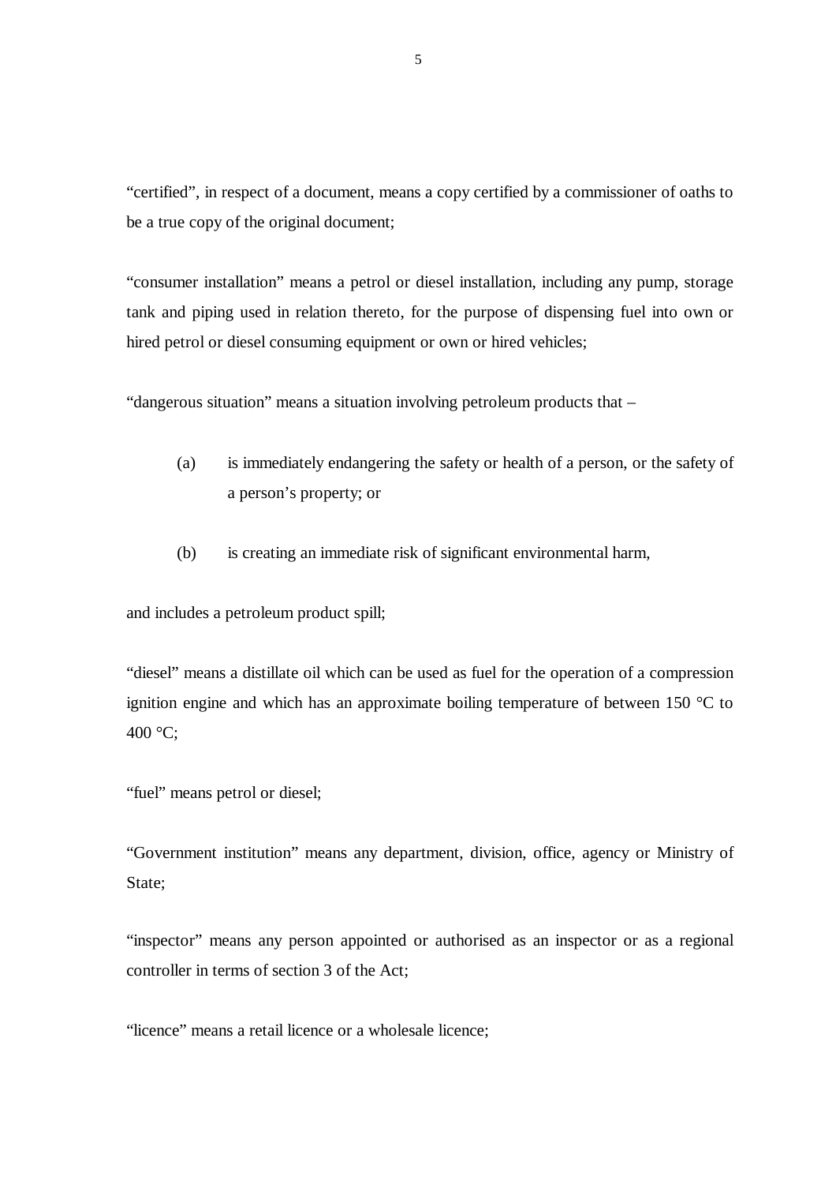"certified", in respect of a document, means a copy certified by a commissioner of oaths to be a true copy of the original document;

"consumer installation" means a petrol or diesel installation, including any pump, storage tank and piping used in relation thereto, for the purpose of dispensing fuel into own or hired petrol or diesel consuming equipment or own or hired vehicles;

"dangerous situation" means a situation involving petroleum products that –

(a) is immediately endangering the safety or health of a person, or the safety of a person's property; or

(b) is creating an immediate risk of significant environmental harm,

and includes a petroleum product spill;

"diesel" means a distillate oil which can be used as fuel for the operation of a compression ignition engine and which has an approximate boiling temperature of between 150 °C to 400 °C;

"fuel" means petrol or diesel;

"Government institution" means any department, division, office, agency or Ministry of State;

"inspector" means any person appointed or authorised as an inspector or as a regional controller in terms of section 3 of the Act;

"licence" means a retail licence or a wholesale licence;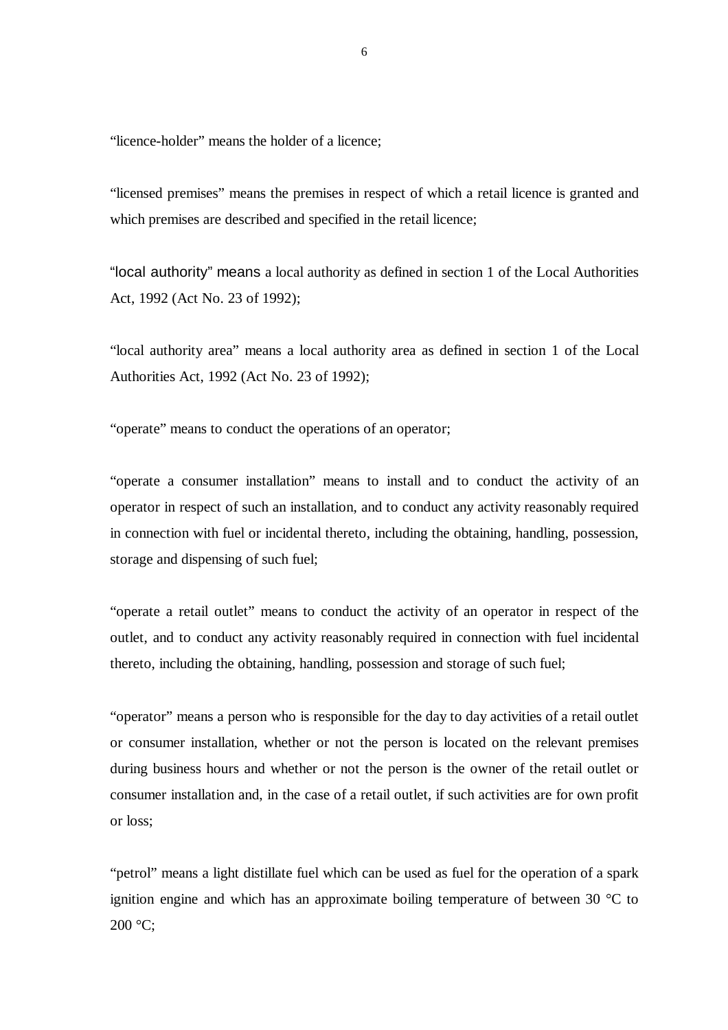"licence-holder" means the holder of a licence;

"licensed premises" means the premises in respect of which a retail licence is granted and which premises are described and specified in the retail licence;

"local authority" means a local authority as defined in section 1 of the Local Authorities Act, 1992 (Act No. 23 of 1992);

"local authority area" means a local authority area as defined in section 1 of the Local Authorities Act, 1992 (Act No. 23 of 1992);

"operate" means to conduct the operations of an operator;

"operate a consumer installation" means to install and to conduct the activity of an operator in respect of such an installation, and to conduct any activity reasonably required in connection with fuel or incidental thereto, including the obtaining, handling, possession, storage and dispensing of such fuel;

"operate a retail outlet" means to conduct the activity of an operator in respect of the outlet, and to conduct any activity reasonably required in connection with fuel incidental thereto, including the obtaining, handling, possession and storage of such fuel;

"operator" means a person who is responsible for the day to day activities of a retail outlet or consumer installation, whether or not the person is located on the relevant premises during business hours and whether or not the person is the owner of the retail outlet or consumer installation and, in the case of a retail outlet, if such activities are for own profit or loss;

"petrol" means a light distillate fuel which can be used as fuel for the operation of a spark ignition engine and which has an approximate boiling temperature of between 30 °C to 200 °C;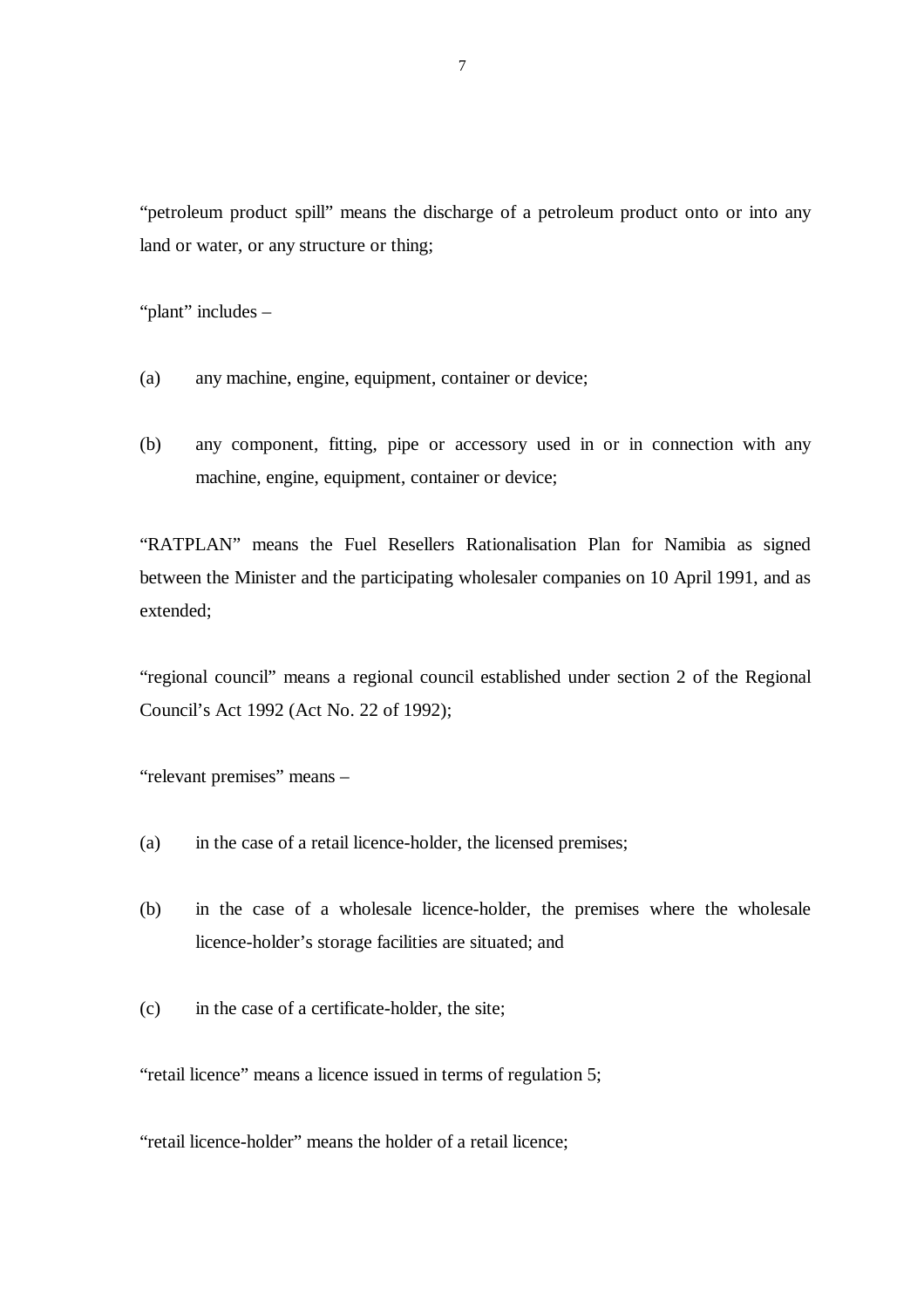"petroleum product spill" means the discharge of a petroleum product onto or into any land or water, or any structure or thing;

"plant" includes –

(a) any machine, engine, equipment, container or device;

(b) any component, fitting, pipe or accessory used in or in connection with any machine, engine, equipment, container or device;

"RATPLAN" means the Fuel Resellers Rationalisation Plan for Namibia as signed between the Minister and the participating wholesaler companies on 10 April 1991, and as extended;

"regional council" means a regional council established under section 2 of the Regional Council's Act 1992 (Act No. 22 of 1992);

"relevant premises" means –

(a) in the case of a retail licence-holder, the licensed premises;

(b) in the case of a wholesale licence-holder, the premises where the wholesale licence-holder's storage facilities are situated; and

(c) in the case of a certificate-holder, the site;

"retail licence" means a licence issued in terms of regulation 5;

"retail licence-holder" means the holder of a retail licence;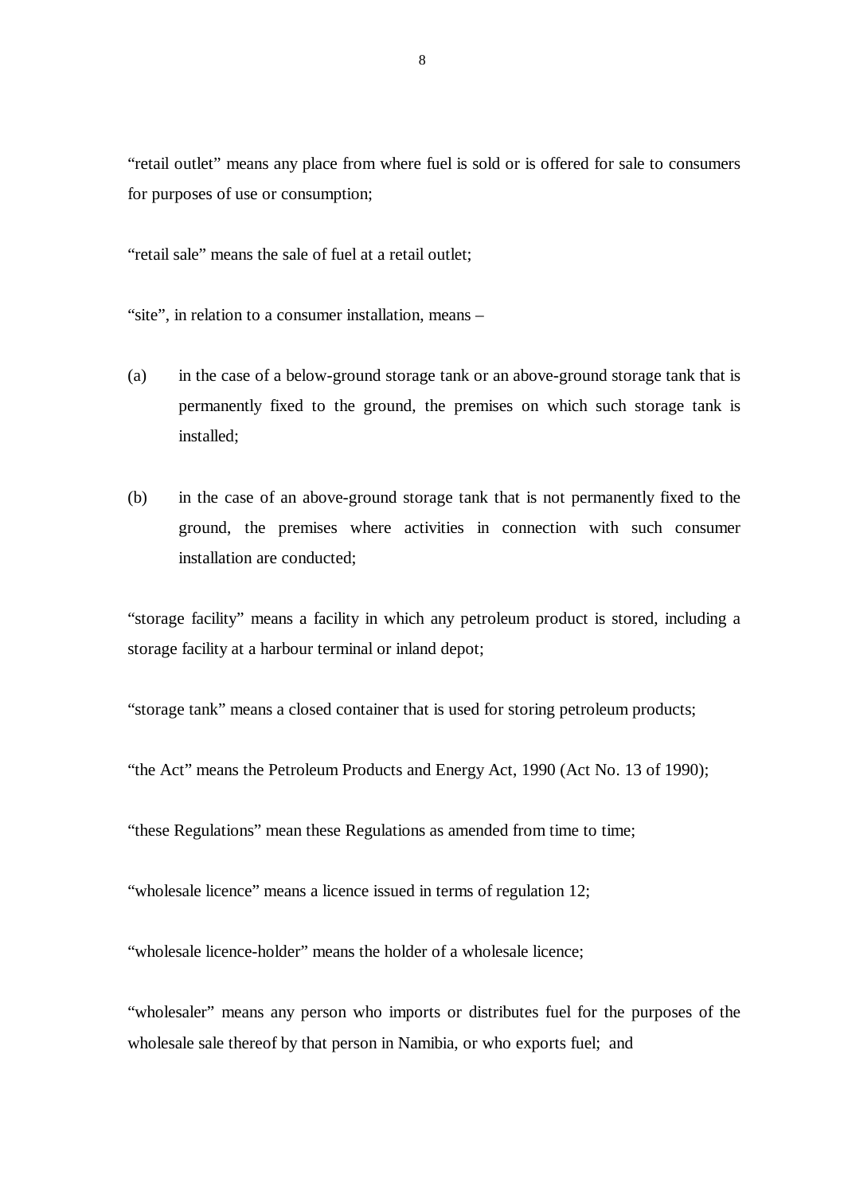"retail outlet" means any place from where fuel is sold or is offered for sale to consumers for purposes of use or consumption;

"retail sale" means the sale of fuel at a retail outlet;

"site", in relation to a consumer installation, means –

(a) in the case of a below-ground storage tank or an above-ground storage tank that is permanently fixed to the ground, the premises on which such storage tank is installed;

(b) in the case of an above-ground storage tank that is not permanently fixed to the ground, the premises where activities in connection with such consumer installation are conducted;

"storage facility" means a facility in which any petroleum product is stored, including a storage facility at a harbour terminal or inland depot;

"storage tank" means a closed container that is used for storing petroleum products;

"the Act" means the Petroleum Products and Energy Act, 1990 (Act No. 13 of 1990);

"these Regulations" mean these Regulations as amended from time to time;

"wholesale licence" means a licence issued in terms of regulation 12;

"wholesale licence-holder" means the holder of a wholesale licence;

"wholesaler" means any person who imports or distributes fuel for the purposes of the wholesale sale thereof by that person in Namibia, or who exports fuel; and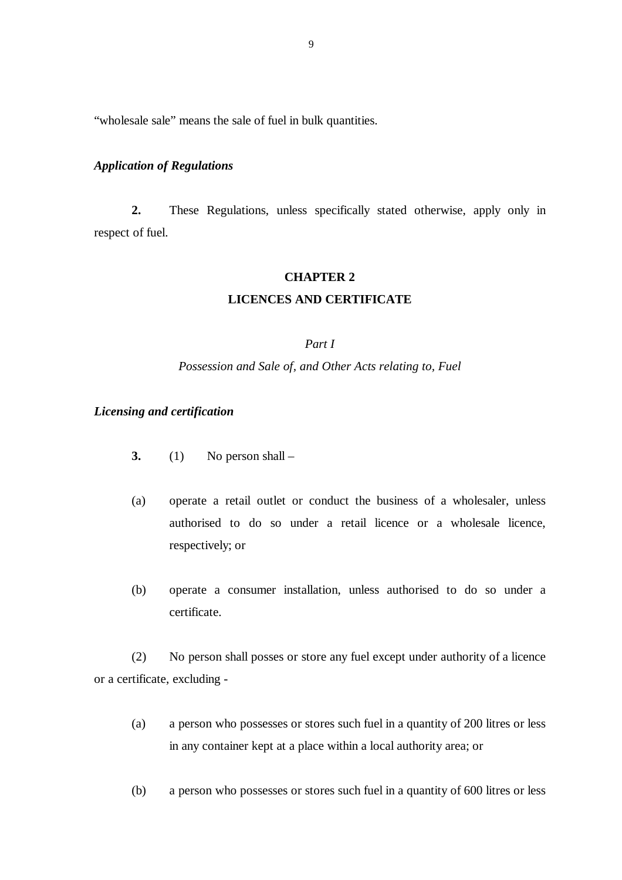"wholesale sale" means the sale of fuel in bulk quantities.

***Application of Regulations***

**2.** These Regulations, unless specifically stated otherwise, apply only in respect of fuel.

## CHAPTER 2
## LICENCES AND CERTIFICATE

### *Part I*
### *Possession and Sale of, and Other Acts relating to, Fuel*

***Licensing and certification***

**3.** (1) No person shall –

(a) operate a retail outlet or conduct the business of a wholesaler, unless authorised to do so under a retail licence or a wholesale licence, respectively; or

(b) operate a consumer installation, unless authorised to do so under a certificate.

(2) No person shall posses or store any fuel except under authority of a licence or a certificate, excluding -

(a) a person who possesses or stores such fuel in a quantity of 200 litres or less in any container kept at a place within a local authority area; or

(b) a person who possesses or stores such fuel in a quantity of 600 litres or less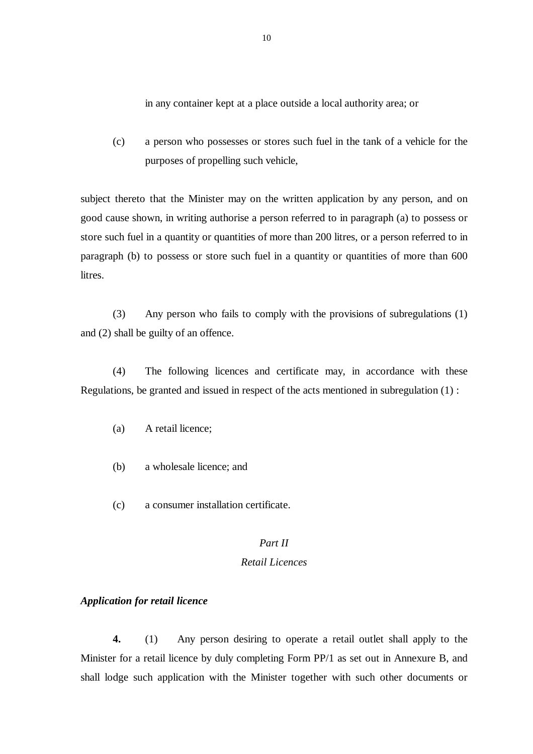in any container kept at a place outside a local authority area; or

(c) a person who possesses or stores such fuel in the tank of a vehicle for the purposes of propelling such vehicle,

subject thereto that the Minister may on the written application by any person, and on good cause shown, in writing authorise a person referred to in paragraph (a) to possess or store such fuel in a quantity or quantities of more than 200 litres, or a person referred to in paragraph (b) to possess or store such fuel in a quantity or quantities of more than 600 litres.

(3) Any person who fails to comply with the provisions of subregulations (1) and (2) shall be guilty of an offence.

(4) The following licences and certificate may, in accordance with these Regulations, be granted and issued in respect of the acts mentioned in subregulation (1) :

(a) A retail licence;

(b) a wholesale licence; and

(c) a consumer installation certificate.

*Part II*

*Retail Licences*

***Application for retail licence***

**4.** (1) Any person desiring to operate a retail outlet shall apply to the Minister for a retail licence by duly completing Form PP/1 as set out in Annexure B, and shall lodge such application with the Minister together with such other documents or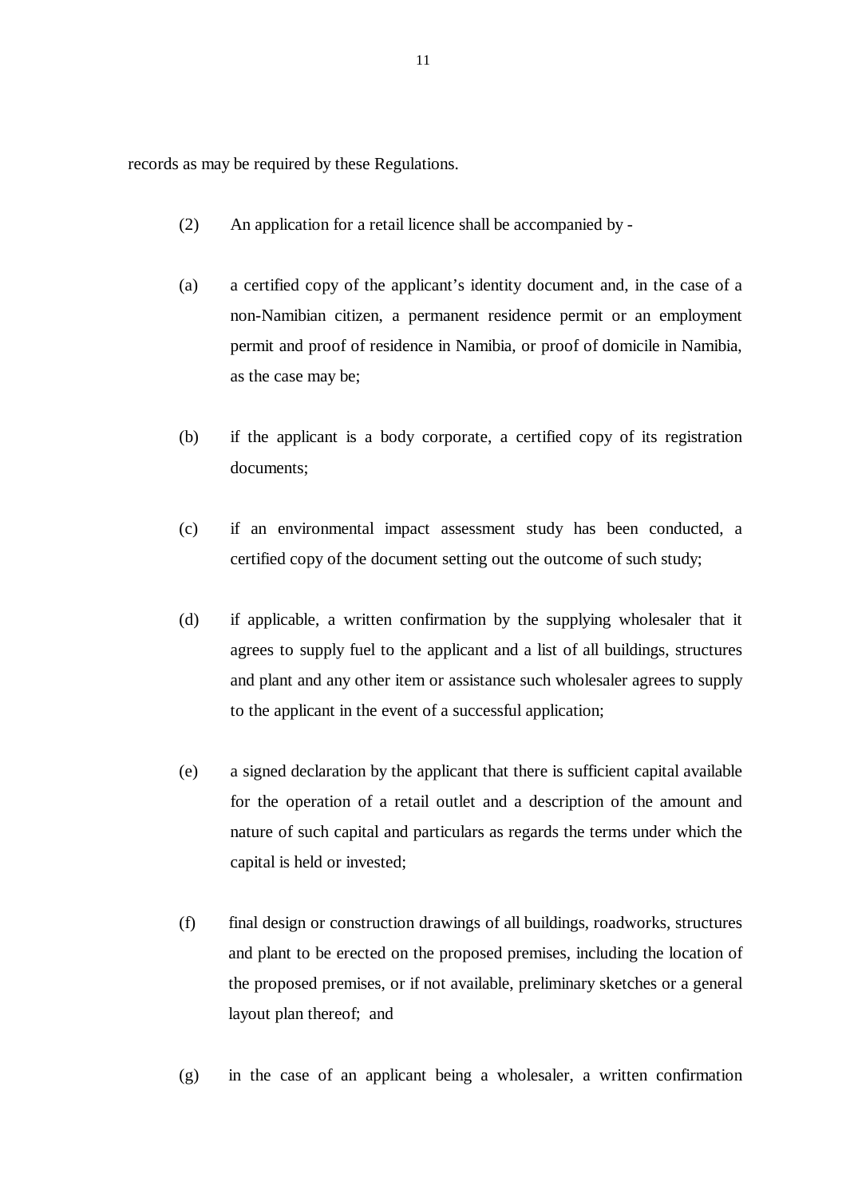records as may be required by these Regulations.

(2) An application for a retail licence shall be accompanied by -

(a) a certified copy of the applicant's identity document and, in the case of a non-Namibian citizen, a permanent residence permit or an employment permit and proof of residence in Namibia, or proof of domicile in Namibia, as the case may be;

(b) if the applicant is a body corporate, a certified copy of its registration documents;

(c) if an environmental impact assessment study has been conducted, a certified copy of the document setting out the outcome of such study;

(d) if applicable, a written confirmation by the supplying wholesaler that it agrees to supply fuel to the applicant and a list of all buildings, structures and plant and any other item or assistance such wholesaler agrees to supply to the applicant in the event of a successful application;

(e) a signed declaration by the applicant that there is sufficient capital available for the operation of a retail outlet and a description of the amount and nature of such capital and particulars as regards the terms under which the capital is held or invested;

(f) final design or construction drawings of all buildings, roadworks, structures and plant to be erected on the proposed premises, including the location of the proposed premises, or if not available, preliminary sketches or a general layout plan thereof; and

(g) in the case of an applicant being a wholesaler, a written confirmation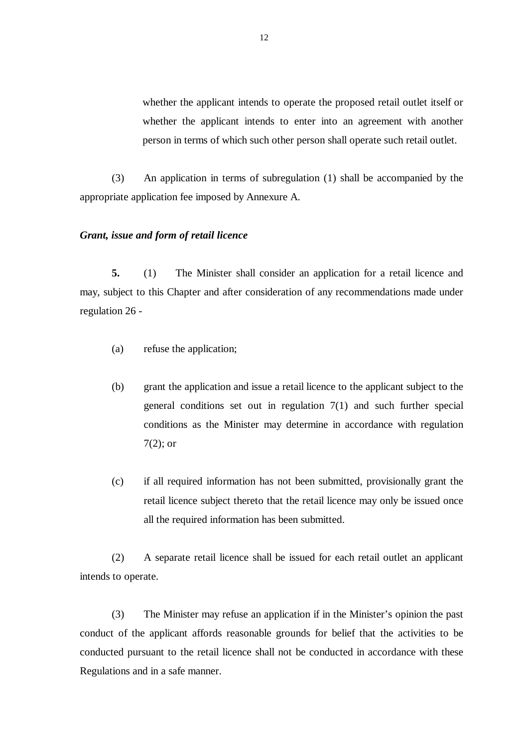whether the applicant intends to operate the proposed retail outlet itself or whether the applicant intends to enter into an agreement with another person in terms of which such other person shall operate such retail outlet.

(3) An application in terms of subregulation (1) shall be accompanied by the appropriate application fee imposed by Annexure A.

***Grant, issue and form of retail licence***

**5.** (1) The Minister shall consider an application for a retail licence and may, subject to this Chapter and after consideration of any recommendations made under regulation 26 -

(a) refuse the application;

(b) grant the application and issue a retail licence to the applicant subject to the general conditions set out in regulation 7(1) and such further special conditions as the Minister may determine in accordance with regulation 7(2); or

(c) if all required information has not been submitted, provisionally grant the retail licence subject thereto that the retail licence may only be issued once all the required information has been submitted.

(2) A separate retail licence shall be issued for each retail outlet an applicant intends to operate.

(3) The Minister may refuse an application if in the Minister's opinion the past conduct of the applicant affords reasonable grounds for belief that the activities to be conducted pursuant to the retail licence shall not be conducted in accordance with these Regulations and in a safe manner.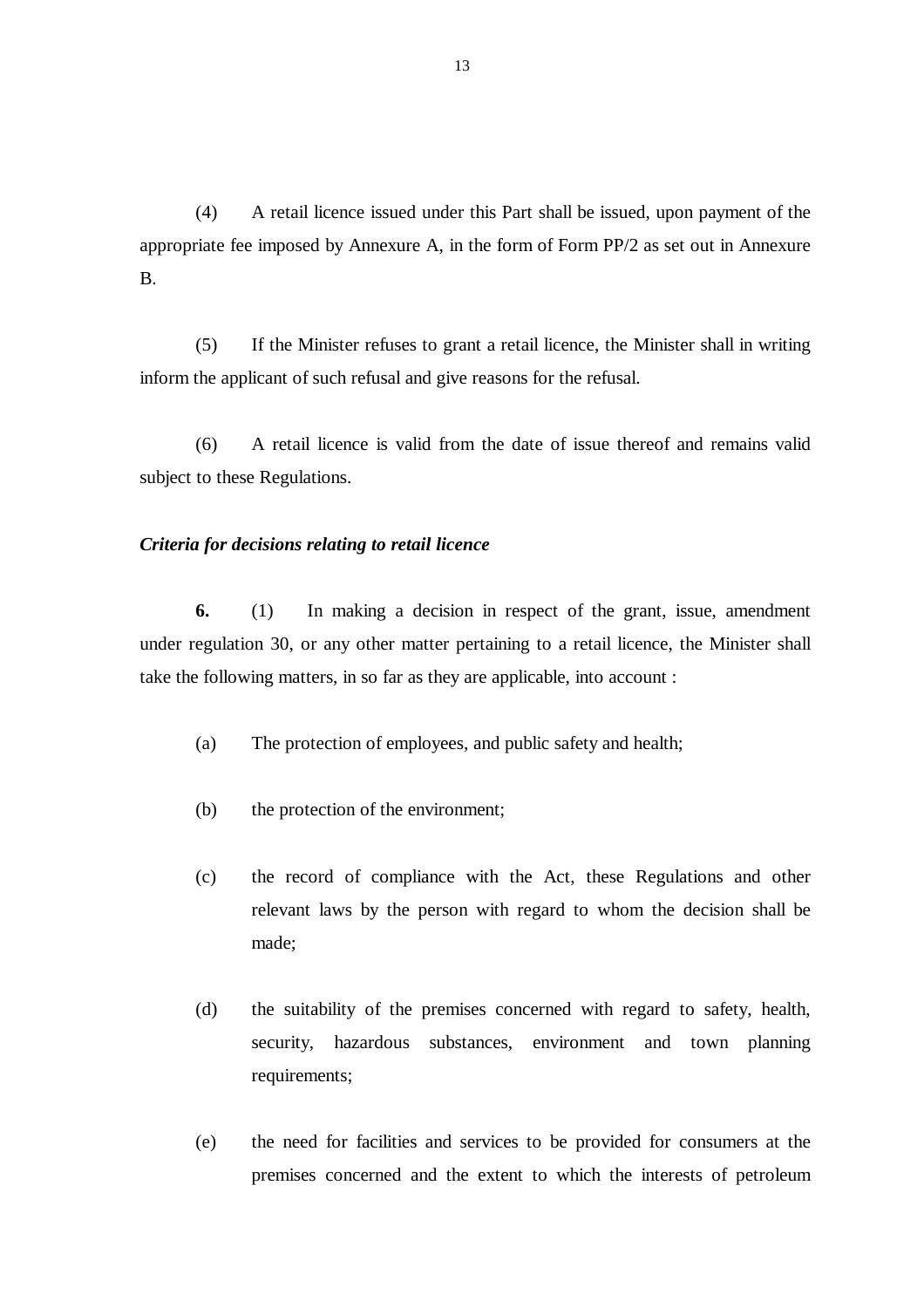(4) A retail licence issued under this Part shall be issued, upon payment of the appropriate fee imposed by Annexure A, in the form of Form PP/2 as set out in Annexure B.

(5) If the Minister refuses to grant a retail licence, the Minister shall in writing inform the applicant of such refusal and give reasons for the refusal.

(6) A retail licence is valid from the date of issue thereof and remains valid subject to these Regulations.

***Criteria for decisions relating to retail licence***

**6.** (1) In making a decision in respect of the grant, issue, amendment under regulation 30, or any other matter pertaining to a retail licence, the Minister shall take the following matters, in so far as they are applicable, into account :

(a) The protection of employees, and public safety and health;

(b) the protection of the environment;

(c) the record of compliance with the Act, these Regulations and other relevant laws by the person with regard to whom the decision shall be made;

(d) the suitability of the premises concerned with regard to safety, health, security, hazardous substances, environment and town planning requirements;

(e) the need for facilities and services to be provided for consumers at the premises concerned and the extent to which the interests of petroleum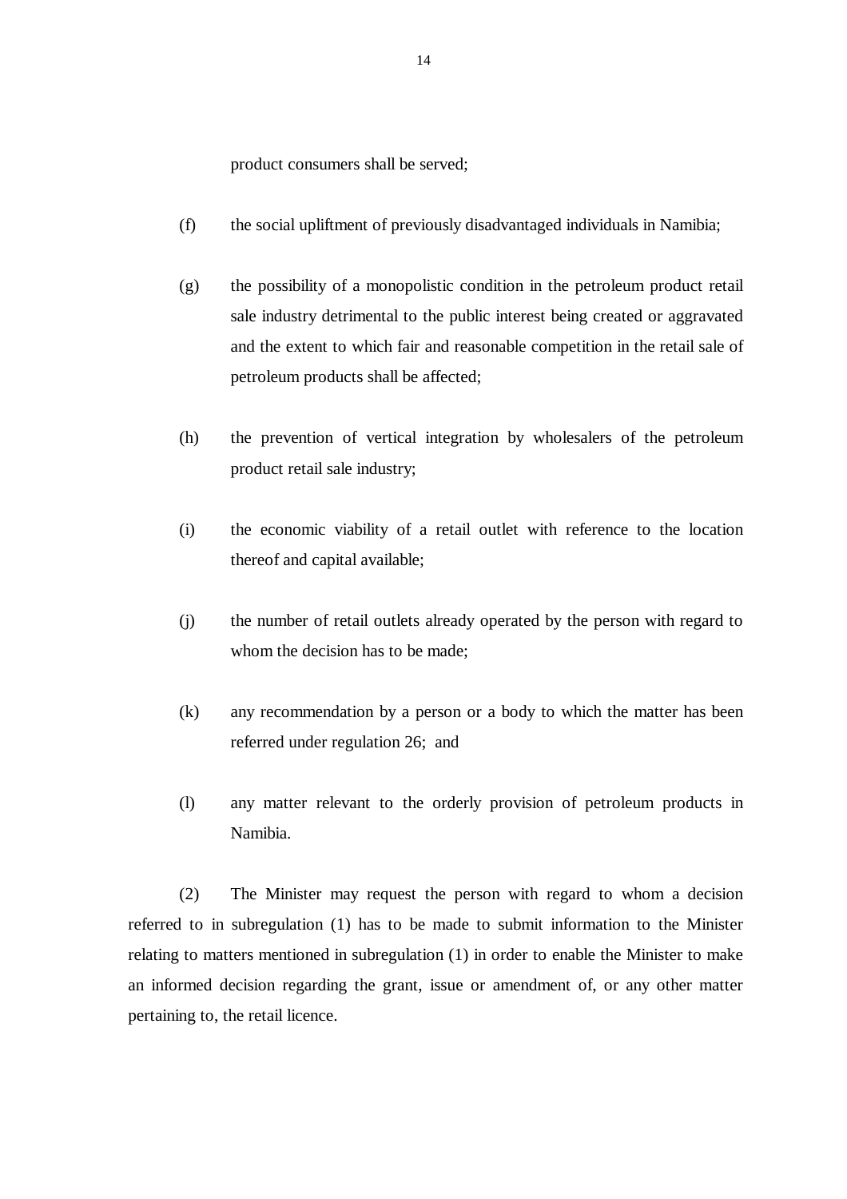product consumers shall be served;

(f) the social upliftment of previously disadvantaged individuals in Namibia;

(g) the possibility of a monopolistic condition in the petroleum product retail sale industry detrimental to the public interest being created or aggravated and the extent to which fair and reasonable competition in the retail sale of petroleum products shall be affected;

(h) the prevention of vertical integration by wholesalers of the petroleum product retail sale industry;

(i) the economic viability of a retail outlet with reference to the location thereof and capital available;

(j) the number of retail outlets already operated by the person with regard to whom the decision has to be made;

(k) any recommendation by a person or a body to which the matter has been referred under regulation 26; and

(l) any matter relevant to the orderly provision of petroleum products in Namibia.

(2) The Minister may request the person with regard to whom a decision referred to in subregulation (1) has to be made to submit information to the Minister relating to matters mentioned in subregulation (1) in order to enable the Minister to make an informed decision regarding the grant, issue or amendment of, or any other matter pertaining to, the retail licence.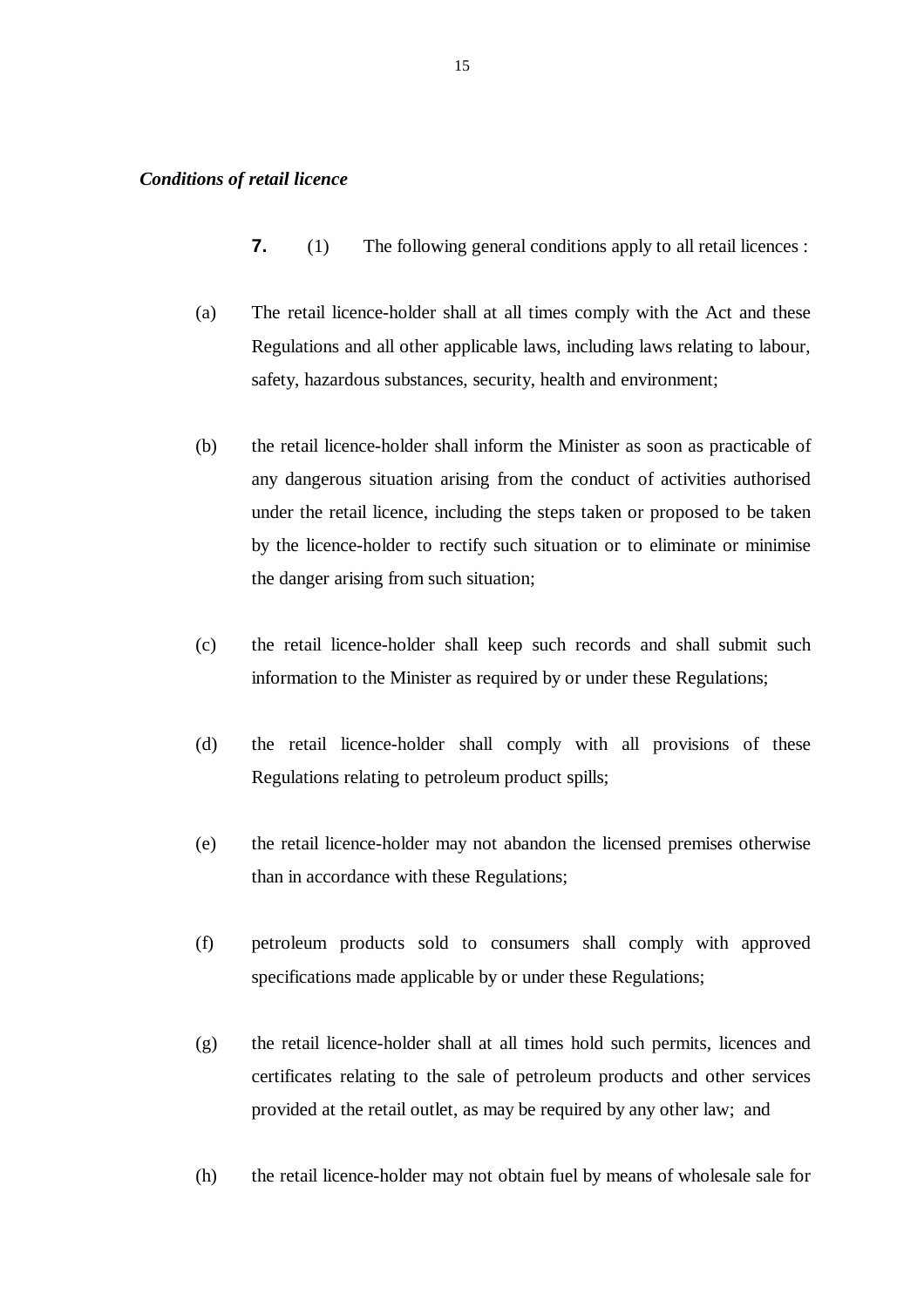*Conditions of retail licence*

**7.** (1) The following general conditions apply to all retail licences :

(a) The retail licence-holder shall at all times comply with the Act and these Regulations and all other applicable laws, including laws relating to labour, safety, hazardous substances, security, health and environment;

(b) the retail licence-holder shall inform the Minister as soon as practicable of any dangerous situation arising from the conduct of activities authorised under the retail licence, including the steps taken or proposed to be taken by the licence-holder to rectify such situation or to eliminate or minimise the danger arising from such situation;

(c) the retail licence-holder shall keep such records and shall submit such information to the Minister as required by or under these Regulations;

(d) the retail licence-holder shall comply with all provisions of these Regulations relating to petroleum product spills;

(e) the retail licence-holder may not abandon the licensed premises otherwise than in accordance with these Regulations;

(f) petroleum products sold to consumers shall comply with approved specifications made applicable by or under these Regulations;

(g) the retail licence-holder shall at all times hold such permits, licences and certificates relating to the sale of petroleum products and other services provided at the retail outlet, as may be required by any other law; and

(h) the retail licence-holder may not obtain fuel by means of wholesale sale for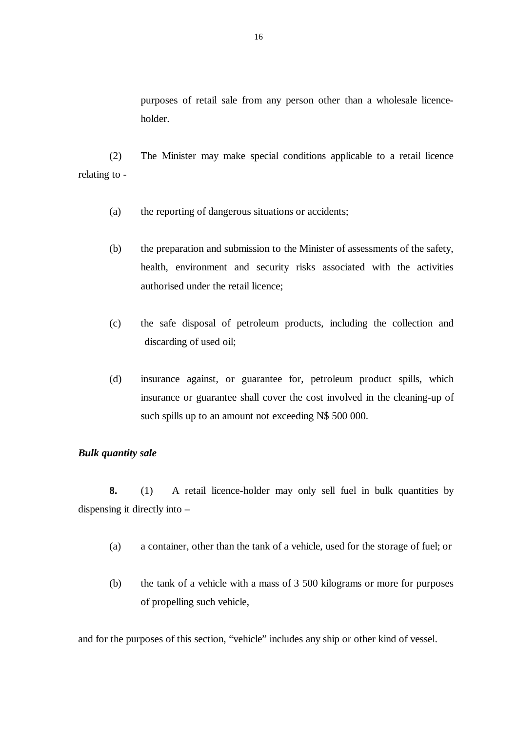purposes of retail sale from any person other than a wholesale licence-holder.

(2) The Minister may make special conditions applicable to a retail licence relating to -

(a) the reporting of dangerous situations or accidents;

(b) the preparation and submission to the Minister of assessments of the safety, health, environment and security risks associated with the activities authorised under the retail licence;

(c) the safe disposal of petroleum products, including the collection and discarding of used oil;

(d) insurance against, or guarantee for, petroleum product spills, which insurance or guarantee shall cover the cost involved in the cleaning-up of such spills up to an amount not exceeding N$ 500 000.

***Bulk quantity sale***

**8.** (1) A retail licence-holder may only sell fuel in bulk quantities by dispensing it directly into –

(a) a container, other than the tank of a vehicle, used for the storage of fuel; or

(b) the tank of a vehicle with a mass of 3 500 kilograms or more for purposes of propelling such vehicle,

and for the purposes of this section, “vehicle” includes any ship or other kind of vessel.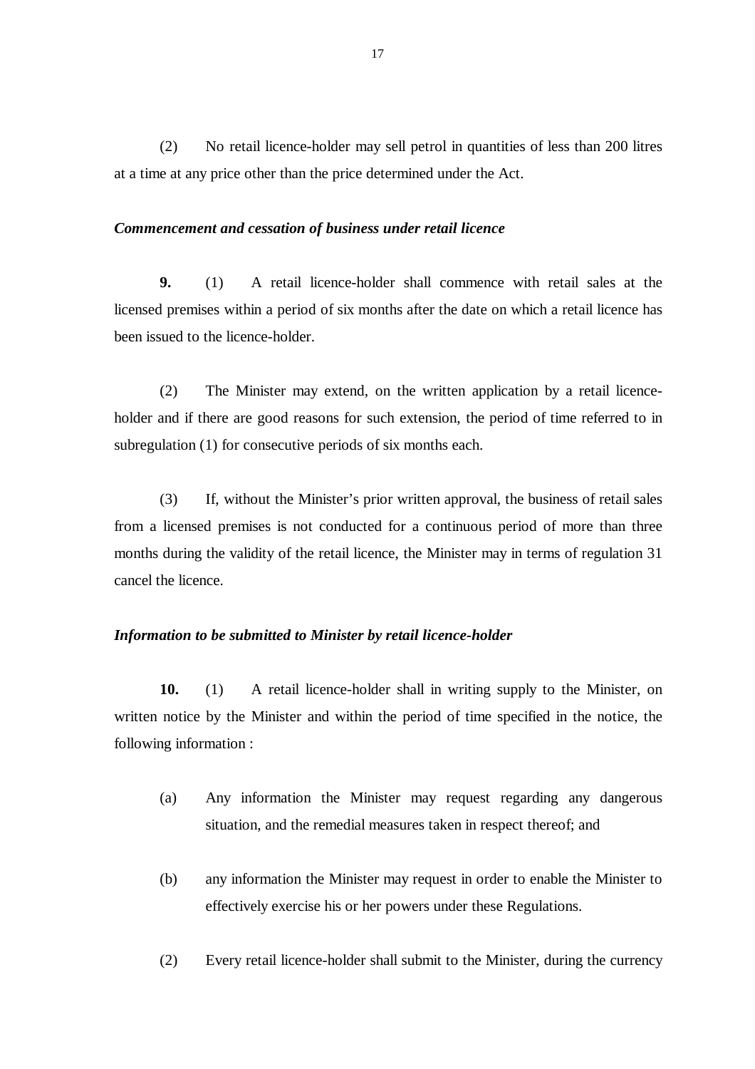(2) No retail licence-holder may sell petrol in quantities of less than 200 litres at a time at any price other than the price determined under the Act.

***Commencement and cessation of business under retail licence***

**9.** (1) A retail licence-holder shall commence with retail sales at the licensed premises within a period of six months after the date on which a retail licence has been issued to the licence-holder.

(2) The Minister may extend, on the written application by a retail licence-holder and if there are good reasons for such extension, the period of time referred to in subregulation (1) for consecutive periods of six months each.

(3) If, without the Minister's prior written approval, the business of retail sales from a licensed premises is not conducted for a continuous period of more than three months during the validity of the retail licence, the Minister may in terms of regulation 31 cancel the licence.

***Information to be submitted to Minister by retail licence-holder***

**10.** (1) A retail licence-holder shall in writing supply to the Minister, on written notice by the Minister and within the period of time specified in the notice, the following information :

(a) Any information the Minister may request regarding any dangerous situation, and the remedial measures taken in respect thereof; and

(b) any information the Minister may request in order to enable the Minister to effectively exercise his or her powers under these Regulations.

(2) Every retail licence-holder shall submit to the Minister, during the currency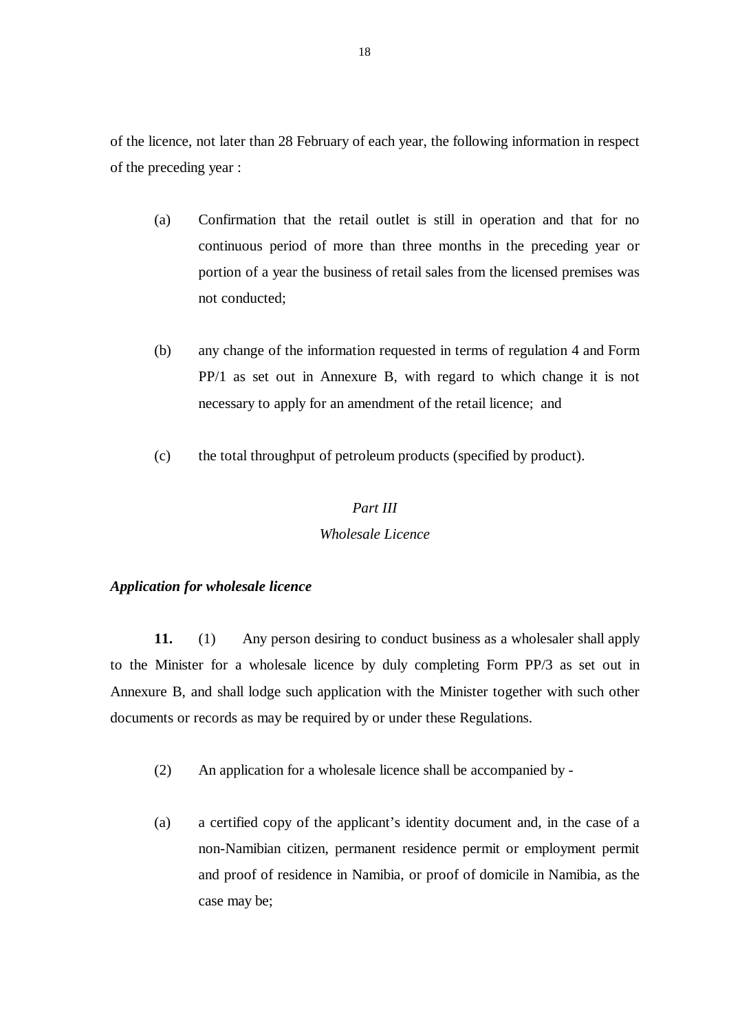of the licence, not later than 28 February of each year, the following information in respect of the preceding year :

(a) Confirmation that the retail outlet is still in operation and that for no continuous period of more than three months in the preceding year or portion of a year the business of retail sales from the licensed premises was not conducted;

(b) any change of the information requested in terms of regulation 4 and Form PP/1 as set out in Annexure B, with regard to which change it is not necessary to apply for an amendment of the retail licence; and

(c) the total throughput of petroleum products (specified by product).

## *Part III*
## *Wholesale Licence*

***Application for wholesale licence***

**11.** (1) Any person desiring to conduct business as a wholesaler shall apply to the Minister for a wholesale licence by duly completing Form PP/3 as set out in Annexure B, and shall lodge such application with the Minister together with such other documents or records as may be required by or under these Regulations.

(2) An application for a wholesale licence shall be accompanied by -

(a) a certified copy of the applicant's identity document and, in the case of a non-Namibian citizen, permanent residence permit or employment permit and proof of residence in Namibia, or proof of domicile in Namibia, as the case may be;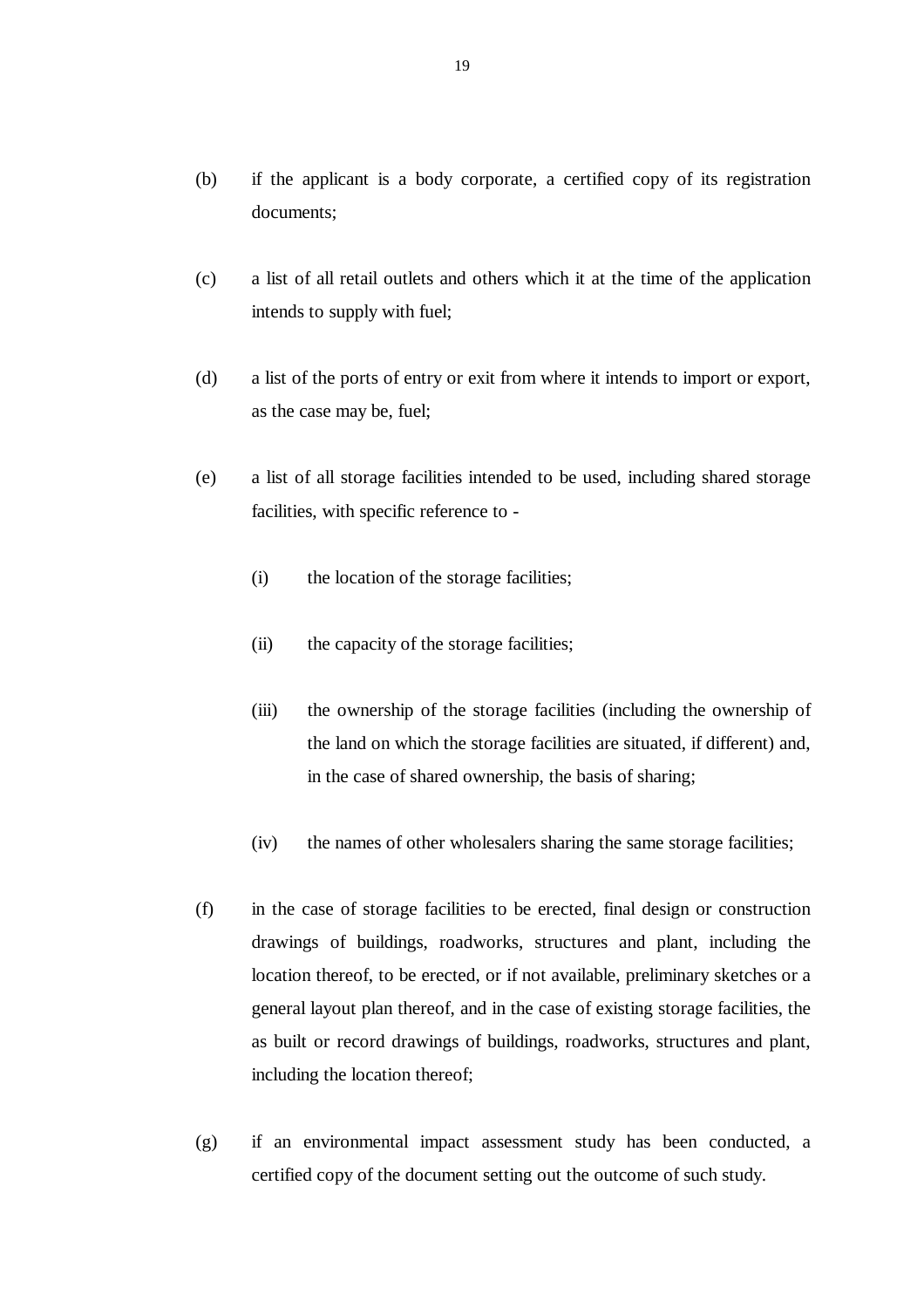(b) if the applicant is a body corporate, a certified copy of its registration documents;

(c) a list of all retail outlets and others which it at the time of the application intends to supply with fuel;

(d) a list of the ports of entry or exit from where it intends to import or export, as the case may be, fuel;

(e) a list of all storage facilities intended to be used, including shared storage facilities, with specific reference to -

  (i) the location of the storage facilities;

  (ii) the capacity of the storage facilities;

  (iii) the ownership of the storage facilities (including the ownership of the land on which the storage facilities are situated, if different) and, in the case of shared ownership, the basis of sharing;

  (iv) the names of other wholesalers sharing the same storage facilities;

(f) in the case of storage facilities to be erected, final design or construction drawings of buildings, roadworks, structures and plant, including the location thereof, to be erected, or if not available, preliminary sketches or a general layout plan thereof, and in the case of existing storage facilities, the as built or record drawings of buildings, roadworks, structures and plant, including the location thereof;

(g) if an environmental impact assessment study has been conducted, a certified copy of the document setting out the outcome of such study.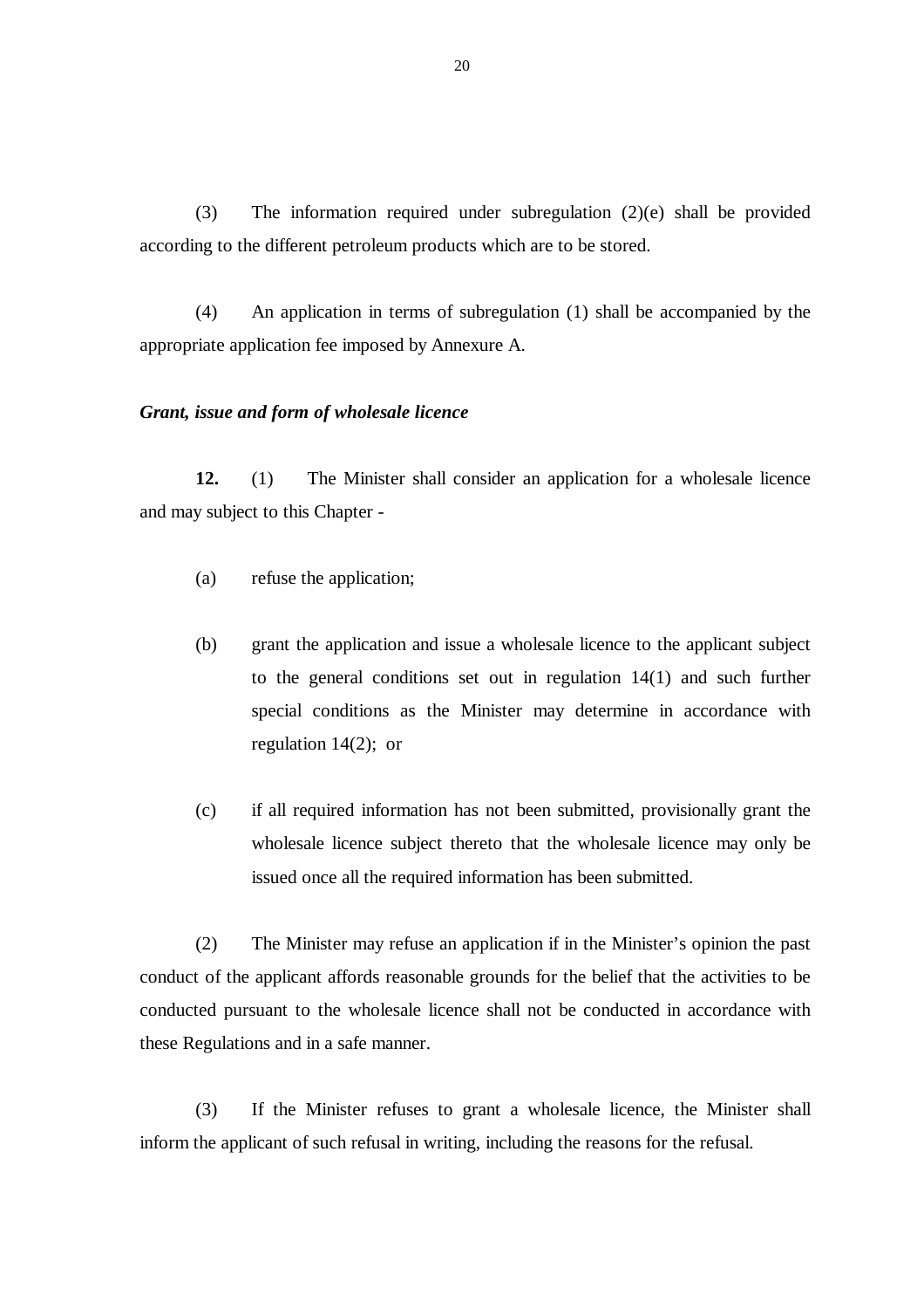(3) The information required under subregulation (2)(e) shall be provided according to the different petroleum products which are to be stored.

(4) An application in terms of subregulation (1) shall be accompanied by the appropriate application fee imposed by Annexure A.

***Grant, issue and form of wholesale licence***

**12.** (1) The Minister shall consider an application for a wholesale licence and may subject to this Chapter -

(a) refuse the application;

(b) grant the application and issue a wholesale licence to the applicant subject to the general conditions set out in regulation 14(1) and such further special conditions as the Minister may determine in accordance with regulation 14(2); or

(c) if all required information has not been submitted, provisionally grant the wholesale licence subject thereto that the wholesale licence may only be issued once all the required information has been submitted.

(2) The Minister may refuse an application if in the Minister's opinion the past conduct of the applicant affords reasonable grounds for the belief that the activities to be conducted pursuant to the wholesale licence shall not be conducted in accordance with these Regulations and in a safe manner.

(3) If the Minister refuses to grant a wholesale licence, the Minister shall inform the applicant of such refusal in writing, including the reasons for the refusal.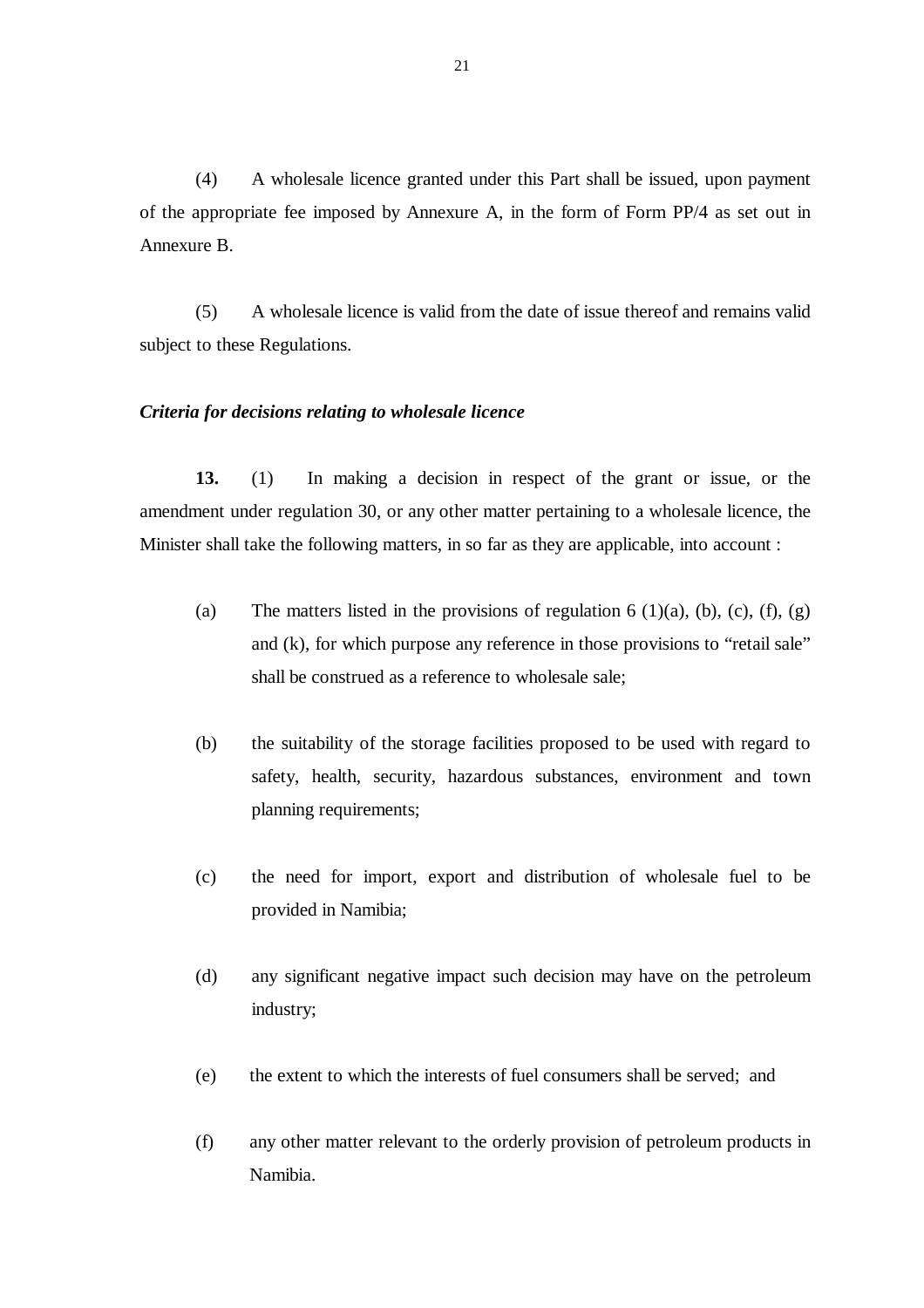(4) A wholesale licence granted under this Part shall be issued, upon payment of the appropriate fee imposed by Annexure A, in the form of Form PP/4 as set out in Annexure B.

(5) A wholesale licence is valid from the date of issue thereof and remains valid subject to these Regulations.

***Criteria for decisions relating to wholesale licence***

**13.** (1) In making a decision in respect of the grant or issue, or the amendment under regulation 30, or any other matter pertaining to a wholesale licence, the Minister shall take the following matters, in so far as they are applicable, into account :

(a) The matters listed in the provisions of regulation 6 (1)(a), (b), (c), (f), (g) and (k), for which purpose any reference in those provisions to "retail sale" shall be construed as a reference to wholesale sale;

(b) the suitability of the storage facilities proposed to be used with regard to safety, health, security, hazardous substances, environment and town planning requirements;

(c) the need for import, export and distribution of wholesale fuel to be provided in Namibia;

(d) any significant negative impact such decision may have on the petroleum industry;

(e) the extent to which the interests of fuel consumers shall be served; and

(f) any other matter relevant to the orderly provision of petroleum products in Namibia.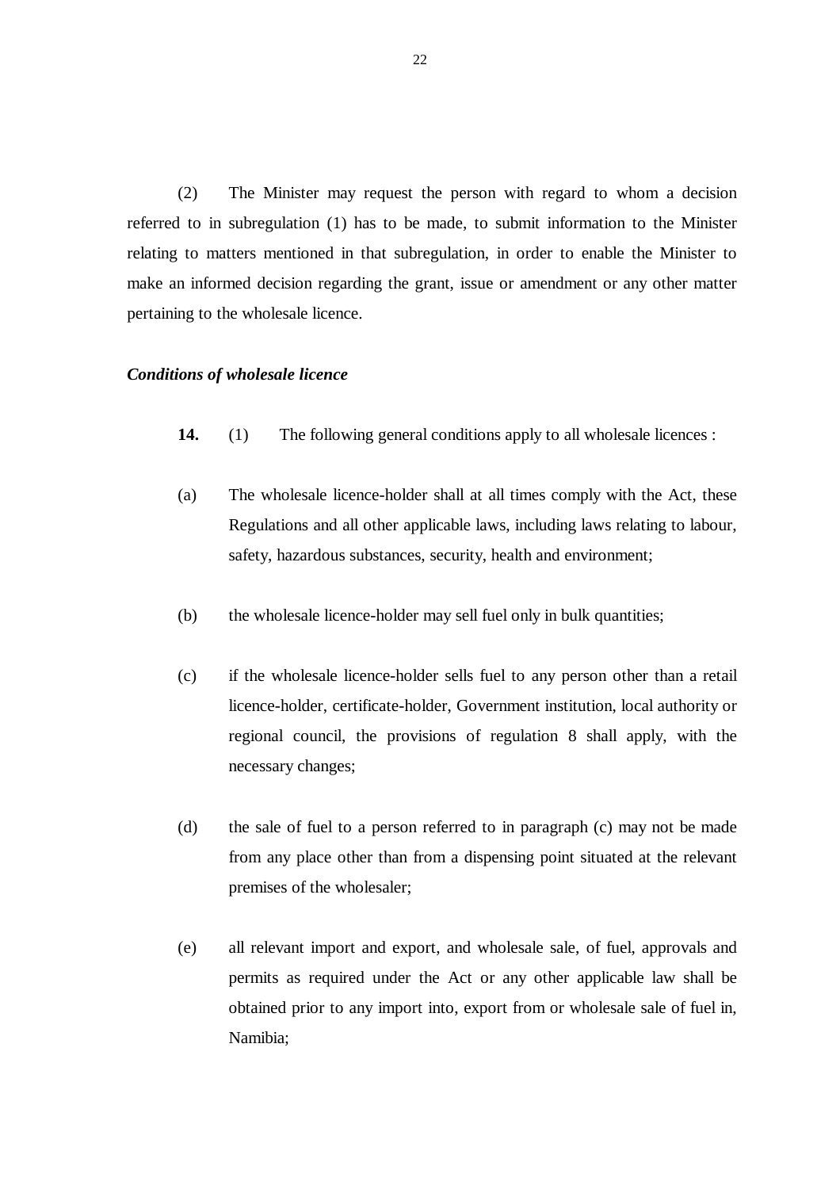(2) The Minister may request the person with regard to whom a decision referred to in subregulation (1) has to be made, to submit information to the Minister relating to matters mentioned in that subregulation, in order to enable the Minister to make an informed decision regarding the grant, issue or amendment or any other matter pertaining to the wholesale licence.

***Conditions of wholesale licence***

**14.** (1) The following general conditions apply to all wholesale licences :

(a) The wholesale licence-holder shall at all times comply with the Act, these Regulations and all other applicable laws, including laws relating to labour, safety, hazardous substances, security, health and environment;

(b) the wholesale licence-holder may sell fuel only in bulk quantities;

(c) if the wholesale licence-holder sells fuel to any person other than a retail licence-holder, certificate-holder, Government institution, local authority or regional council, the provisions of regulation 8 shall apply, with the necessary changes;

(d) the sale of fuel to a person referred to in paragraph (c) may not be made from any place other than from a dispensing point situated at the relevant premises of the wholesaler;

(e) all relevant import and export, and wholesale sale, of fuel, approvals and permits as required under the Act or any other applicable law shall be obtained prior to any import into, export from or wholesale sale of fuel in, Namibia;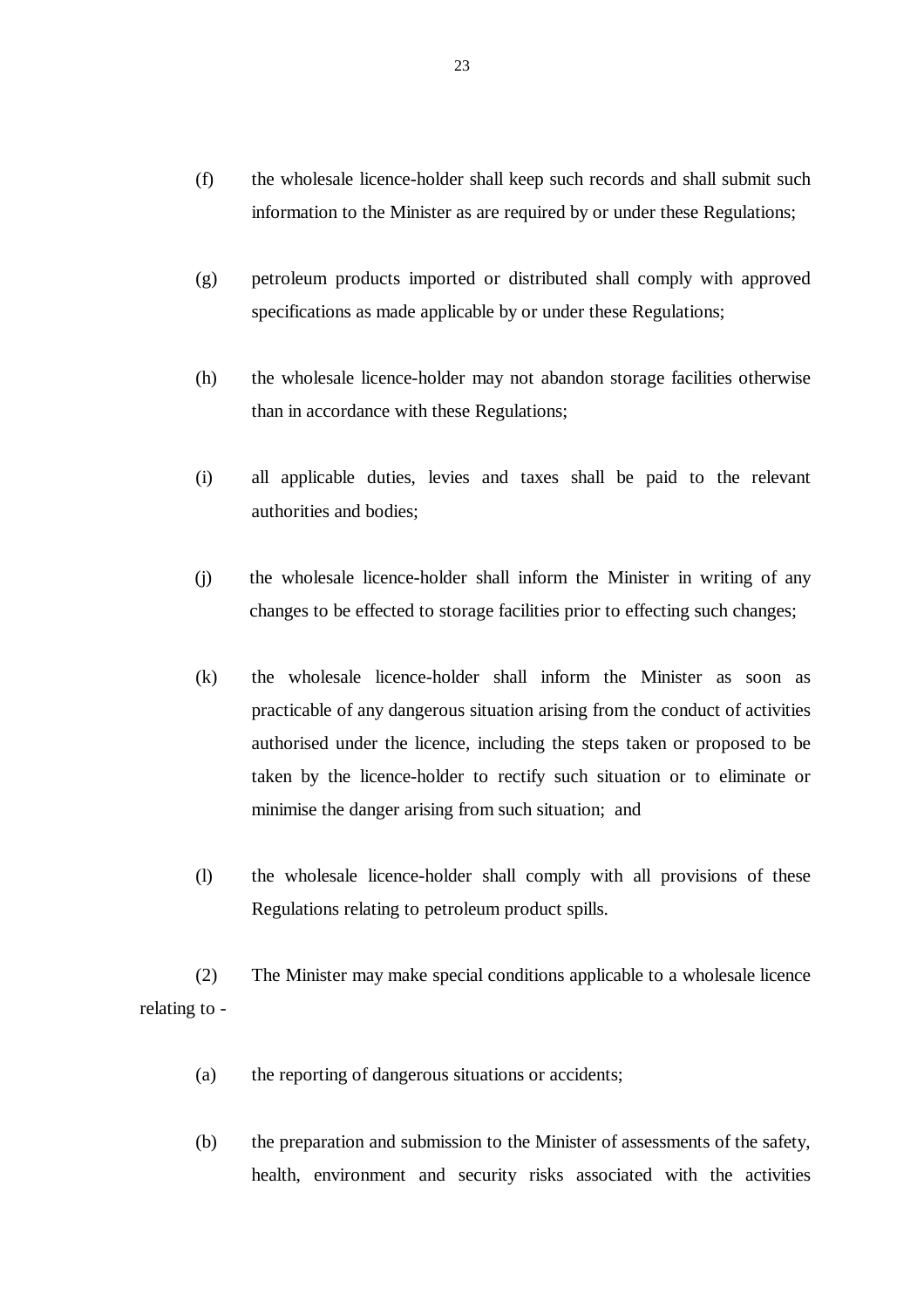(f) the wholesale licence-holder shall keep such records and shall submit such information to the Minister as are required by or under these Regulations;

(g) petroleum products imported or distributed shall comply with approved specifications as made applicable by or under these Regulations;

(h) the wholesale licence-holder may not abandon storage facilities otherwise than in accordance with these Regulations;

(i) all applicable duties, levies and taxes shall be paid to the relevant authorities and bodies;

(j) the wholesale licence-holder shall inform the Minister in writing of any changes to be effected to storage facilities prior to effecting such changes;

(k) the wholesale licence-holder shall inform the Minister as soon as practicable of any dangerous situation arising from the conduct of activities authorised under the licence, including the steps taken or proposed to be taken by the licence-holder to rectify such situation or to eliminate or minimise the danger arising from such situation; and

(l) the wholesale licence-holder shall comply with all provisions of these Regulations relating to petroleum product spills.

(2) The Minister may make special conditions applicable to a wholesale licence relating to -

(a) the reporting of dangerous situations or accidents;

(b) the preparation and submission to the Minister of assessments of the safety, health, environment and security risks associated with the activities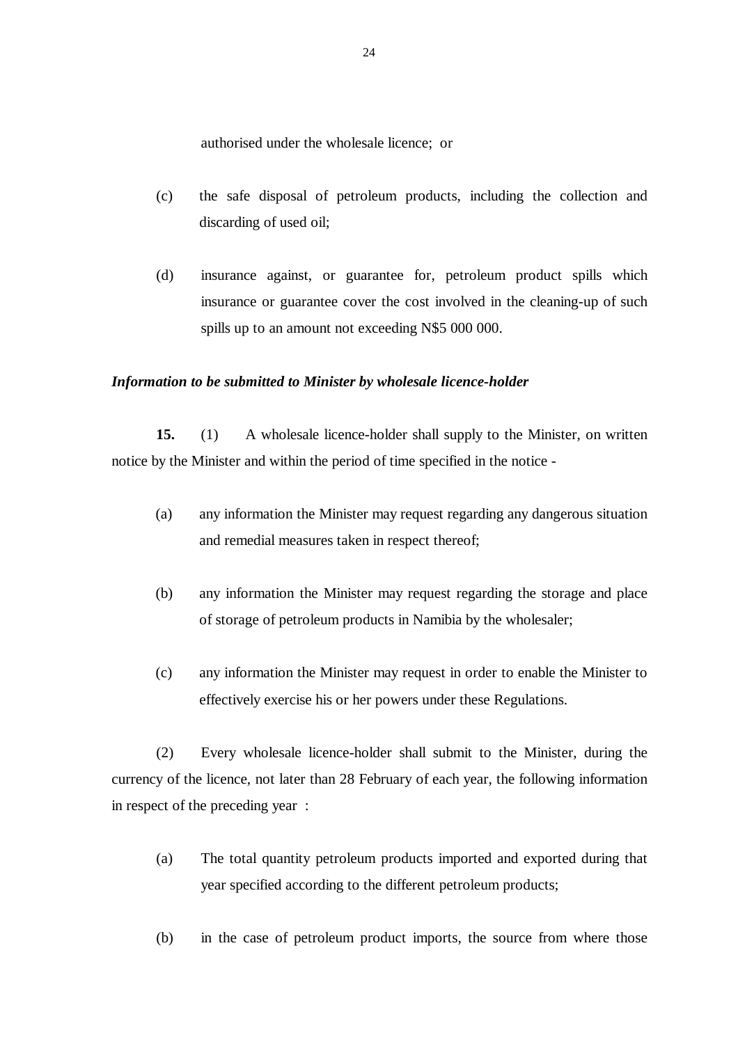authorised under the wholesale licence; or

(c) the safe disposal of petroleum products, including the collection and discarding of used oil;

(d) insurance against, or guarantee for, petroleum product spills which insurance or guarantee cover the cost involved in the cleaning-up of such spills up to an amount not exceeding N$5 000 000.

***Information to be submitted to Minister by wholesale licence-holder***

**15.** (1) A wholesale licence-holder shall supply to the Minister, on written notice by the Minister and within the period of time specified in the notice -

(a) any information the Minister may request regarding any dangerous situation and remedial measures taken in respect thereof;

(b) any information the Minister may request regarding the storage and place of storage of petroleum products in Namibia by the wholesaler;

(c) any information the Minister may request in order to enable the Minister to effectively exercise his or her powers under these Regulations.

(2) Every wholesale licence-holder shall submit to the Minister, during the currency of the licence, not later than 28 February of each year, the following information in respect of the preceding year :

(a) The total quantity petroleum products imported and exported during that year specified according to the different petroleum products;

(b) in the case of petroleum product imports, the source from where those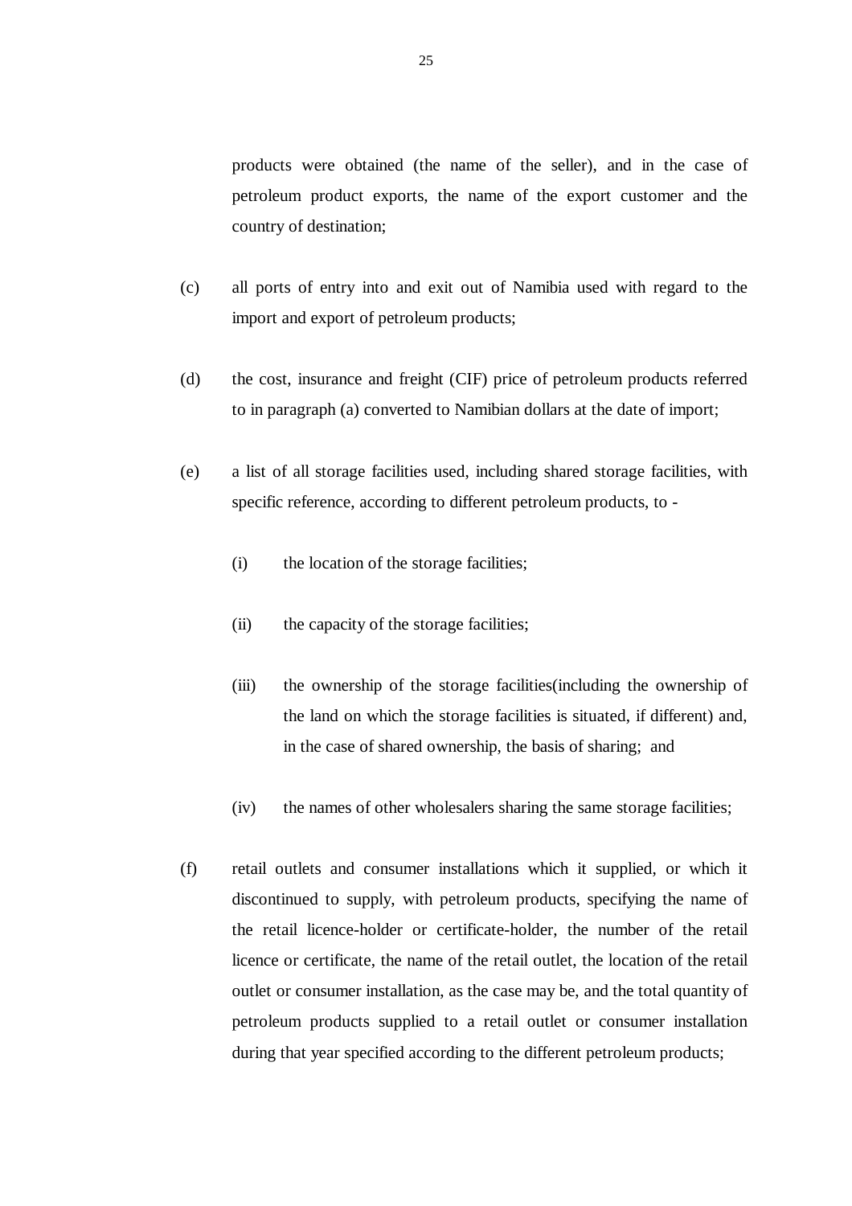products were obtained (the name of the seller), and in the case of petroleum product exports, the name of the export customer and the country of destination;

(c) all ports of entry into and exit out of Namibia used with regard to the import and export of petroleum products;

(d) the cost, insurance and freight (CIF) price of petroleum products referred to in paragraph (a) converted to Namibian dollars at the date of import;

(e) a list of all storage facilities used, including shared storage facilities, with specific reference, according to different petroleum products, to -

   (i) the location of the storage facilities;

   (ii) the capacity of the storage facilities;

   (iii) the ownership of the storage facilities(including the ownership of the land on which the storage facilities is situated, if different) and, in the case of shared ownership, the basis of sharing; and

   (iv) the names of other wholesalers sharing the same storage facilities;

(f) retail outlets and consumer installations which it supplied, or which it discontinued to supply, with petroleum products, specifying the name of the retail licence-holder or certificate-holder, the number of the retail licence or certificate, the name of the retail outlet, the location of the retail outlet or consumer installation, as the case may be, and the total quantity of petroleum products supplied to a retail outlet or consumer installation during that year specified according to the different petroleum products;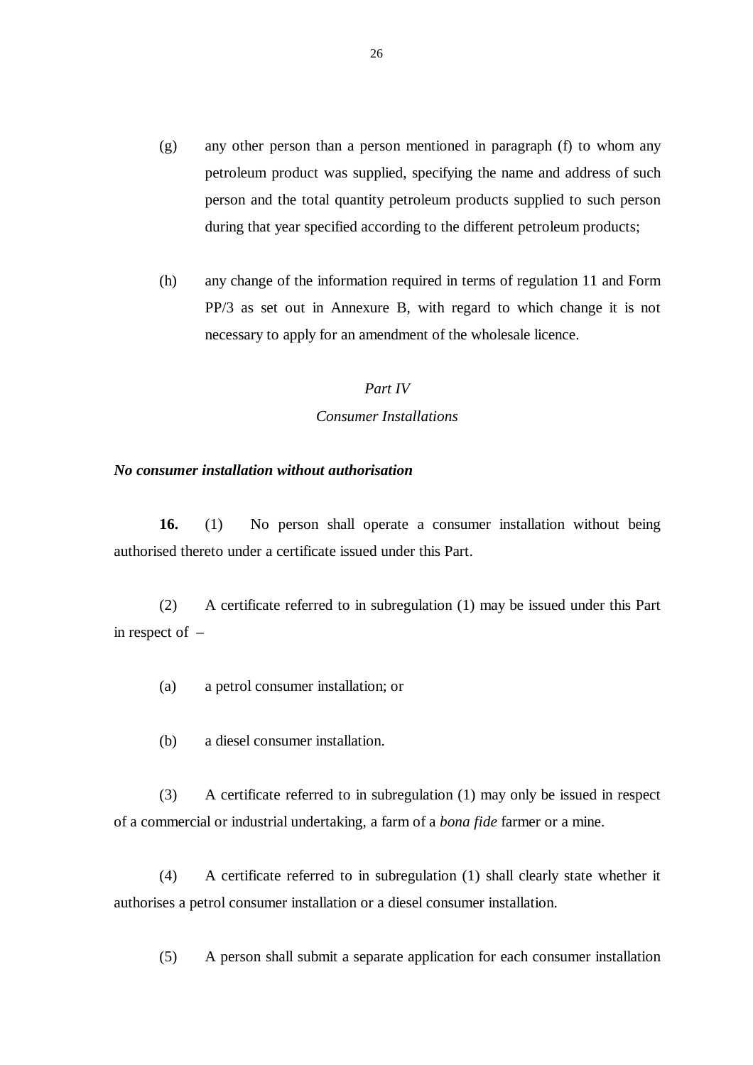(g) any other person than a person mentioned in paragraph (f) to whom any petroleum product was supplied, specifying the name and address of such person and the total quantity petroleum products supplied to such person during that year specified according to the different petroleum products;

(h) any change of the information required in terms of regulation 11 and Form PP/3 as set out in Annexure B, with regard to which change it is not necessary to apply for an amendment of the wholesale licence.

## *Part IV*
## *Consumer Installations*

***No consumer installation without authorisation***

**16.** (1) No person shall operate a consumer installation without being authorised thereto under a certificate issued under this Part.

(2) A certificate referred to in subregulation (1) may be issued under this Part in respect of –

(a) a petrol consumer installation; or

(b) a diesel consumer installation.

(3) A certificate referred to in subregulation (1) may only be issued in respect of a commercial or industrial undertaking, a farm of a *bona fide* farmer or a mine.

(4) A certificate referred to in subregulation (1) shall clearly state whether it authorises a petrol consumer installation or a diesel consumer installation.

(5) A person shall submit a separate application for each consumer installation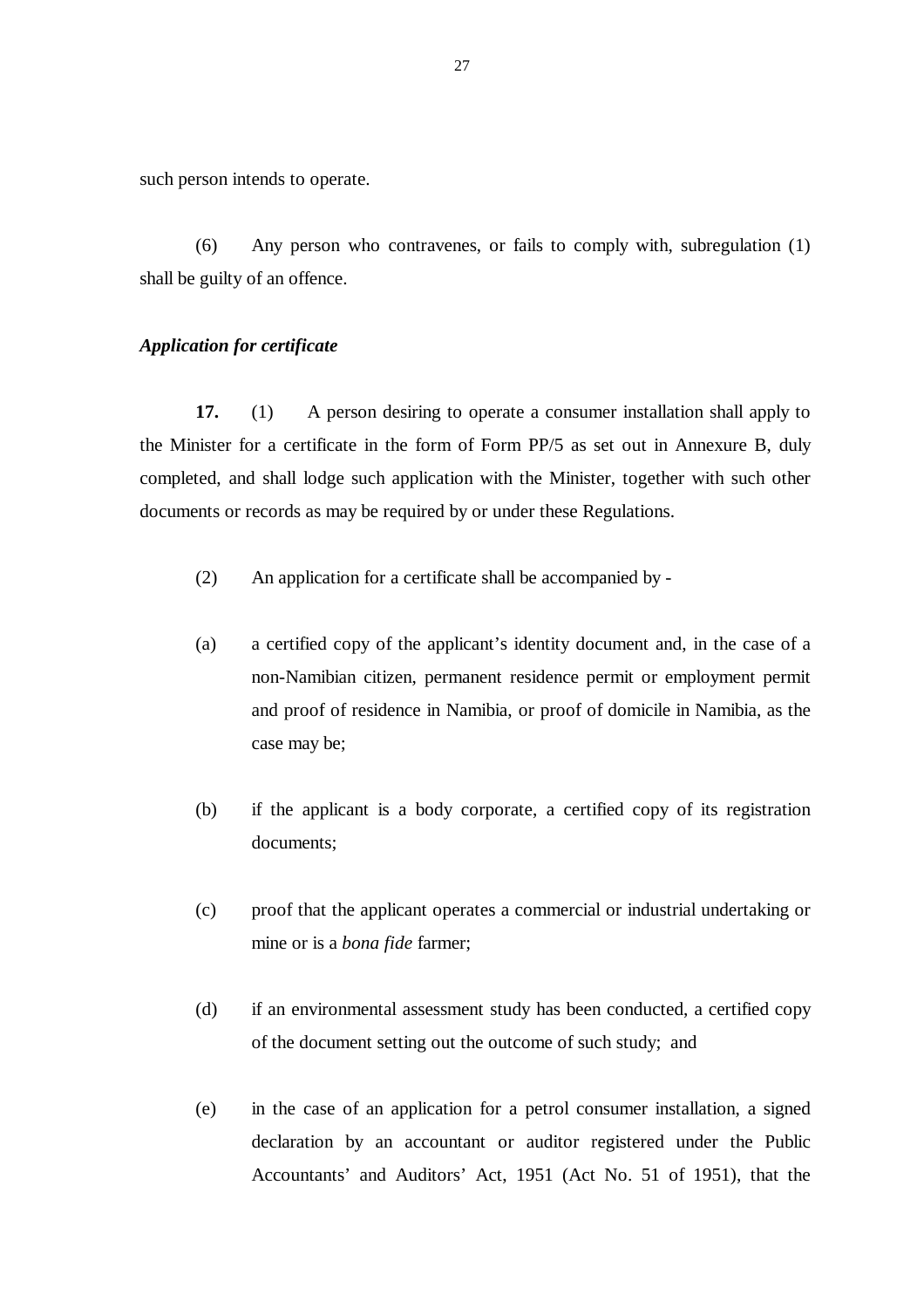such person intends to operate.

(6) Any person who contravenes, or fails to comply with, subregulation (1) shall be guilty of an offence.

***Application for certificate***

**17.** (1) A person desiring to operate a consumer installation shall apply to the Minister for a certificate in the form of Form PP/5 as set out in Annexure B, duly completed, and shall lodge such application with the Minister, together with such other documents or records as may be required by or under these Regulations.

(2) An application for a certificate shall be accompanied by -

(a) a certified copy of the applicant's identity document and, in the case of a non-Namibian citizen, permanent residence permit or employment permit and proof of residence in Namibia, or proof of domicile in Namibia, as the case may be;

(b) if the applicant is a body corporate, a certified copy of its registration documents;

(c) proof that the applicant operates a commercial or industrial undertaking or mine or is a *bona fide* farmer;

(d) if an environmental assessment study has been conducted, a certified copy of the document setting out the outcome of such study; and

(e) in the case of an application for a petrol consumer installation, a signed declaration by an accountant or auditor registered under the Public Accountants' and Auditors' Act, 1951 (Act No. 51 of 1951), that the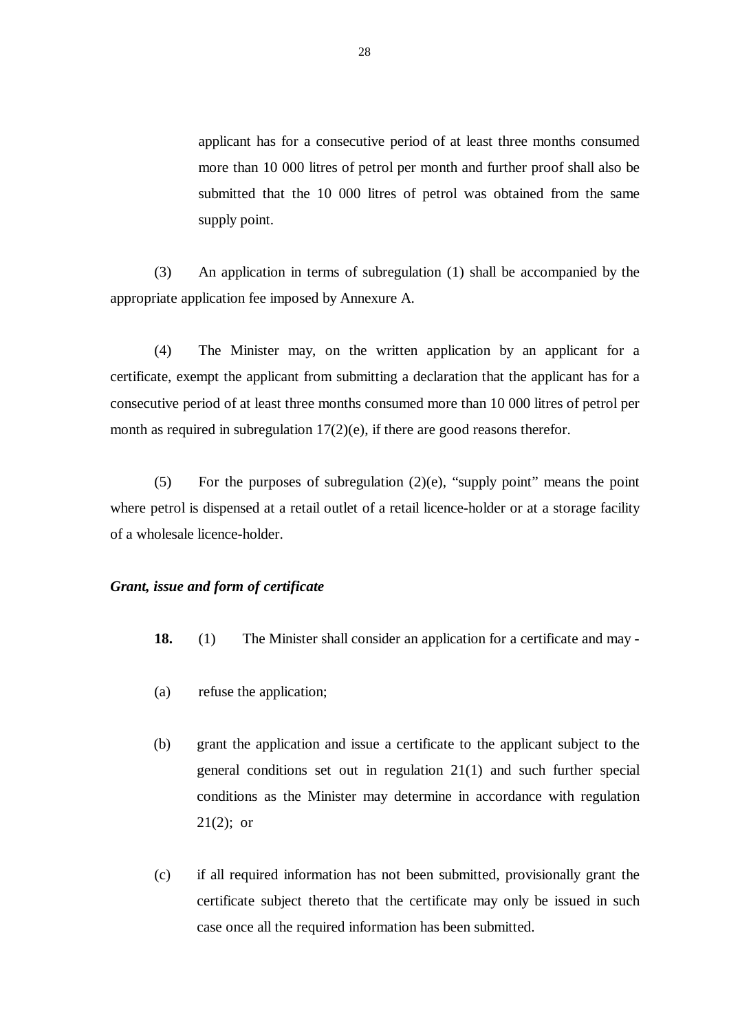applicant has for a consecutive period of at least three months consumed more than 10 000 litres of petrol per month and further proof shall also be submitted that the 10 000 litres of petrol was obtained from the same supply point.

(3) An application in terms of subregulation (1) shall be accompanied by the appropriate application fee imposed by Annexure A.

(4) The Minister may, on the written application by an applicant for a certificate, exempt the applicant from submitting a declaration that the applicant has for a consecutive period of at least three months consumed more than 10 000 litres of petrol per month as required in subregulation 17(2)(e), if there are good reasons therefor.

(5) For the purposes of subregulation (2)(e), "supply point" means the point where petrol is dispensed at a retail outlet of a retail licence-holder or at a storage facility of a wholesale licence-holder.

***Grant, issue and form of certificate***

**18.** (1) The Minister shall consider an application for a certificate and may -

(a) refuse the application;

(b) grant the application and issue a certificate to the applicant subject to the general conditions set out in regulation 21(1) and such further special conditions as the Minister may determine in accordance with regulation 21(2); or

(c) if all required information has not been submitted, provisionally grant the certificate subject thereto that the certificate may only be issued in such case once all the required information has been submitted.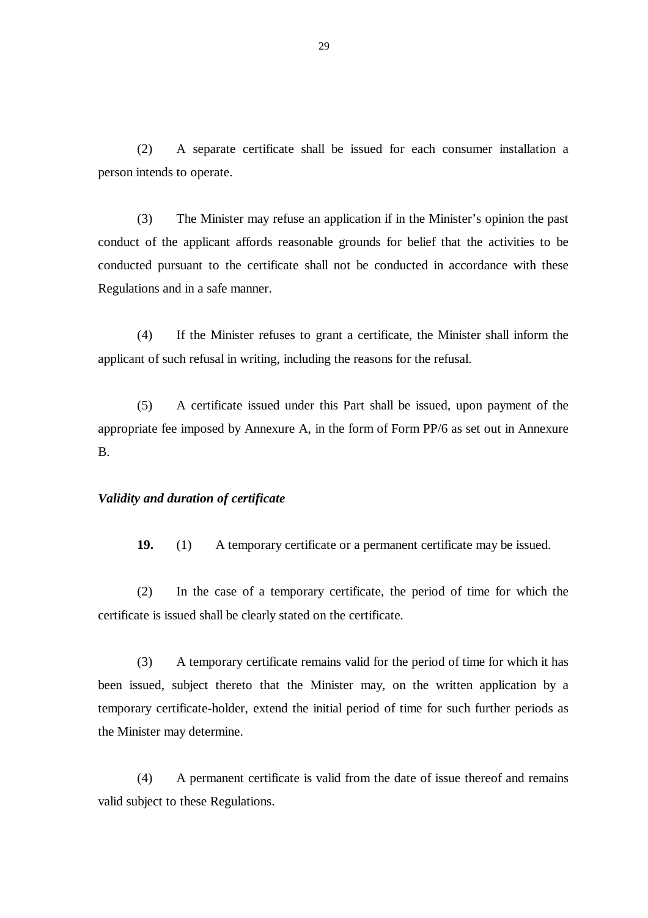(2) A separate certificate shall be issued for each consumer installation a person intends to operate.

(3) The Minister may refuse an application if in the Minister's opinion the past conduct of the applicant affords reasonable grounds for belief that the activities to be conducted pursuant to the certificate shall not be conducted in accordance with these Regulations and in a safe manner.

(4) If the Minister refuses to grant a certificate, the Minister shall inform the applicant of such refusal in writing, including the reasons for the refusal.

(5) A certificate issued under this Part shall be issued, upon payment of the appropriate fee imposed by Annexure A, in the form of Form PP/6 as set out in Annexure B.

*Validity and duration of certificate*

**19.** (1) A temporary certificate or a permanent certificate may be issued.

(2) In the case of a temporary certificate, the period of time for which the certificate is issued shall be clearly stated on the certificate.

(3) A temporary certificate remains valid for the period of time for which it has been issued, subject thereto that the Minister may, on the written application by a temporary certificate-holder, extend the initial period of time for such further periods as the Minister may determine.

(4) A permanent certificate is valid from the date of issue thereof and remains valid subject to these Regulations.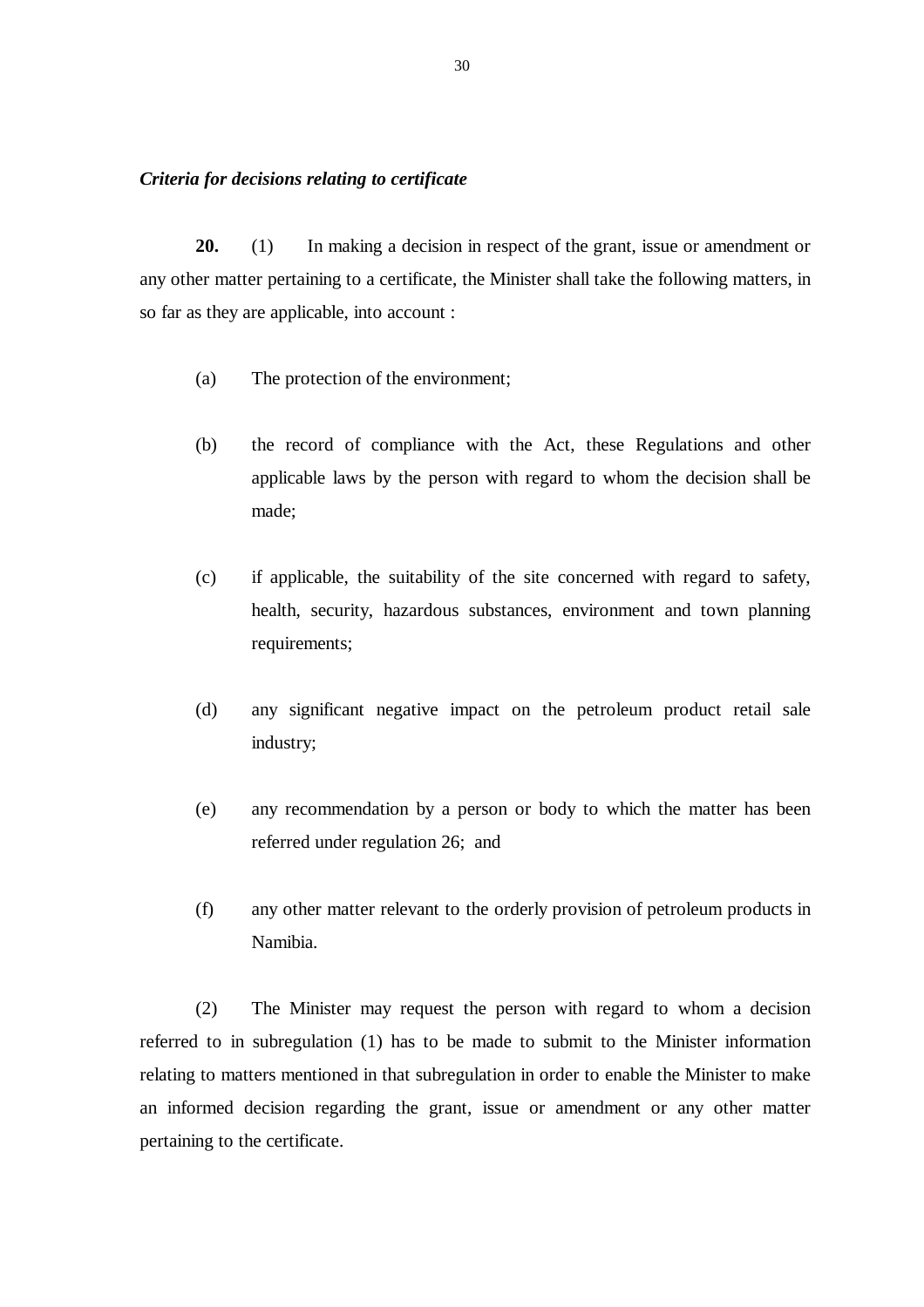*Criteria for decisions relating to certificate*

**20.** (1) In making a decision in respect of the grant, issue or amendment or any other matter pertaining to a certificate, the Minister shall take the following matters, in so far as they are applicable, into account :

(a) The protection of the environment;

(b) the record of compliance with the Act, these Regulations and other applicable laws by the person with regard to whom the decision shall be made;

(c) if applicable, the suitability of the site concerned with regard to safety, health, security, hazardous substances, environment and town planning requirements;

(d) any significant negative impact on the petroleum product retail sale industry;

(e) any recommendation by a person or body to which the matter has been referred under regulation 26; and

(f) any other matter relevant to the orderly provision of petroleum products in Namibia.

(2) The Minister may request the person with regard to whom a decision referred to in subregulation (1) has to be made to submit to the Minister information relating to matters mentioned in that subregulation in order to enable the Minister to make an informed decision regarding the grant, issue or amendment or any other matter pertaining to the certificate.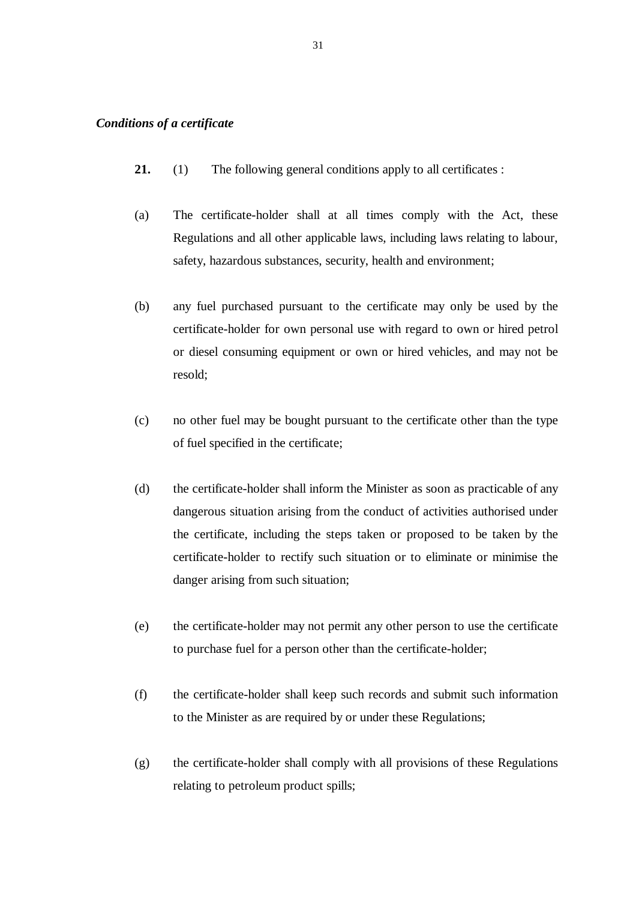***Conditions of a certificate***

**21.** (1) The following general conditions apply to all certificates :

(a) The certificate-holder shall at all times comply with the Act, these Regulations and all other applicable laws, including laws relating to labour, safety, hazardous substances, security, health and environment;

(b) any fuel purchased pursuant to the certificate may only be used by the certificate-holder for own personal use with regard to own or hired petrol or diesel consuming equipment or own or hired vehicles, and may not be resold;

(c) no other fuel may be bought pursuant to the certificate other than the type of fuel specified in the certificate;

(d) the certificate-holder shall inform the Minister as soon as practicable of any dangerous situation arising from the conduct of activities authorised under the certificate, including the steps taken or proposed to be taken by the certificate-holder to rectify such situation or to eliminate or minimise the danger arising from such situation;

(e) the certificate-holder may not permit any other person to use the certificate to purchase fuel for a person other than the certificate-holder;

(f) the certificate-holder shall keep such records and submit such information to the Minister as are required by or under these Regulations;

(g) the certificate-holder shall comply with all provisions of these Regulations relating to petroleum product spills;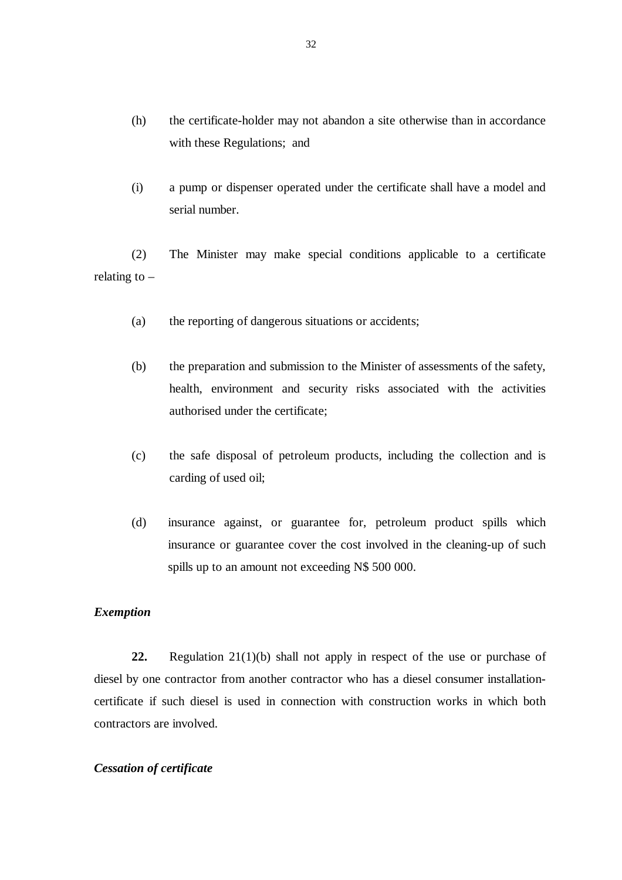(h) the certificate-holder may not abandon a site otherwise than in accordance with these Regulations; and

(i) a pump or dispenser operated under the certificate shall have a model and serial number.

(2) The Minister may make special conditions applicable to a certificate relating to –

(a) the reporting of dangerous situations or accidents;

(b) the preparation and submission to the Minister of assessments of the safety, health, environment and security risks associated with the activities authorised under the certificate;

(c) the safe disposal of petroleum products, including the collection and is carding of used oil;

(d) insurance against, or guarantee for, petroleum product spills which insurance or guarantee cover the cost involved in the cleaning-up of such spills up to an amount not exceeding N$ 500 000.

***Exemption***

**22.** Regulation 21(1)(b) shall not apply in respect of the use or purchase of diesel by one contractor from another contractor who has a diesel consumer installation-certificate if such diesel is used in connection with construction works in which both contractors are involved.

***Cessation of certificate***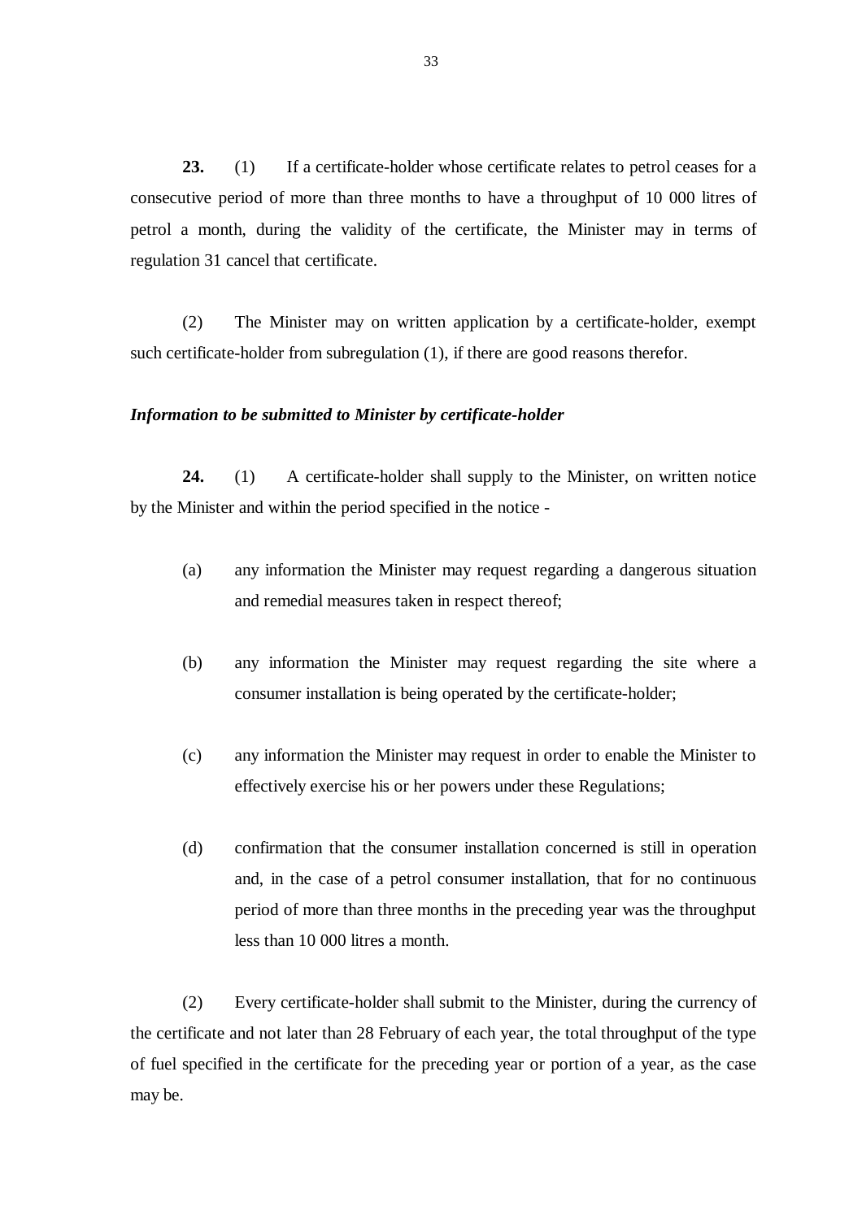**23.** (1) If a certificate-holder whose certificate relates to petrol ceases for a consecutive period of more than three months to have a throughput of 10 000 litres of petrol a month, during the validity of the certificate, the Minister may in terms of regulation 31 cancel that certificate.

(2) The Minister may on written application by a certificate-holder, exempt such certificate-holder from subregulation (1), if there are good reasons therefor.

***Information to be submitted to Minister by certificate-holder***

**24.** (1) A certificate-holder shall supply to the Minister, on written notice by the Minister and within the period specified in the notice -

(a) any information the Minister may request regarding a dangerous situation and remedial measures taken in respect thereof;

(b) any information the Minister may request regarding the site where a consumer installation is being operated by the certificate-holder;

(c) any information the Minister may request in order to enable the Minister to effectively exercise his or her powers under these Regulations;

(d) confirmation that the consumer installation concerned is still in operation and, in the case of a petrol consumer installation, that for no continuous period of more than three months in the preceding year was the throughput less than 10 000 litres a month.

(2) Every certificate-holder shall submit to the Minister, during the currency of the certificate and not later than 28 February of each year, the total throughput of the type of fuel specified in the certificate for the preceding year or portion of a year, as the case may be.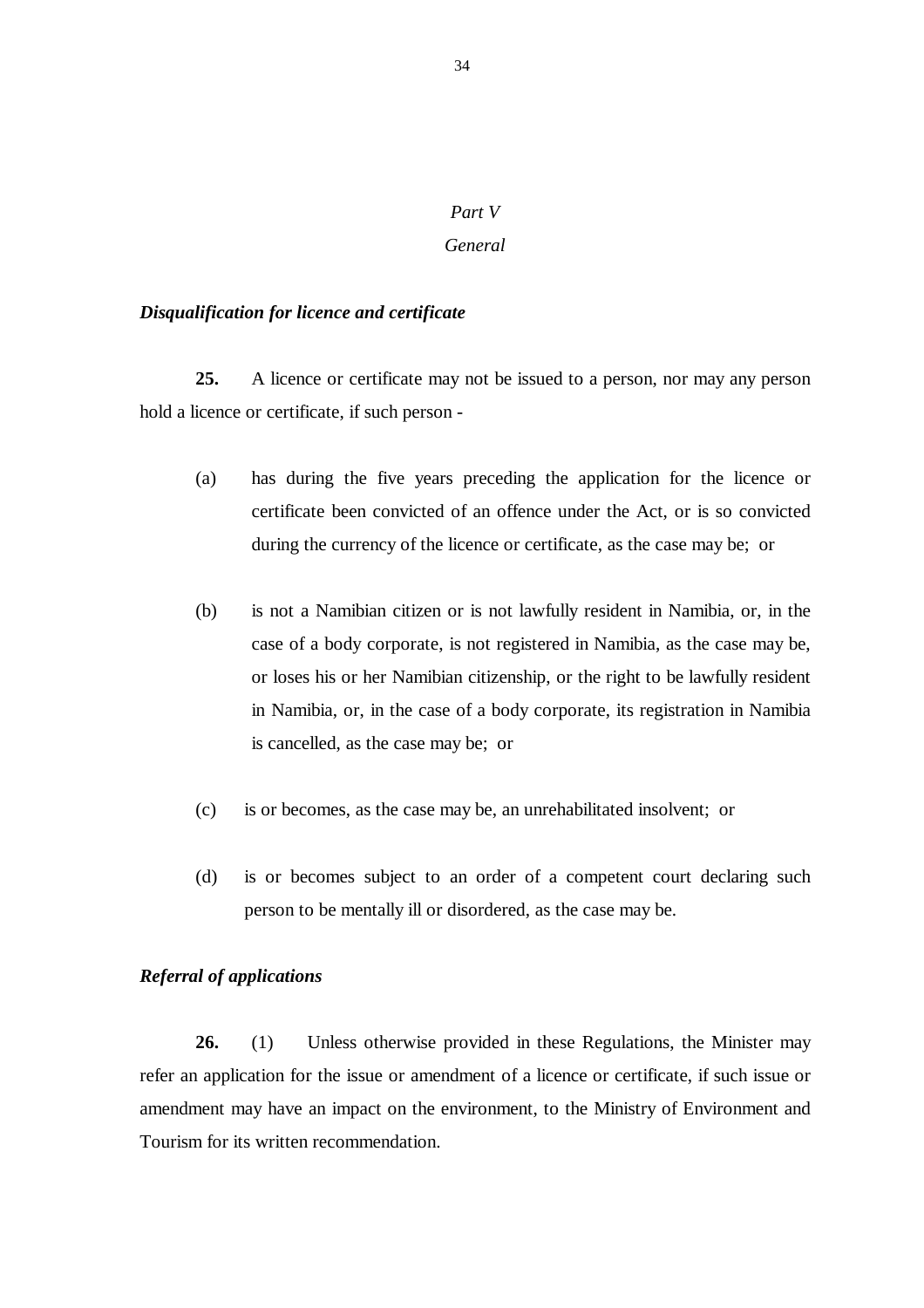*Part V*

*General*

***Disqualification for licence and certificate***

**25.** A licence or certificate may not be issued to a person, nor may any person hold a licence or certificate, if such person -

(a) has during the five years preceding the application for the licence or certificate been convicted of an offence under the Act, or is so convicted during the currency of the licence or certificate, as the case may be; or

(b) is not a Namibian citizen or is not lawfully resident in Namibia, or, in the case of a body corporate, is not registered in Namibia, as the case may be, or loses his or her Namibian citizenship, or the right to be lawfully resident in Namibia, or, in the case of a body corporate, its registration in Namibia is cancelled, as the case may be; or

(c) is or becomes, as the case may be, an unrehabilitated insolvent; or

(d) is or becomes subject to an order of a competent court declaring such person to be mentally ill or disordered, as the case may be.

***Referral of applications***

**26.** (1) Unless otherwise provided in these Regulations, the Minister may refer an application for the issue or amendment of a licence or certificate, if such issue or amendment may have an impact on the environment, to the Ministry of Environment and Tourism for its written recommendation.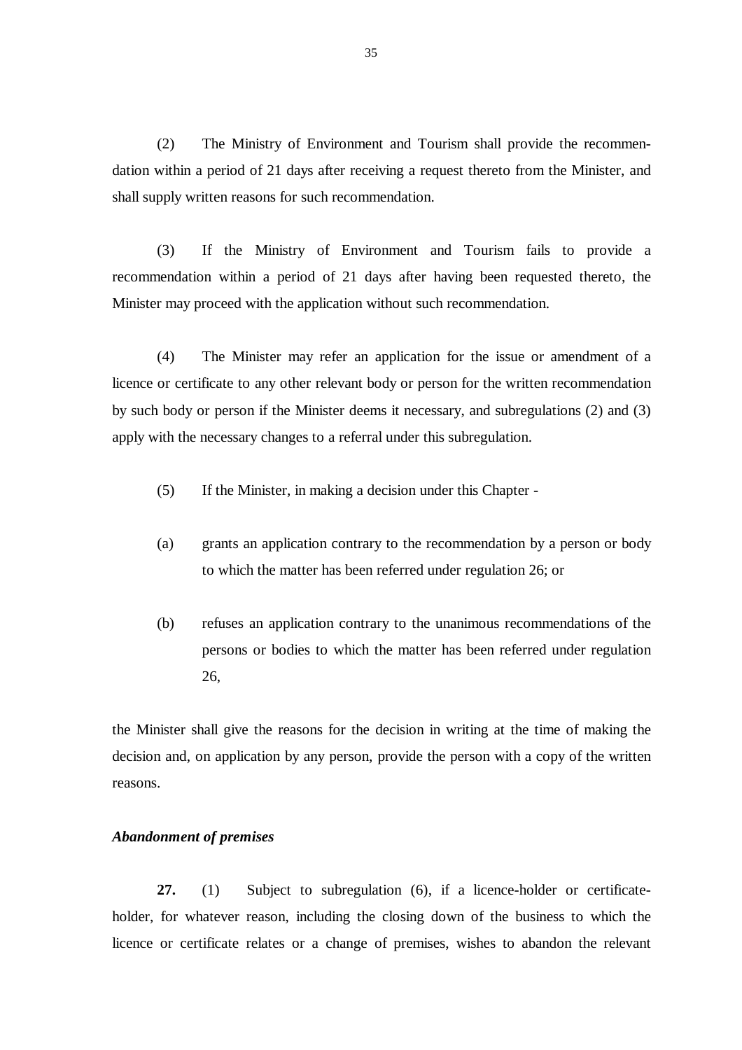(2) The Ministry of Environment and Tourism shall provide the recommendation within a period of 21 days after receiving a request thereto from the Minister, and shall supply written reasons for such recommendation.

(3) If the Ministry of Environment and Tourism fails to provide a recommendation within a period of 21 days after having been requested thereto, the Minister may proceed with the application without such recommendation.

(4) The Minister may refer an application for the issue or amendment of a licence or certificate to any other relevant body or person for the written recommendation by such body or person if the Minister deems it necessary, and subregulations (2) and (3) apply with the necessary changes to a referral under this subregulation.

(5) If the Minister, in making a decision under this Chapter -

(a) grants an application contrary to the recommendation by a person or body to which the matter has been referred under regulation 26; or

(b) refuses an application contrary to the unanimous recommendations of the persons or bodies to which the matter has been referred under regulation 26,

the Minister shall give the reasons for the decision in writing at the time of making the decision and, on application by any person, provide the person with a copy of the written reasons.

***Abandonment of premises***

**27.** (1) Subject to subregulation (6), if a licence-holder or certificate-holder, for whatever reason, including the closing down of the business to which the licence or certificate relates or a change of premises, wishes to abandon the relevant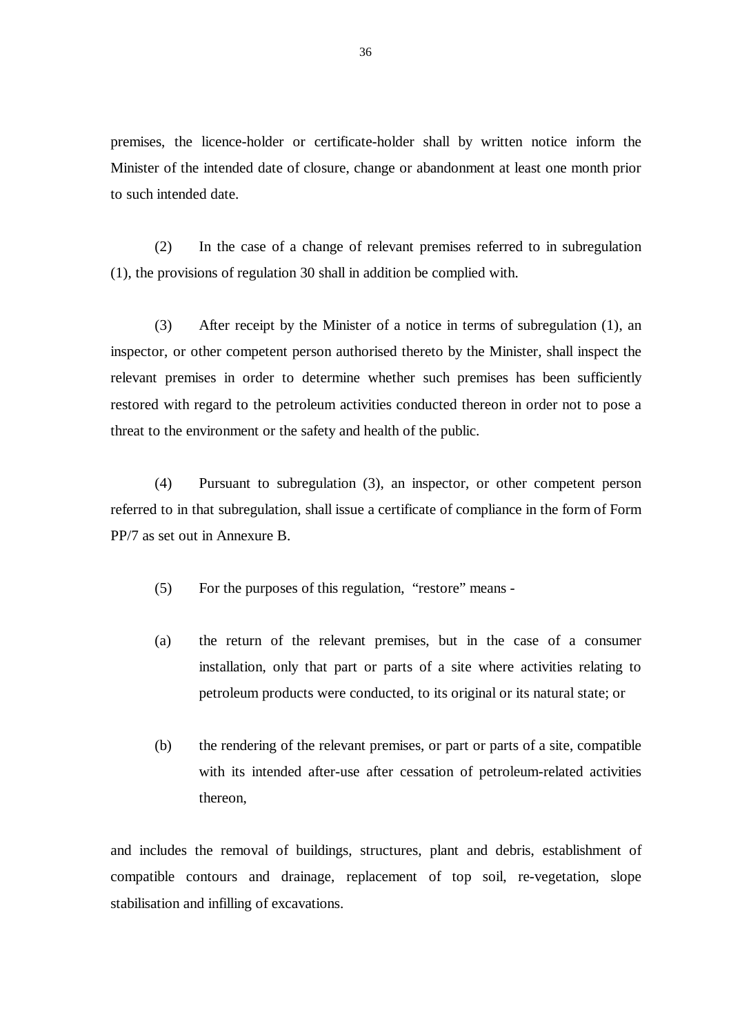premises, the licence-holder or certificate-holder shall by written notice inform the Minister of the intended date of closure, change or abandonment at least one month prior to such intended date.

(2) In the case of a change of relevant premises referred to in subregulation (1), the provisions of regulation 30 shall in addition be complied with.

(3) After receipt by the Minister of a notice in terms of subregulation (1), an inspector, or other competent person authorised thereto by the Minister, shall inspect the relevant premises in order to determine whether such premises has been sufficiently restored with regard to the petroleum activities conducted thereon in order not to pose a threat to the environment or the safety and health of the public.

(4) Pursuant to subregulation (3), an inspector, or other competent person referred to in that subregulation, shall issue a certificate of compliance in the form of Form PP/7 as set out in Annexure B.

(5) For the purposes of this regulation, "restore" means -

(a) the return of the relevant premises, but in the case of a consumer installation, only that part or parts of a site where activities relating to petroleum products were conducted, to its original or its natural state; or

(b) the rendering of the relevant premises, or part or parts of a site, compatible with its intended after-use after cessation of petroleum-related activities thereon,

and includes the removal of buildings, structures, plant and debris, establishment of compatible contours and drainage, replacement of top soil, re-vegetation, slope stabilisation and infilling of excavations.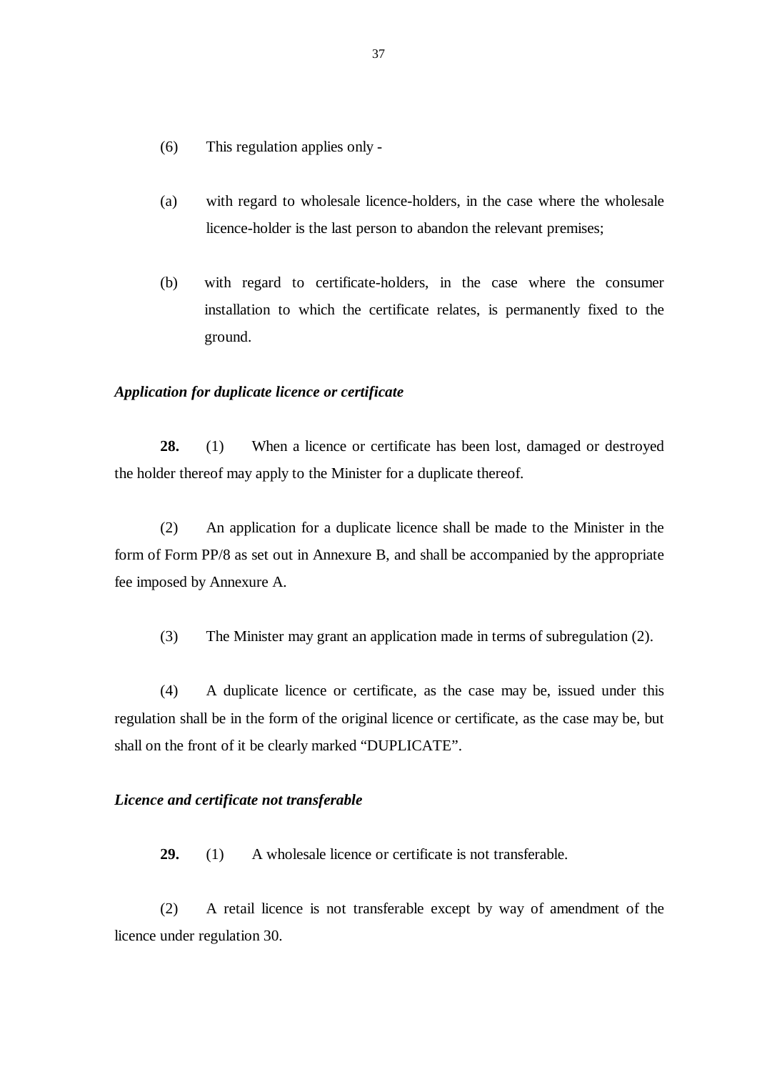(6) This regulation applies only -

(a) with regard to wholesale licence-holders, in the case where the wholesale licence-holder is the last person to abandon the relevant premises;

(b) with regard to certificate-holders, in the case where the consumer installation to which the certificate relates, is permanently fixed to the ground.

***Application for duplicate licence or certificate***

**28.** (1) When a licence or certificate has been lost, damaged or destroyed the holder thereof may apply to the Minister for a duplicate thereof.

(2) An application for a duplicate licence shall be made to the Minister in the form of Form PP/8 as set out in Annexure B, and shall be accompanied by the appropriate fee imposed by Annexure A.

(3) The Minister may grant an application made in terms of subregulation (2).

(4) A duplicate licence or certificate, as the case may be, issued under this regulation shall be in the form of the original licence or certificate, as the case may be, but shall on the front of it be clearly marked "DUPLICATE".

***Licence and certificate not transferable***

**29.** (1) A wholesale licence or certificate is not transferable.

(2) A retail licence is not transferable except by way of amendment of the licence under regulation 30.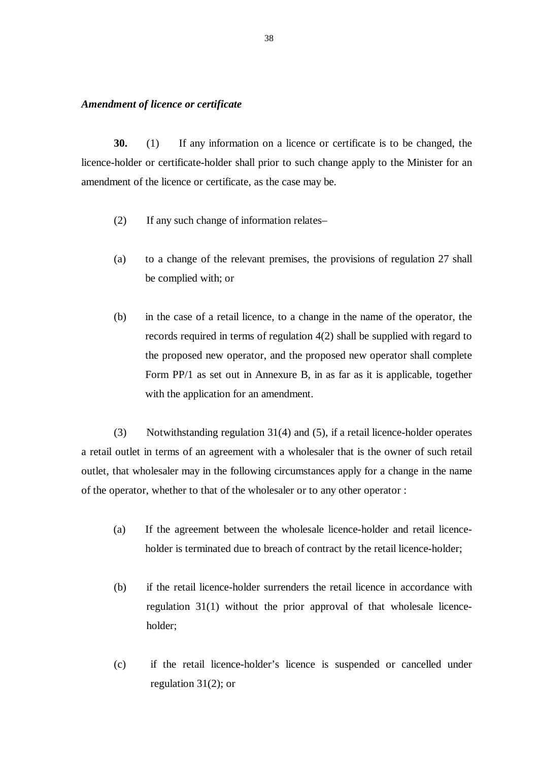***Amendment of licence or certificate***

**30.** (1) If any information on a licence or certificate is to be changed, the licence-holder or certificate-holder shall prior to such change apply to the Minister for an amendment of the licence or certificate, as the case may be.

(2) If any such change of information relates–

(a) to a change of the relevant premises, the provisions of regulation 27 shall be complied with; or

(b) in the case of a retail licence, to a change in the name of the operator, the records required in terms of regulation 4(2) shall be supplied with regard to the proposed new operator, and the proposed new operator shall complete Form PP/1 as set out in Annexure B, in as far as it is applicable, together with the application for an amendment.

(3) Notwithstanding regulation 31(4) and (5), if a retail licence-holder operates a retail outlet in terms of an agreement with a wholesaler that is the owner of such retail outlet, that wholesaler may in the following circumstances apply for a change in the name of the operator, whether to that of the wholesaler or to any other operator :

(a) If the agreement between the wholesale licence-holder and retail licence-holder is terminated due to breach of contract by the retail licence-holder;

(b) if the retail licence-holder surrenders the retail licence in accordance with regulation 31(1) without the prior approval of that wholesale licence-holder;

(c) if the retail licence-holder's licence is suspended or cancelled under regulation 31(2); or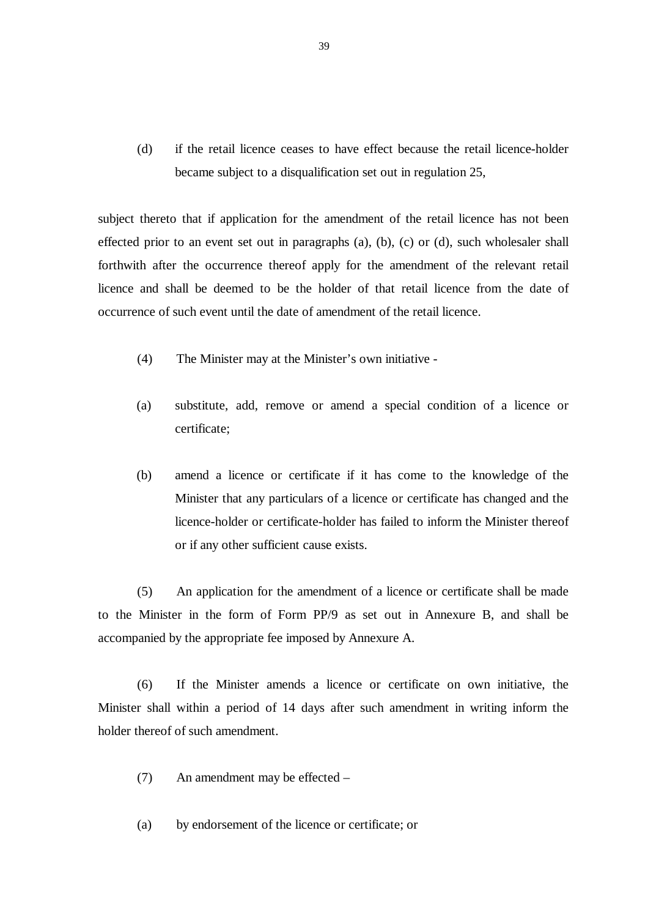(d) if the retail licence ceases to have effect because the retail licence-holder became subject to a disqualification set out in regulation 25,

subject thereto that if application for the amendment of the retail licence has not been effected prior to an event set out in paragraphs (a), (b), (c) or (d), such wholesaler shall forthwith after the occurrence thereof apply for the amendment of the relevant retail licence and shall be deemed to be the holder of that retail licence from the date of occurrence of such event until the date of amendment of the retail licence.

(4) The Minister may at the Minister's own initiative -

(a) substitute, add, remove or amend a special condition of a licence or certificate;

(b) amend a licence or certificate if it has come to the knowledge of the Minister that any particulars of a licence or certificate has changed and the licence-holder or certificate-holder has failed to inform the Minister thereof or if any other sufficient cause exists.

(5) An application for the amendment of a licence or certificate shall be made to the Minister in the form of Form PP/9 as set out in Annexure B, and shall be accompanied by the appropriate fee imposed by Annexure A.

(6) If the Minister amends a licence or certificate on own initiative, the Minister shall within a period of 14 days after such amendment in writing inform the holder thereof of such amendment.

(7) An amendment may be effected –

(a) by endorsement of the licence or certificate; or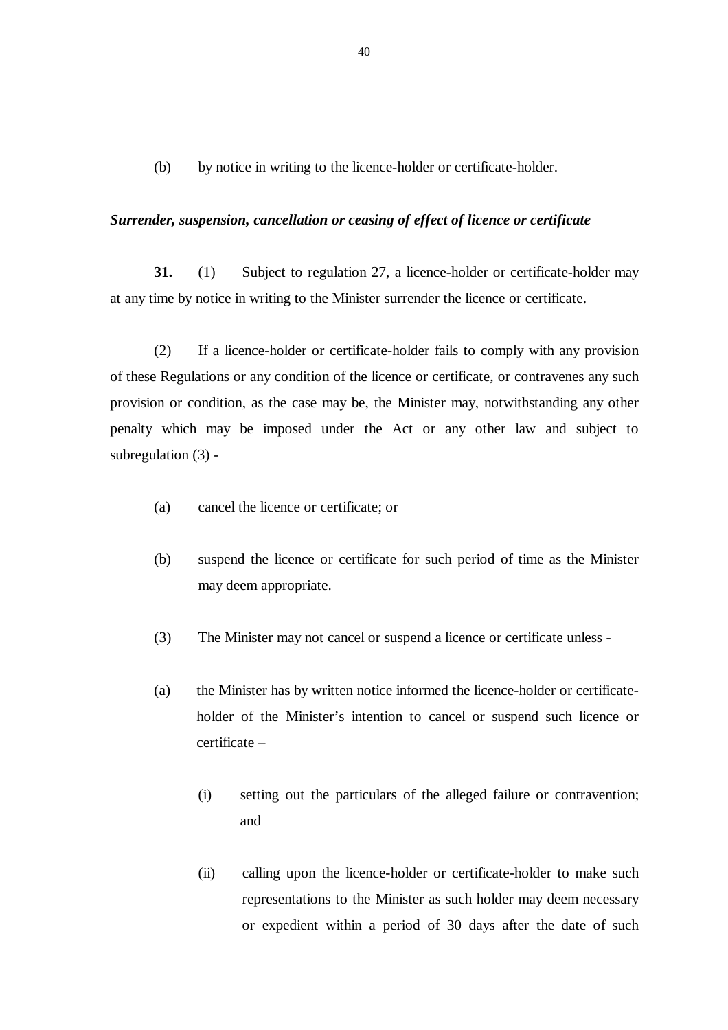(b) by notice in writing to the licence-holder or certificate-holder.

***Surrender, suspension, cancellation or ceasing of effect of licence or certificate***

**31.** (1) Subject to regulation 27, a licence-holder or certificate-holder may at any time by notice in writing to the Minister surrender the licence or certificate.

(2) If a licence-holder or certificate-holder fails to comply with any provision of these Regulations or any condition of the licence or certificate, or contravenes any such provision or condition, as the case may be, the Minister may, notwithstanding any other penalty which may be imposed under the Act or any other law and subject to subregulation (3) -

(a) cancel the licence or certificate; or

(b) suspend the licence or certificate for such period of time as the Minister may deem appropriate.

(3) The Minister may not cancel or suspend a licence or certificate unless -

(a) the Minister has by written notice informed the licence-holder or certificate-holder of the Minister's intention to cancel or suspend such licence or certificate –

(i) setting out the particulars of the alleged failure or contravention; and

(ii) calling upon the licence-holder or certificate-holder to make such representations to the Minister as such holder may deem necessary or expedient within a period of 30 days after the date of such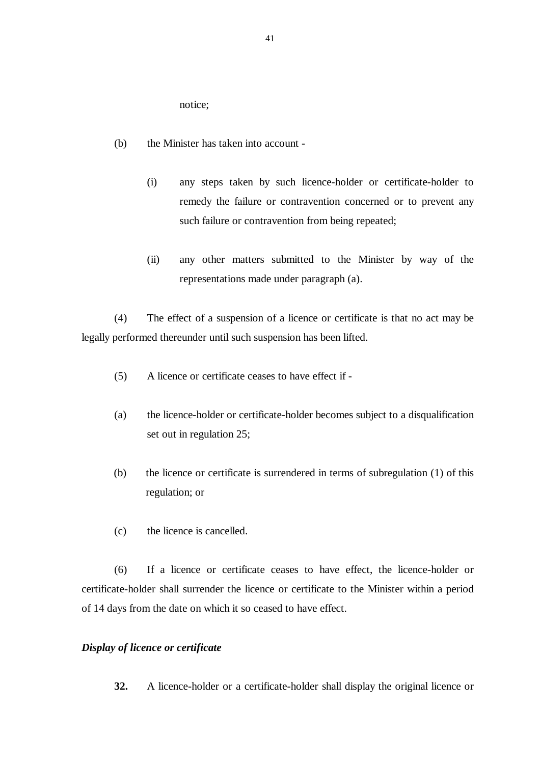notice;

(b) the Minister has taken into account -

(i) any steps taken by such licence-holder or certificate-holder to remedy the failure or contravention concerned or to prevent any such failure or contravention from being repeated;

(ii) any other matters submitted to the Minister by way of the representations made under paragraph (a).

(4) The effect of a suspension of a licence or certificate is that no act may be legally performed thereunder until such suspension has been lifted.

(5) A licence or certificate ceases to have effect if -

(a) the licence-holder or certificate-holder becomes subject to a disqualification set out in regulation 25;

(b) the licence or certificate is surrendered in terms of subregulation (1) of this regulation; or

(c) the licence is cancelled.

(6) If a licence or certificate ceases to have effect, the licence-holder or certificate-holder shall surrender the licence or certificate to the Minister within a period of 14 days from the date on which it so ceased to have effect.

***Display of licence or certificate***

**32.** A licence-holder or a certificate-holder shall display the original licence or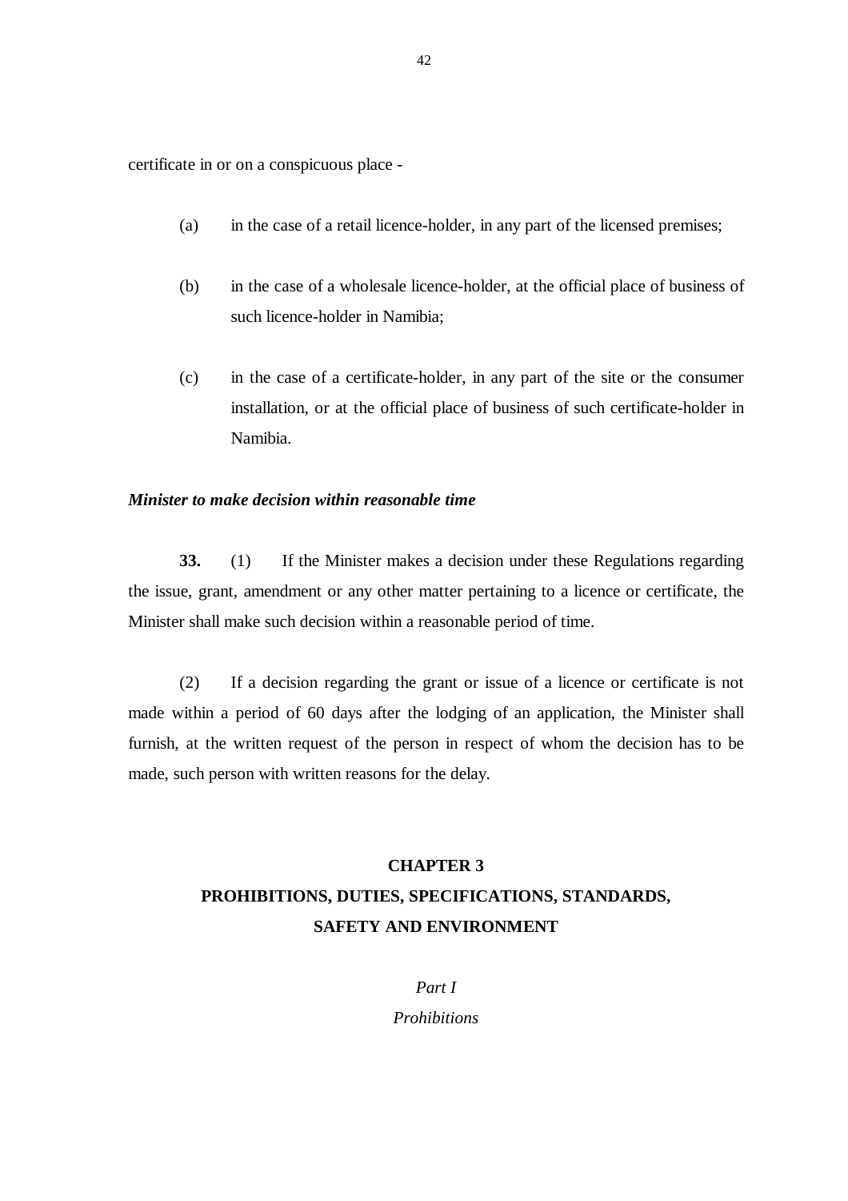certificate in or on a conspicuous place -

(a) in the case of a retail licence-holder, in any part of the licensed premises;

(b) in the case of a wholesale licence-holder, at the official place of business of such licence-holder in Namibia;

(c) in the case of a certificate-holder, in any part of the site or the consumer installation, or at the official place of business of such certificate-holder in Namibia.

***Minister to make decision within reasonable time***

**33.** (1) If the Minister makes a decision under these Regulations regarding the issue, grant, amendment or any other matter pertaining to a licence or certificate, the Minister shall make such decision within a reasonable period of time.

(2) If a decision regarding the grant or issue of a licence or certificate is not made within a period of 60 days after the lodging of an application, the Minister shall furnish, at the written request of the person in respect of whom the decision has to be made, such person with written reasons for the delay.

## CHAPTER 3
## PROHIBITIONS, DUTIES, SPECIFICATIONS, STANDARDS, SAFETY AND ENVIRONMENT

### *Part I*
### *Prohibitions*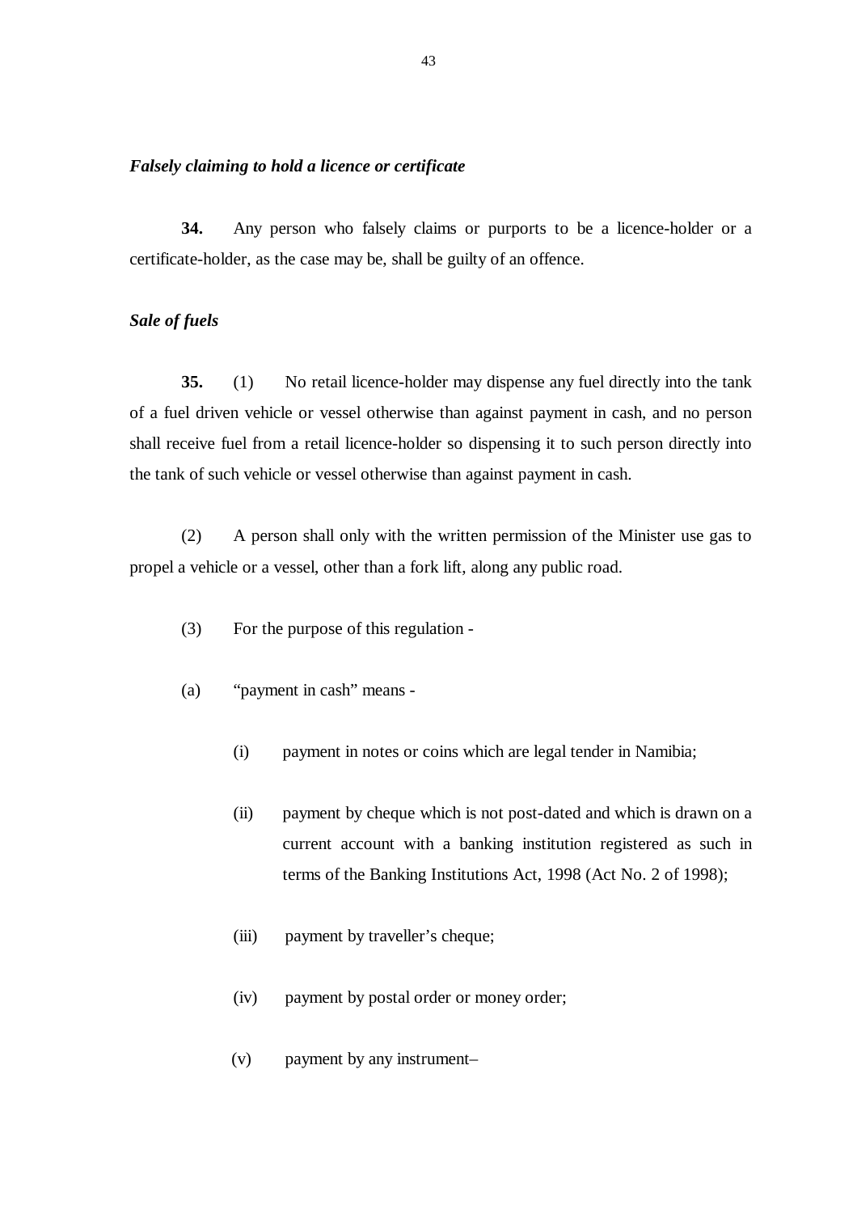*Falsely claiming to hold a licence or certificate*

**34.** Any person who falsely claims or purports to be a licence-holder or a certificate-holder, as the case may be, shall be guilty of an offence.

*Sale of fuels*

**35.** (1) No retail licence-holder may dispense any fuel directly into the tank of a fuel driven vehicle or vessel otherwise than against payment in cash, and no person shall receive fuel from a retail licence-holder so dispensing it to such person directly into the tank of such vehicle or vessel otherwise than against payment in cash.

(2) A person shall only with the written permission of the Minister use gas to propel a vehicle or a vessel, other than a fork lift, along any public road.

(3) For the purpose of this regulation -

(a) "payment in cash" means -

(i) payment in notes or coins which are legal tender in Namibia;

(ii) payment by cheque which is not post-dated and which is drawn on a current account with a banking institution registered as such in terms of the Banking Institutions Act, 1998 (Act No. 2 of 1998);

(iii) payment by traveller's cheque;

(iv) payment by postal order or money order;

(v) payment by any instrument–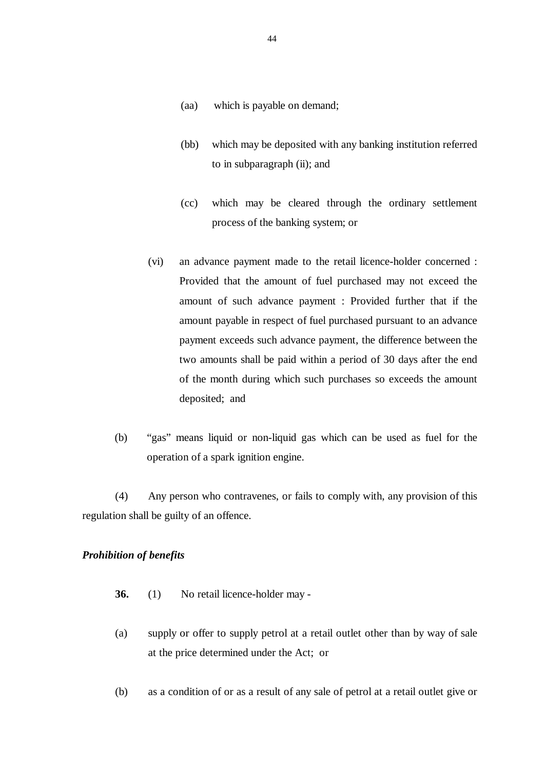(aa) which is payable on demand;

(bb) which may be deposited with any banking institution referred to in subparagraph (ii); and

(cc) which may be cleared through the ordinary settlement process of the banking system; or

(vi) an advance payment made to the retail licence-holder concerned : Provided that the amount of fuel purchased may not exceed the amount of such advance payment : Provided further that if the amount payable in respect of fuel purchased pursuant to an advance payment exceeds such advance payment, the difference between the two amounts shall be paid within a period of 30 days after the end of the month during which such purchases so exceeds the amount deposited; and

(b) "gas" means liquid or non-liquid gas which can be used as fuel for the operation of a spark ignition engine.

(4) Any person who contravenes, or fails to comply with, any provision of this regulation shall be guilty of an offence.

***Prohibition of benefits***

**36.** (1) No retail licence-holder may -

(a) supply or offer to supply petrol at a retail outlet other than by way of sale at the price determined under the Act; or

(b) as a condition of or as a result of any sale of petrol at a retail outlet give or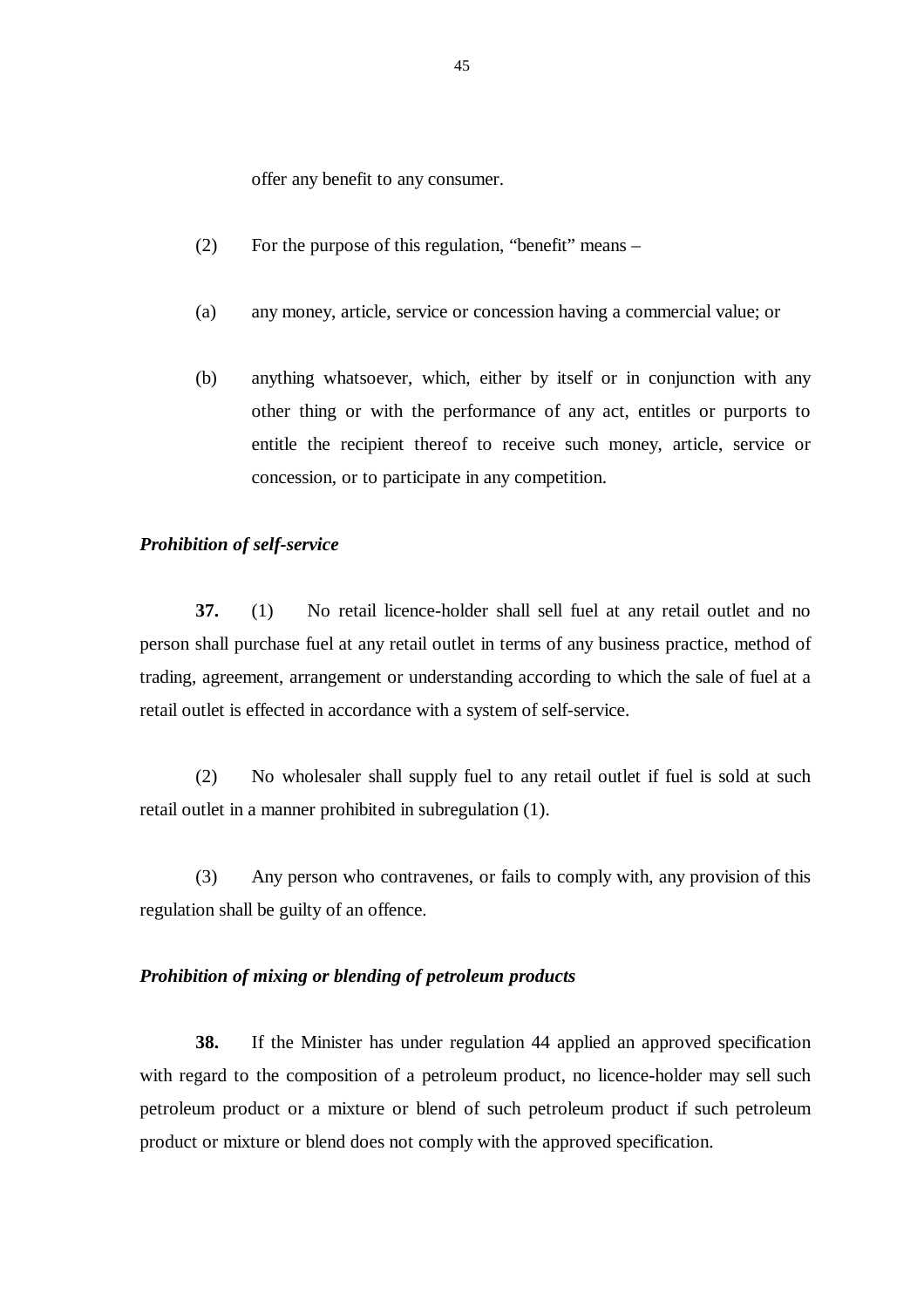offer any benefit to any consumer.

(2) For the purpose of this regulation, “benefit” means –

(a) any money, article, service or concession having a commercial value; or

(b) anything whatsoever, which, either by itself or in conjunction with any other thing or with the performance of any act, entitles or purports to entitle the recipient thereof to receive such money, article, service or concession, or to participate in any competition.

***Prohibition of self-service***

**37.** (1) No retail licence-holder shall sell fuel at any retail outlet and no person shall purchase fuel at any retail outlet in terms of any business practice, method of trading, agreement, arrangement or understanding according to which the sale of fuel at a retail outlet is effected in accordance with a system of self-service.

(2) No wholesaler shall supply fuel to any retail outlet if fuel is sold at such retail outlet in a manner prohibited in subregulation (1).

(3) Any person who contravenes, or fails to comply with, any provision of this regulation shall be guilty of an offence.

***Prohibition of mixing or blending of petroleum products***

**38.** If the Minister has under regulation 44 applied an approved specification with regard to the composition of a petroleum product, no licence-holder may sell such petroleum product or a mixture or blend of such petroleum product if such petroleum product or mixture or blend does not comply with the approved specification.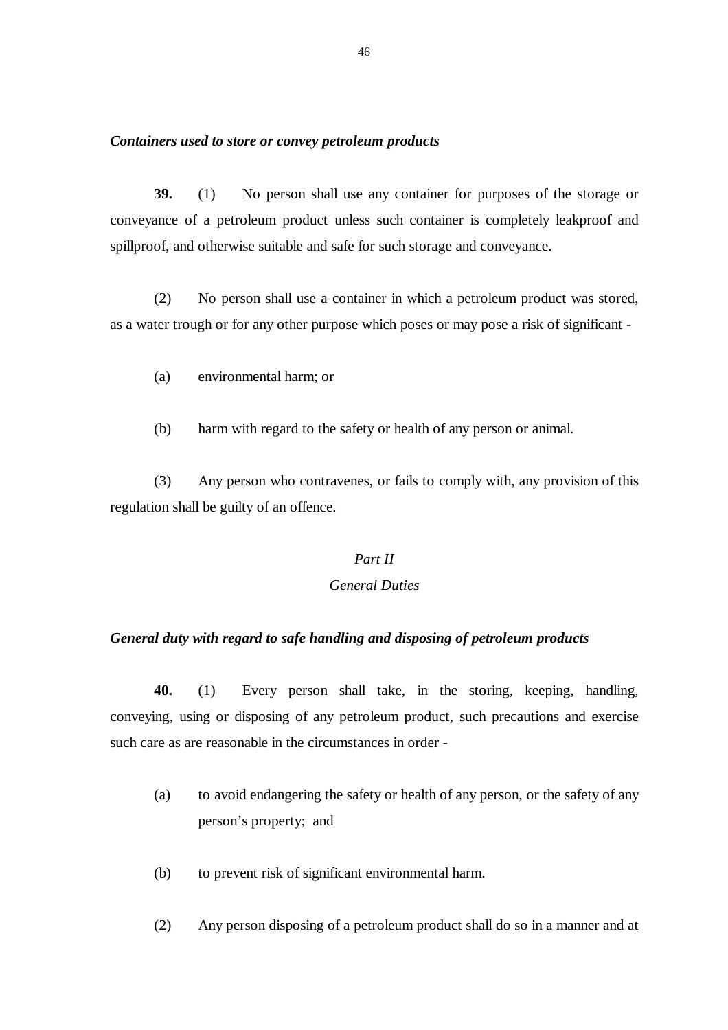***Containers used to store or convey petroleum products***

**39.** (1) No person shall use any container for purposes of the storage or conveyance of a petroleum product unless such container is completely leakproof and spillproof, and otherwise suitable and safe for such storage and conveyance.

(2) No person shall use a container in which a petroleum product was stored, as a water trough or for any other purpose which poses or may pose a risk of significant -

(a) environmental harm; or

(b) harm with regard to the safety or health of any person or animal.

(3) Any person who contravenes, or fails to comply with, any provision of this regulation shall be guilty of an offence.

*Part II*

*General Duties*

***General duty with regard to safe handling and disposing of petroleum products***

**40.** (1) Every person shall take, in the storing, keeping, handling, conveying, using or disposing of any petroleum product, such precautions and exercise such care as are reasonable in the circumstances in order -

(a) to avoid endangering the safety or health of any person, or the safety of any person's property; and

(b) to prevent risk of significant environmental harm.

(2) Any person disposing of a petroleum product shall do so in a manner and at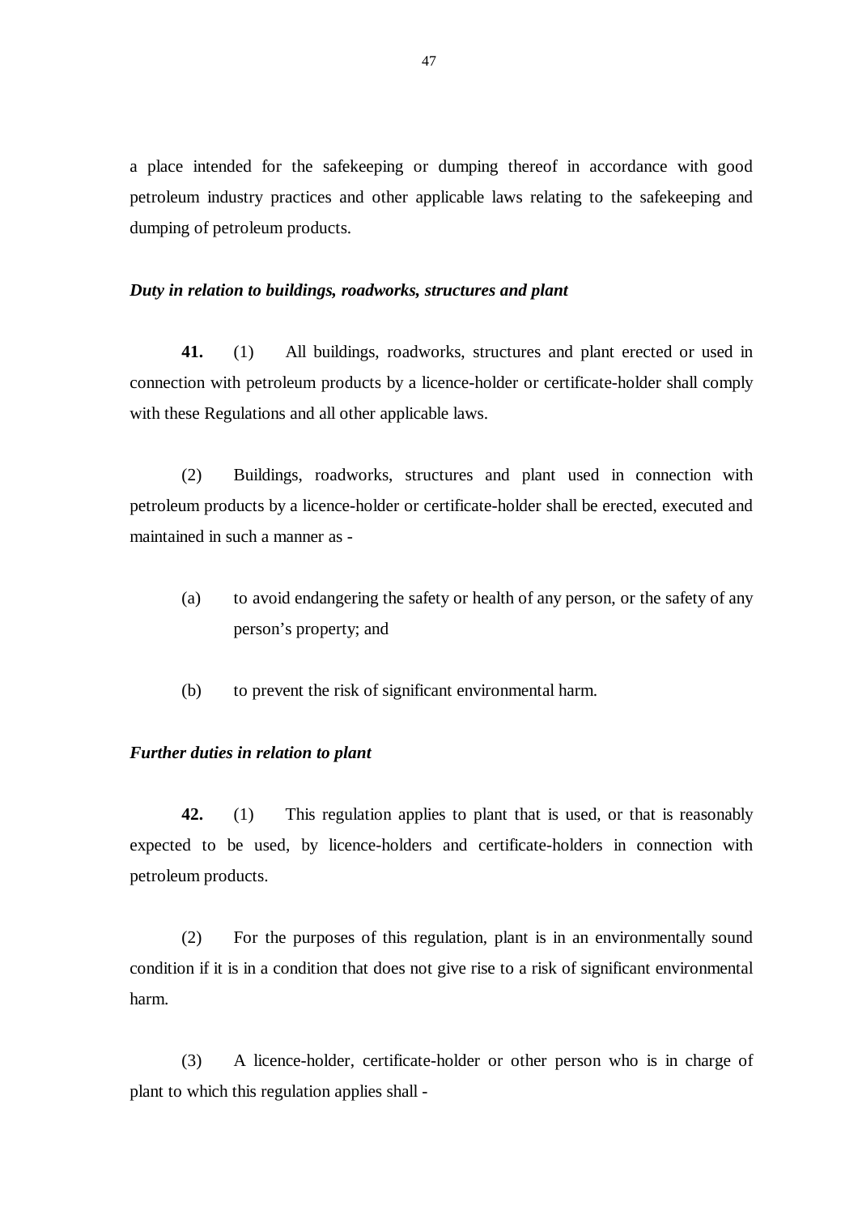a place intended for the safekeeping or dumping thereof in accordance with good petroleum industry practices and other applicable laws relating to the safekeeping and dumping of petroleum products.

***Duty in relation to buildings, roadworks, structures and plant***

**41.** (1) All buildings, roadworks, structures and plant erected or used in connection with petroleum products by a licence-holder or certificate-holder shall comply with these Regulations and all other applicable laws.

(2) Buildings, roadworks, structures and plant used in connection with petroleum products by a licence-holder or certificate-holder shall be erected, executed and maintained in such a manner as -

(a) to avoid endangering the safety or health of any person, or the safety of any person's property; and

(b) to prevent the risk of significant environmental harm.

***Further duties in relation to plant***

**42.** (1) This regulation applies to plant that is used, or that is reasonably expected to be used, by licence-holders and certificate-holders in connection with petroleum products.

(2) For the purposes of this regulation, plant is in an environmentally sound condition if it is in a condition that does not give rise to a risk of significant environmental harm.

(3) A licence-holder, certificate-holder or other person who is in charge of plant to which this regulation applies shall -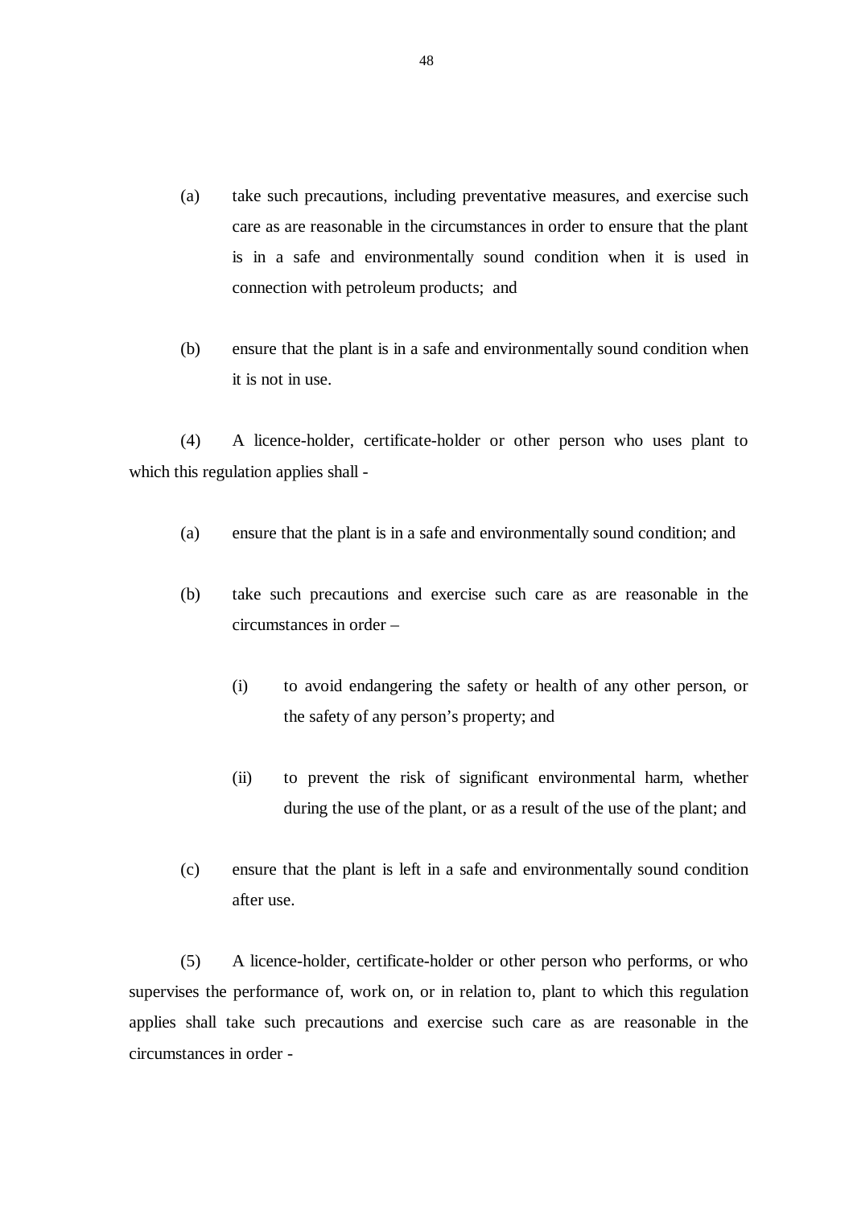(a) take such precautions, including preventative measures, and exercise such care as are reasonable in the circumstances in order to ensure that the plant is in a safe and environmentally sound condition when it is used in connection with petroleum products; and

(b) ensure that the plant is in a safe and environmentally sound condition when it is not in use.

(4) A licence-holder, certificate-holder or other person who uses plant to which this regulation applies shall -

(a) ensure that the plant is in a safe and environmentally sound condition; and

(b) take such precautions and exercise such care as are reasonable in the circumstances in order –

(i) to avoid endangering the safety or health of any other person, or the safety of any person's property; and

(ii) to prevent the risk of significant environmental harm, whether during the use of the plant, or as a result of the use of the plant; and

(c) ensure that the plant is left in a safe and environmentally sound condition after use.

(5) A licence-holder, certificate-holder or other person who performs, or who supervises the performance of, work on, or in relation to, plant to which this regulation applies shall take such precautions and exercise such care as are reasonable in the circumstances in order -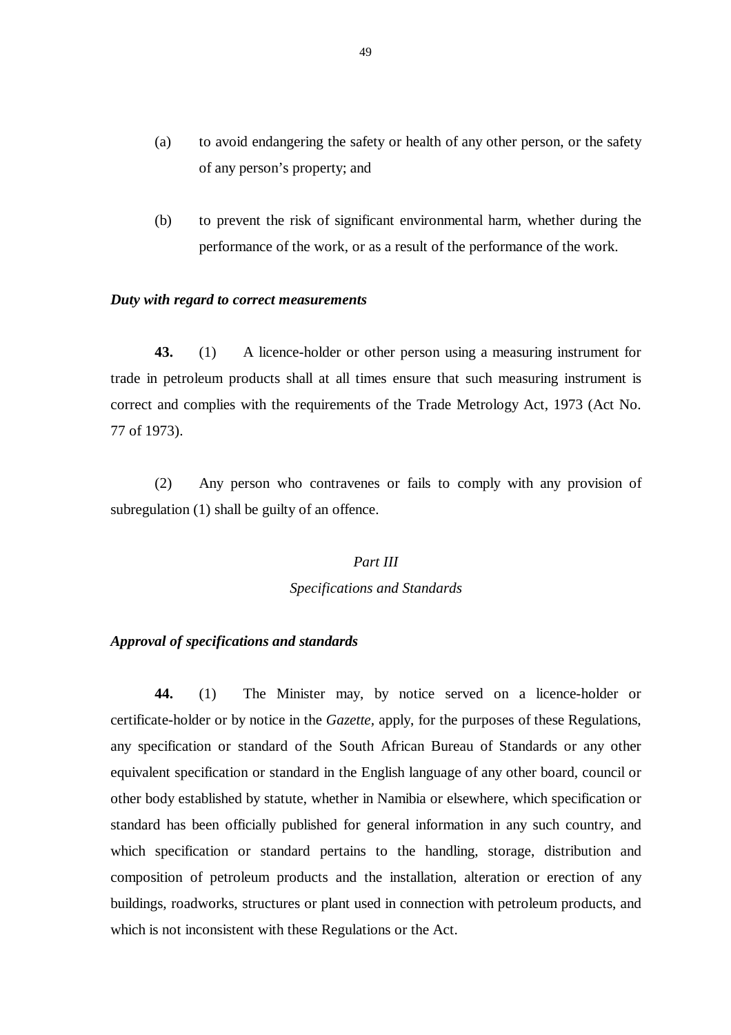(a) to avoid endangering the safety or health of any other person, or the safety of any person's property; and

(b) to prevent the risk of significant environmental harm, whether during the performance of the work, or as a result of the performance of the work.

***Duty with regard to correct measurements***

**43.** (1) A licence-holder or other person using a measuring instrument for trade in petroleum products shall at all times ensure that such measuring instrument is correct and complies with the requirements of the Trade Metrology Act, 1973 (Act No. 77 of 1973).

(2) Any person who contravenes or fails to comply with any provision of subregulation (1) shall be guilty of an offence.

*Part III*

*Specifications and Standards*

***Approval of specifications and standards***

**44.** (1) The Minister may, by notice served on a licence-holder or certificate-holder or by notice in the *Gazette*, apply, for the purposes of these Regulations, any specification or standard of the South African Bureau of Standards or any other equivalent specification or standard in the English language of any other board, council or other body established by statute, whether in Namibia or elsewhere, which specification or standard has been officially published for general information in any such country, and which specification or standard pertains to the handling, storage, distribution and composition of petroleum products and the installation, alteration or erection of any buildings, roadworks, structures or plant used in connection with petroleum products, and which is not inconsistent with these Regulations or the Act.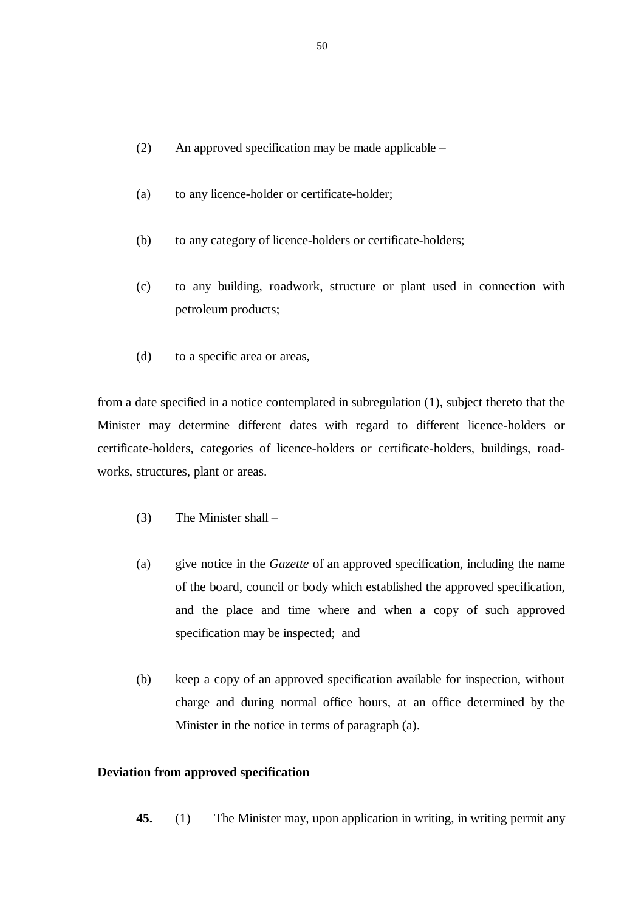(2) An approved specification may be made applicable –

(a) to any licence-holder or certificate-holder;

(b) to any category of licence-holders or certificate-holders;

(c) to any building, roadwork, structure or plant used in connection with petroleum products;

(d) to a specific area or areas,

from a date specified in a notice contemplated in subregulation (1), subject thereto that the Minister may determine different dates with regard to different licence-holders or certificate-holders, categories of licence-holders or certificate-holders, buildings, road-works, structures, plant or areas.

(3) The Minister shall –

(a) give notice in the *Gazette* of an approved specification, including the name of the board, council or body which established the approved specification, and the place and time where and when a copy of such approved specification may be inspected; and

(b) keep a copy of an approved specification available for inspection, without charge and during normal office hours, at an office determined by the Minister in the notice in terms of paragraph (a).

**Deviation from approved specification**

**45.** (1) The Minister may, upon application in writing, in writing permit any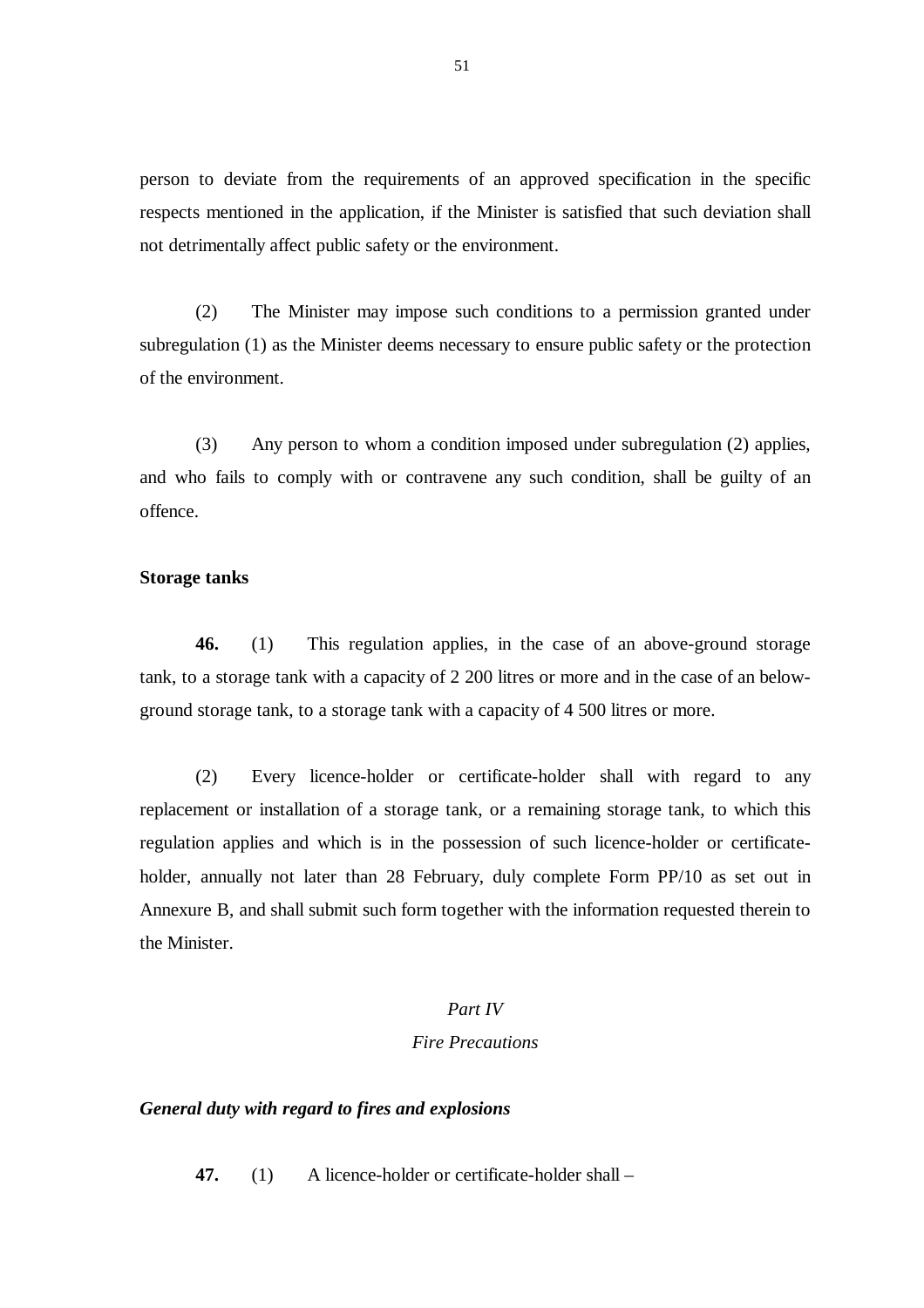person to deviate from the requirements of an approved specification in the specific respects mentioned in the application, if the Minister is satisfied that such deviation shall not detrimentally affect public safety or the environment.

(2) The Minister may impose such conditions to a permission granted under subregulation (1) as the Minister deems necessary to ensure public safety or the protection of the environment.

(3) Any person to whom a condition imposed under subregulation (2) applies, and who fails to comply with or contravene any such condition, shall be guilty of an offence.

**Storage tanks**

**46.** (1) This regulation applies, in the case of an above-ground storage tank, to a storage tank with a capacity of 2 200 litres or more and in the case of an below-ground storage tank, to a storage tank with a capacity of 4 500 litres or more.

(2) Every licence-holder or certificate-holder shall with regard to any replacement or installation of a storage tank, or a remaining storage tank, to which this regulation applies and which is in the possession of such licence-holder or certificate-holder, annually not later than 28 February, duly complete Form PP/10 as set out in Annexure B, and shall submit such form together with the information requested therein to the Minister.

*Part IV*

*Fire Precautions*

***General duty with regard to fires and explosions***

**47.** (1) A licence-holder or certificate-holder shall –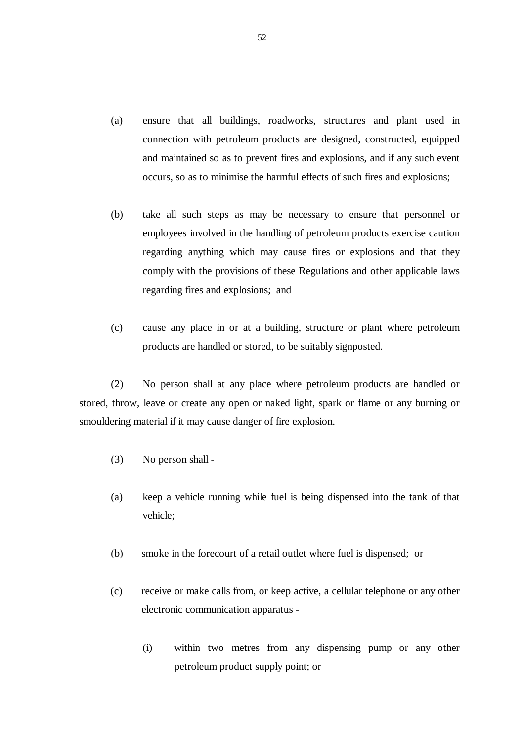(a) ensure that all buildings, roadworks, structures and plant used in connection with petroleum products are designed, constructed, equipped and maintained so as to prevent fires and explosions, and if any such event occurs, so as to minimise the harmful effects of such fires and explosions;

(b) take all such steps as may be necessary to ensure that personnel or employees involved in the handling of petroleum products exercise caution regarding anything which may cause fires or explosions and that they comply with the provisions of these Regulations and other applicable laws regarding fires and explosions; and

(c) cause any place in or at a building, structure or plant where petroleum products are handled or stored, to be suitably signposted.

(2) No person shall at any place where petroleum products are handled or stored, throw, leave or create any open or naked light, spark or flame or any burning or smouldering material if it may cause danger of fire explosion.

(3) No person shall -

(a) keep a vehicle running while fuel is being dispensed into the tank of that vehicle;

(b) smoke in the forecourt of a retail outlet where fuel is dispensed; or

(c) receive or make calls from, or keep active, a cellular telephone or any other electronic communication apparatus -

(i) within two metres from any dispensing pump or any other petroleum product supply point; or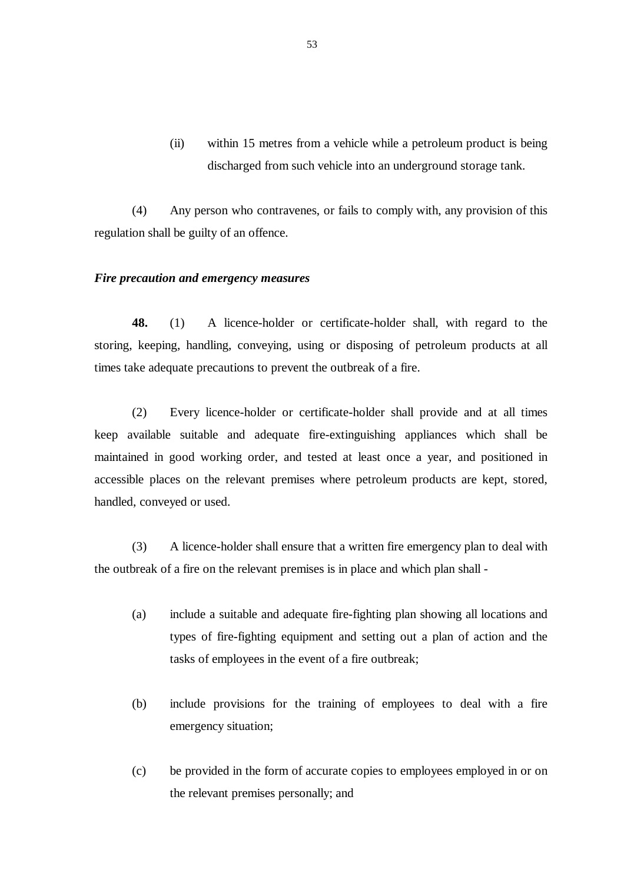(ii) within 15 metres from a vehicle while a petroleum product is being discharged from such vehicle into an underground storage tank.

(4) Any person who contravenes, or fails to comply with, any provision of this regulation shall be guilty of an offence.

***Fire precaution and emergency measures***

**48.** (1) A licence-holder or certificate-holder shall, with regard to the storing, keeping, handling, conveying, using or disposing of petroleum products at all times take adequate precautions to prevent the outbreak of a fire.

(2) Every licence-holder or certificate-holder shall provide and at all times keep available suitable and adequate fire-extinguishing appliances which shall be maintained in good working order, and tested at least once a year, and positioned in accessible places on the relevant premises where petroleum products are kept, stored, handled, conveyed or used.

(3) A licence-holder shall ensure that a written fire emergency plan to deal with the outbreak of a fire on the relevant premises is in place and which plan shall -

(a) include a suitable and adequate fire-fighting plan showing all locations and types of fire-fighting equipment and setting out a plan of action and the tasks of employees in the event of a fire outbreak;

(b) include provisions for the training of employees to deal with a fire emergency situation;

(c) be provided in the form of accurate copies to employees employed in or on the relevant premises personally; and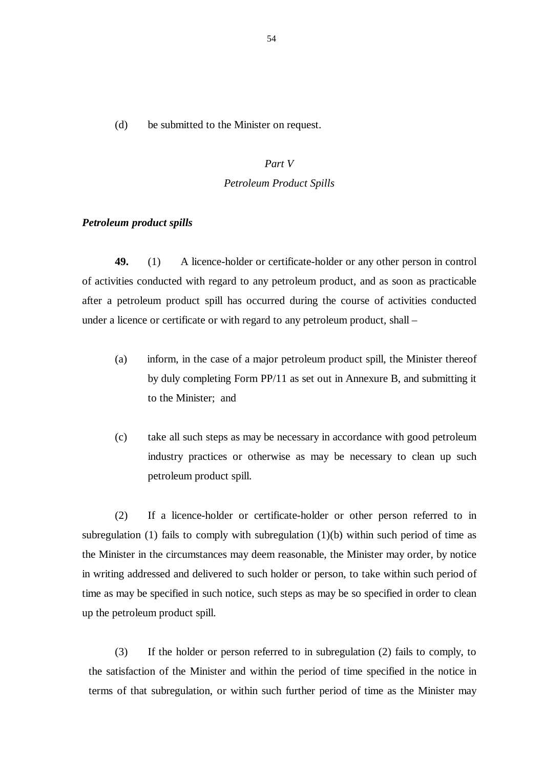(d) be submitted to the Minister on request.

## *Part V*
## *Petroleum Product Spills*

***Petroleum product spills***

**49.** (1) A licence-holder or certificate-holder or any other person in control of activities conducted with regard to any petroleum product, and as soon as practicable after a petroleum product spill has occurred during the course of activities conducted under a licence or certificate or with regard to any petroleum product, shall –

(a) inform, in the case of a major petroleum product spill, the Minister thereof by duly completing Form PP/11 as set out in Annexure B, and submitting it to the Minister; and

(c) take all such steps as may be necessary in accordance with good petroleum industry practices or otherwise as may be necessary to clean up such petroleum product spill.

(2) If a licence-holder or certificate-holder or other person referred to in subregulation (1) fails to comply with subregulation (1)(b) within such period of time as the Minister in the circumstances may deem reasonable, the Minister may order, by notice in writing addressed and delivered to such holder or person, to take within such period of time as may be specified in such notice, such steps as may be so specified in order to clean up the petroleum product spill.

(3) If the holder or person referred to in subregulation (2) fails to comply, to the satisfaction of the Minister and within the period of time specified in the notice in terms of that subregulation, or within such further period of time as the Minister may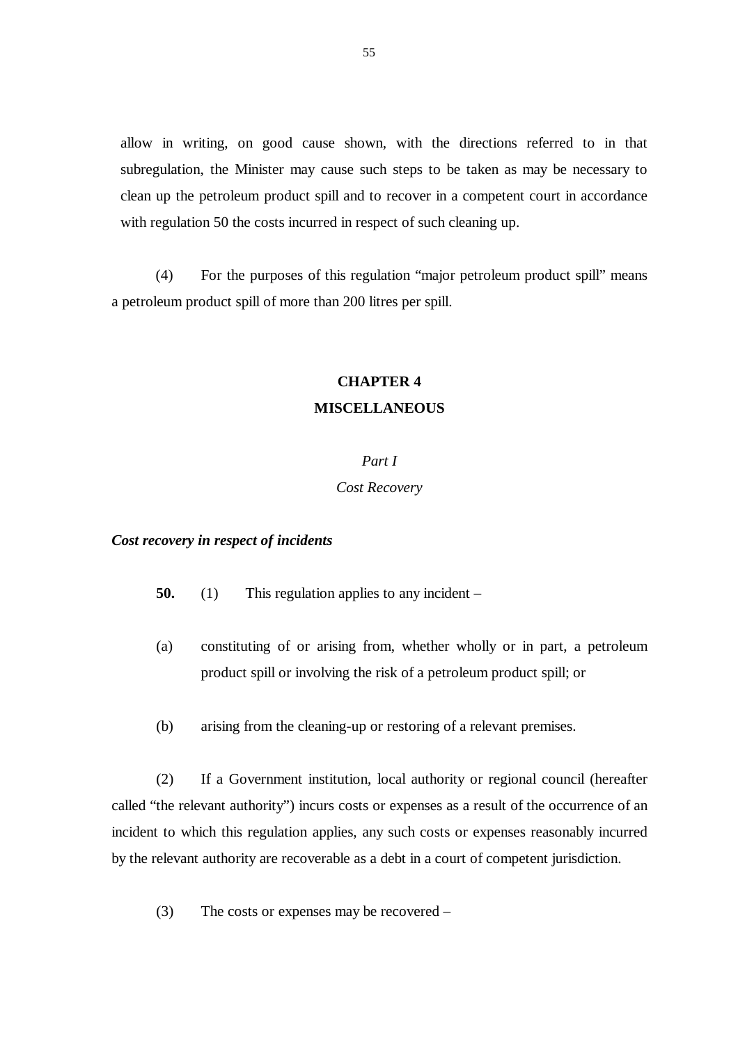allow in writing, on good cause shown, with the directions referred to in that subregulation, the Minister may cause such steps to be taken as may be necessary to clean up the petroleum product spill and to recover in a competent court in accordance with regulation 50 the costs incurred in respect of such cleaning up.

(4) For the purposes of this regulation "major petroleum product spill" means a petroleum product spill of more than 200 litres per spill.

## CHAPTER 4
## MISCELLANEOUS

### *Part I*
### *Cost Recovery*

***Cost recovery in respect of incidents***

**50.** (1) This regulation applies to any incident –

(a) constituting of or arising from, whether wholly or in part, a petroleum product spill or involving the risk of a petroleum product spill; or

(b) arising from the cleaning-up or restoring of a relevant premises.

(2) If a Government institution, local authority or regional council (hereafter called "the relevant authority") incurs costs or expenses as a result of the occurrence of an incident to which this regulation applies, any such costs or expenses reasonably incurred by the relevant authority are recoverable as a debt in a court of competent jurisdiction.

(3) The costs or expenses may be recovered –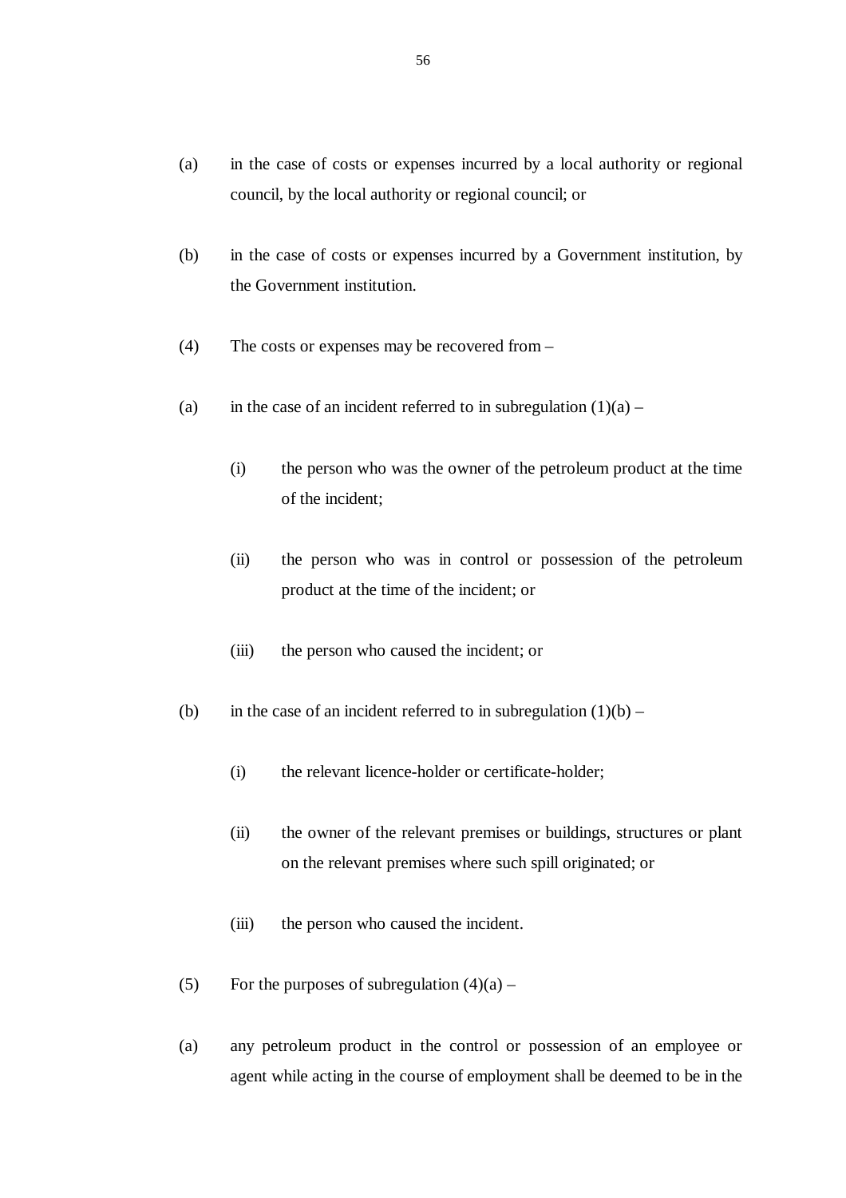(a) in the case of costs or expenses incurred by a local authority or regional council, by the local authority or regional council; or

(b) in the case of costs or expenses incurred by a Government institution, by the Government institution.

(4) The costs or expenses may be recovered from –

(a) in the case of an incident referred to in subregulation (1)(a) –

  (i) the person who was the owner of the petroleum product at the time of the incident;

  (ii) the person who was in control or possession of the petroleum product at the time of the incident; or

  (iii) the person who caused the incident; or

(b) in the case of an incident referred to in subregulation (1)(b) –

  (i) the relevant licence-holder or certificate-holder;

  (ii) the owner of the relevant premises or buildings, structures or plant on the relevant premises where such spill originated; or

  (iii) the person who caused the incident.

(5) For the purposes of subregulation (4)(a) –

(a) any petroleum product in the control or possession of an employee or agent while acting in the course of employment shall be deemed to be in the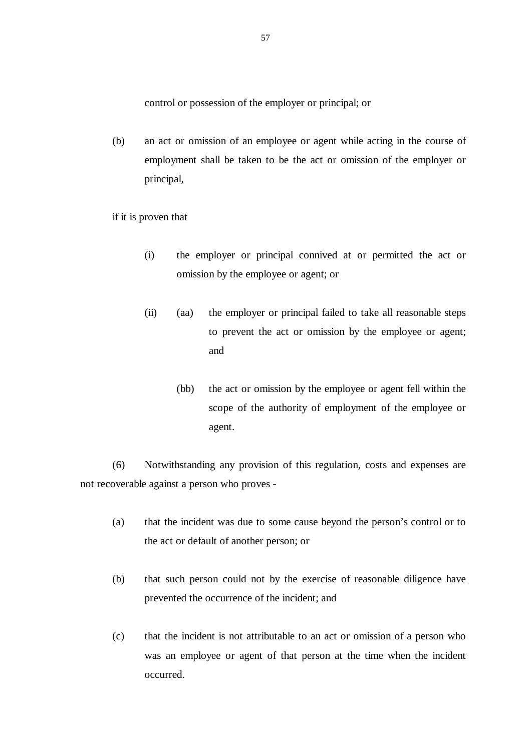control or possession of the employer or principal; or

(b) an act or omission of an employee or agent while acting in the course of employment shall be taken to be the act or omission of the employer or principal,

if it is proven that

(i) the employer or principal connived at or permitted the act or omission by the employee or agent; or

(ii) (aa) the employer or principal failed to take all reasonable steps to prevent the act or omission by the employee or agent; and

(bb) the act or omission by the employee or agent fell within the scope of the authority of employment of the employee or agent.

(6) Notwithstanding any provision of this regulation, costs and expenses are not recoverable against a person who proves -

(a) that the incident was due to some cause beyond the person's control or to the act or default of another person; or

(b) that such person could not by the exercise of reasonable diligence have prevented the occurrence of the incident; and

(c) that the incident is not attributable to an act or omission of a person who was an employee or agent of that person at the time when the incident occurred.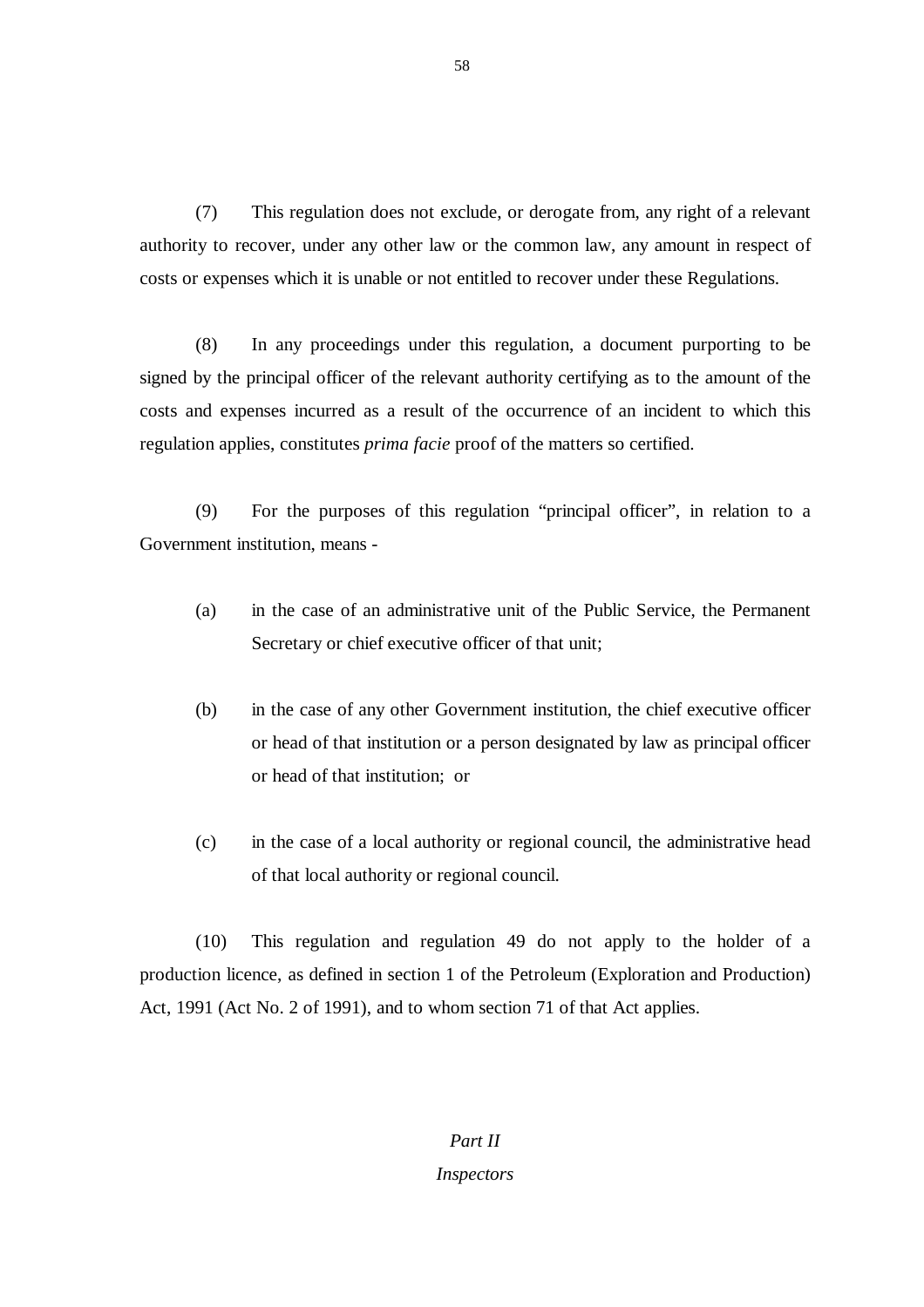(7) This regulation does not exclude, or derogate from, any right of a relevant authority to recover, under any other law or the common law, any amount in respect of costs or expenses which it is unable or not entitled to recover under these Regulations.

(8) In any proceedings under this regulation, a document purporting to be signed by the principal officer of the relevant authority certifying as to the amount of the costs and expenses incurred as a result of the occurrence of an incident to which this regulation applies, constitutes *prima facie* proof of the matters so certified.

(9) For the purposes of this regulation "principal officer", in relation to a Government institution, means -

(a) in the case of an administrative unit of the Public Service, the Permanent Secretary or chief executive officer of that unit;

(b) in the case of any other Government institution, the chief executive officer or head of that institution or a person designated by law as principal officer or head of that institution; or

(c) in the case of a local authority or regional council, the administrative head of that local authority or regional council.

(10) This regulation and regulation 49 do not apply to the holder of a production licence, as defined in section 1 of the Petroleum (Exploration and Production) Act, 1991 (Act No. 2 of 1991), and to whom section 71 of that Act applies.

## *Part II*
## *Inspectors*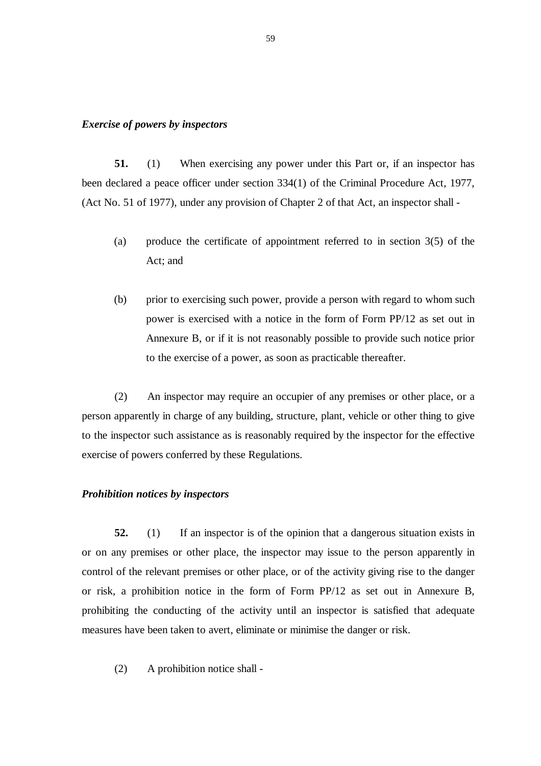***Exercise of powers by inspectors***

**51.** (1) When exercising any power under this Part or, if an inspector has been declared a peace officer under section 334(1) of the Criminal Procedure Act, 1977, (Act No. 51 of 1977), under any provision of Chapter 2 of that Act, an inspector shall -

(a) produce the certificate of appointment referred to in section 3(5) of the Act; and

(b) prior to exercising such power, provide a person with regard to whom such power is exercised with a notice in the form of Form PP/12 as set out in Annexure B, or if it is not reasonably possible to provide such notice prior to the exercise of a power, as soon as practicable thereafter.

(2) An inspector may require an occupier of any premises or other place, or a person apparently in charge of any building, structure, plant, vehicle or other thing to give to the inspector such assistance as is reasonably required by the inspector for the effective exercise of powers conferred by these Regulations.

***Prohibition notices by inspectors***

**52.** (1) If an inspector is of the opinion that a dangerous situation exists in or on any premises or other place, the inspector may issue to the person apparently in control of the relevant premises or other place, or of the activity giving rise to the danger or risk, a prohibition notice in the form of Form PP/12 as set out in Annexure B, prohibiting the conducting of the activity until an inspector is satisfied that adequate measures have been taken to avert, eliminate or minimise the danger or risk.

(2) A prohibition notice shall -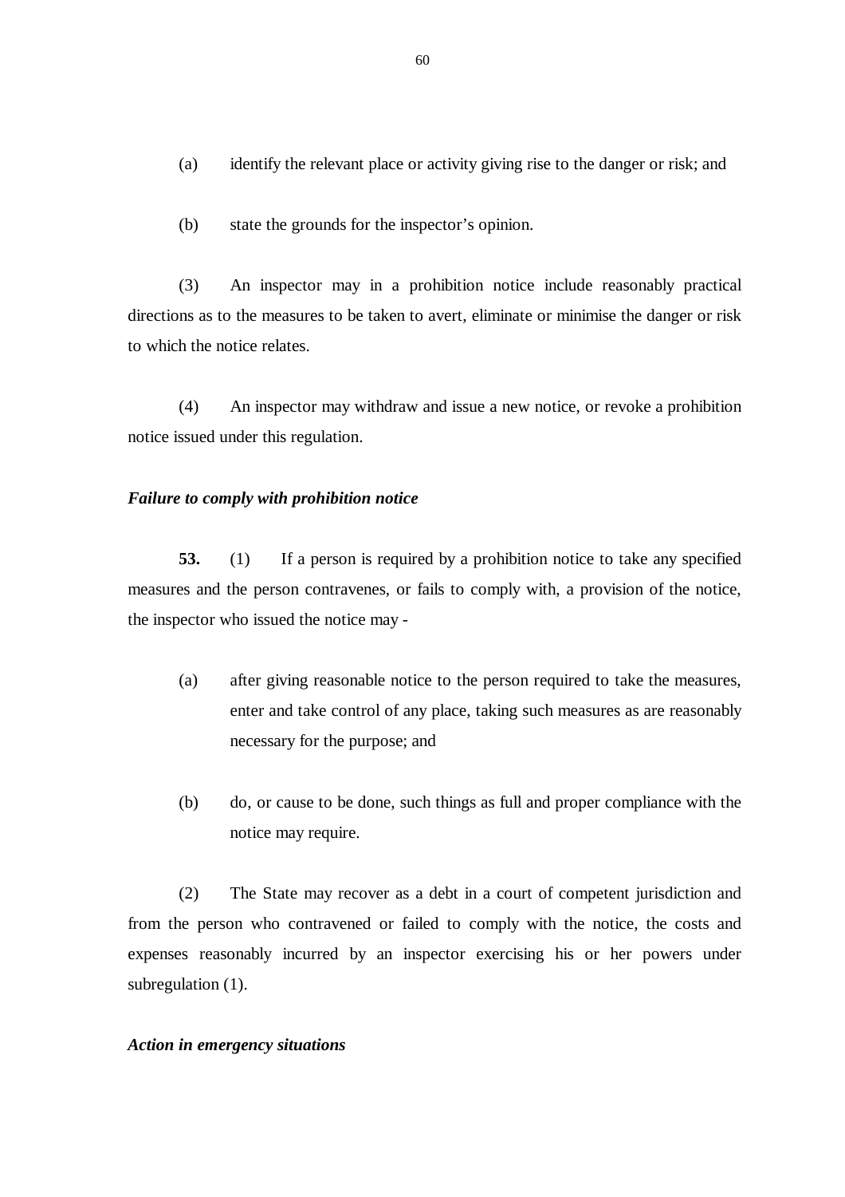(a) identify the relevant place or activity giving rise to the danger or risk; and

(b) state the grounds for the inspector's opinion.

(3) An inspector may in a prohibition notice include reasonably practical directions as to the measures to be taken to avert, eliminate or minimise the danger or risk to which the notice relates.

(4) An inspector may withdraw and issue a new notice, or revoke a prohibition notice issued under this regulation.

***Failure to comply with prohibition notice***

**53.** (1) If a person is required by a prohibition notice to take any specified measures and the person contravenes, or fails to comply with, a provision of the notice, the inspector who issued the notice may -

(a) after giving reasonable notice to the person required to take the measures, enter and take control of any place, taking such measures as are reasonably necessary for the purpose; and

(b) do, or cause to be done, such things as full and proper compliance with the notice may require.

(2) The State may recover as a debt in a court of competent jurisdiction and from the person who contravened or failed to comply with the notice, the costs and expenses reasonably incurred by an inspector exercising his or her powers under subregulation (1).

***Action in emergency situations***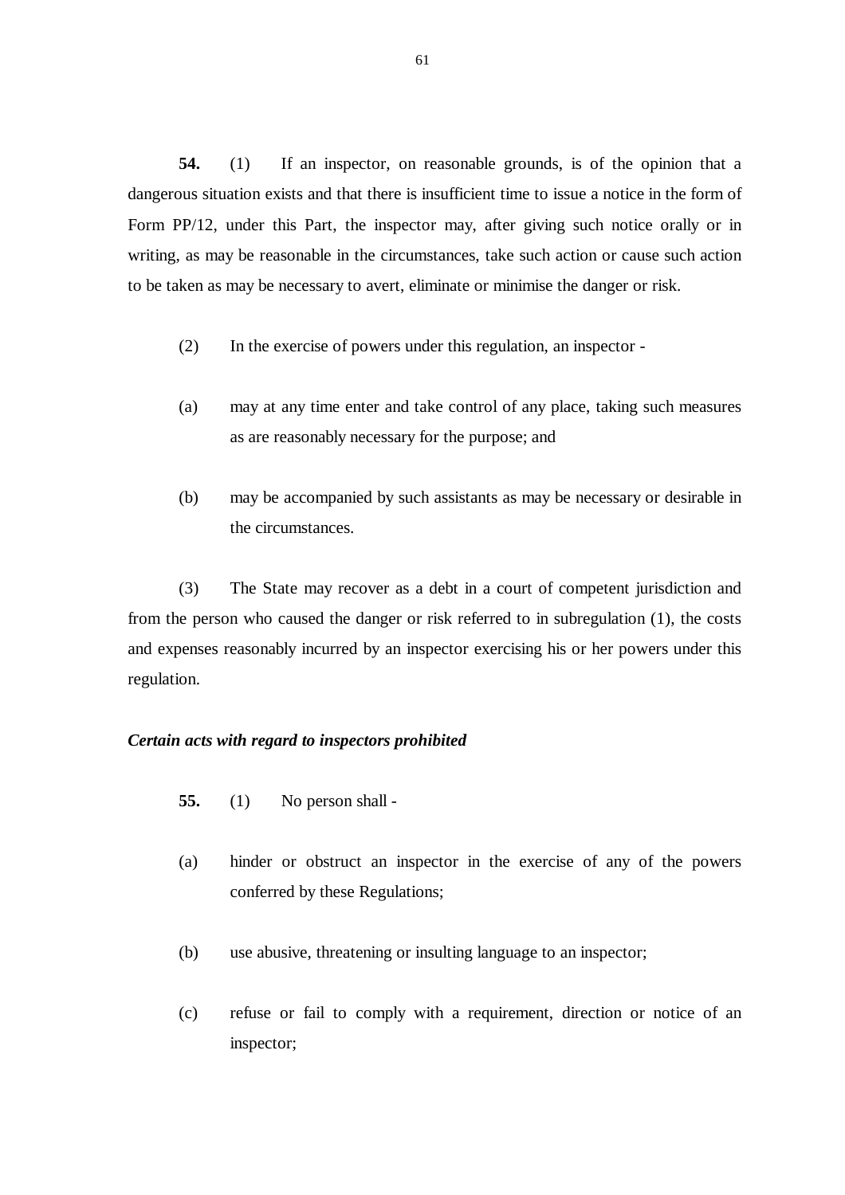**54.** (1) If an inspector, on reasonable grounds, is of the opinion that a dangerous situation exists and that there is insufficient time to issue a notice in the form of Form PP/12, under this Part, the inspector may, after giving such notice orally or in writing, as may be reasonable in the circumstances, take such action or cause such action to be taken as may be necessary to avert, eliminate or minimise the danger or risk.

(2) In the exercise of powers under this regulation, an inspector -

(a) may at any time enter and take control of any place, taking such measures as are reasonably necessary for the purpose; and

(b) may be accompanied by such assistants as may be necessary or desirable in the circumstances.

(3) The State may recover as a debt in a court of competent jurisdiction and from the person who caused the danger or risk referred to in subregulation (1), the costs and expenses reasonably incurred by an inspector exercising his or her powers under this regulation.

***Certain acts with regard to inspectors prohibited***

**55.** (1) No person shall -

(a) hinder or obstruct an inspector in the exercise of any of the powers conferred by these Regulations;

(b) use abusive, threatening or insulting language to an inspector;

(c) refuse or fail to comply with a requirement, direction or notice of an inspector;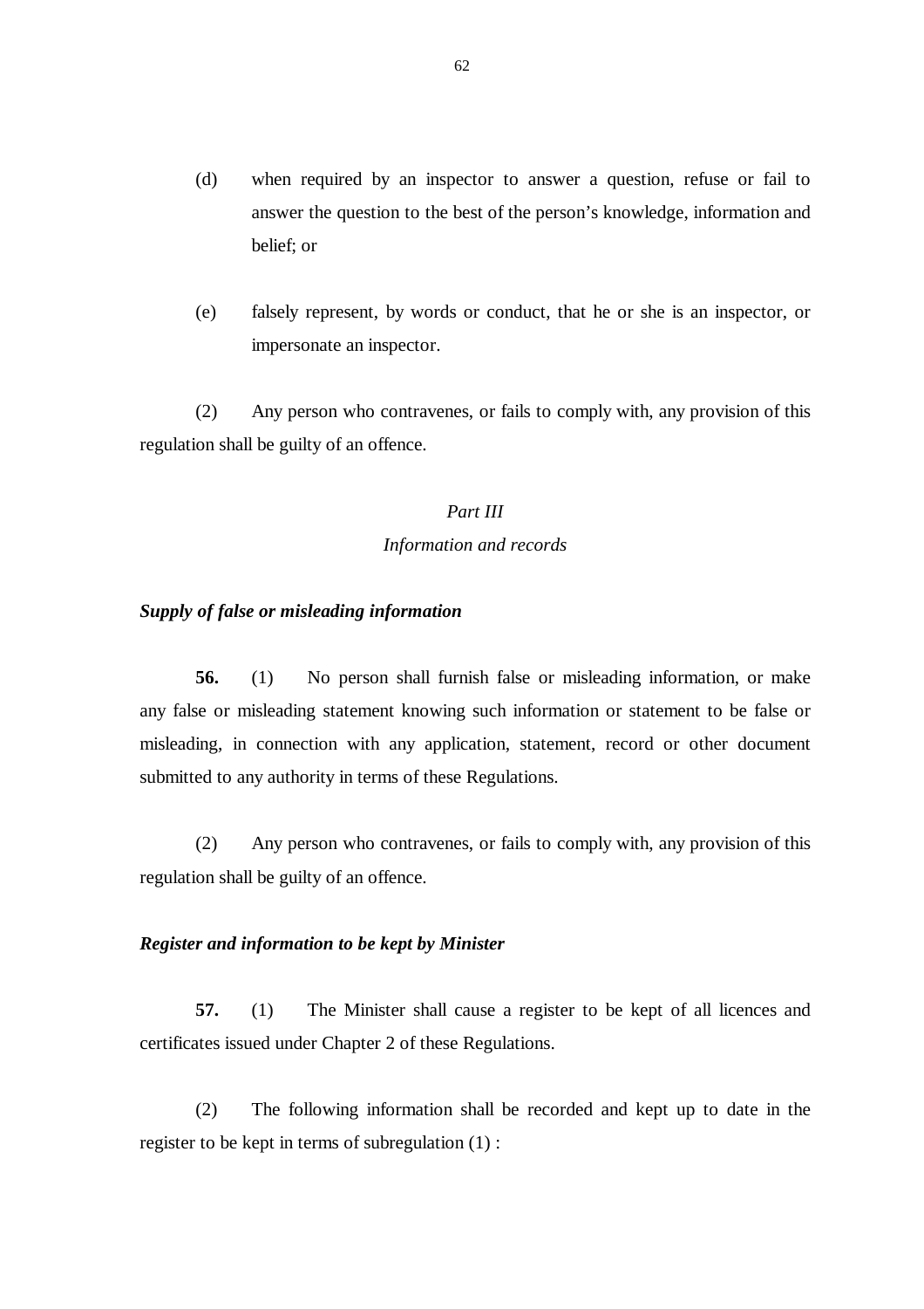(d) when required by an inspector to answer a question, refuse or fail to answer the question to the best of the person's knowledge, information and belief; or

(e) falsely represent, by words or conduct, that he or she is an inspector, or impersonate an inspector.

(2) Any person who contravenes, or fails to comply with, any provision of this regulation shall be guilty of an offence.

## *Part III*
## *Information and records*

***Supply of false or misleading information***

**56.** (1) No person shall furnish false or misleading information, or make any false or misleading statement knowing such information or statement to be false or misleading, in connection with any application, statement, record or other document submitted to any authority in terms of these Regulations.

(2) Any person who contravenes, or fails to comply with, any provision of this regulation shall be guilty of an offence.

***Register and information to be kept by Minister***

**57.** (1) The Minister shall cause a register to be kept of all licences and certificates issued under Chapter 2 of these Regulations.

(2) The following information shall be recorded and kept up to date in the register to be kept in terms of subregulation (1) :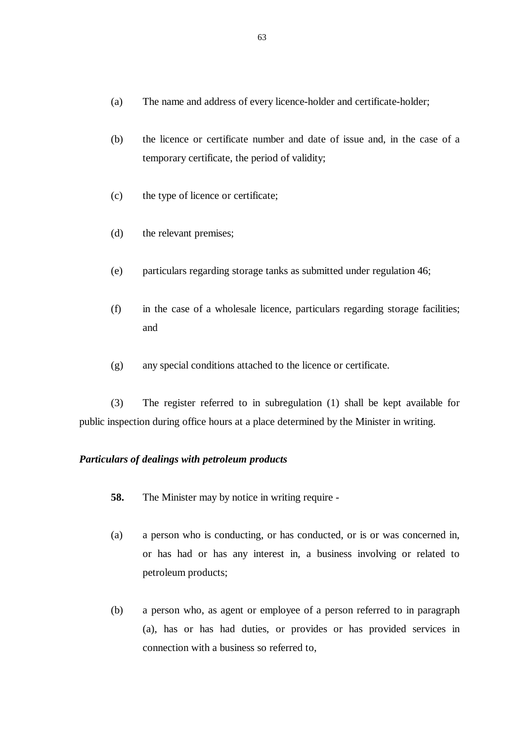(a) The name and address of every licence-holder and certificate-holder;

(b) the licence or certificate number and date of issue and, in the case of a temporary certificate, the period of validity;

(c) the type of licence or certificate;

(d) the relevant premises;

(e) particulars regarding storage tanks as submitted under regulation 46;

(f) in the case of a wholesale licence, particulars regarding storage facilities; and

(g) any special conditions attached to the licence or certificate.

(3) The register referred to in subregulation (1) shall be kept available for public inspection during office hours at a place determined by the Minister in writing.

***Particulars of dealings with petroleum products***

**58.** The Minister may by notice in writing require -

(a) a person who is conducting, or has conducted, or is or was concerned in, or has had or has any interest in, a business involving or related to petroleum products;

(b) a person who, as agent or employee of a person referred to in paragraph (a), has or has had duties, or provides or has provided services in connection with a business so referred to,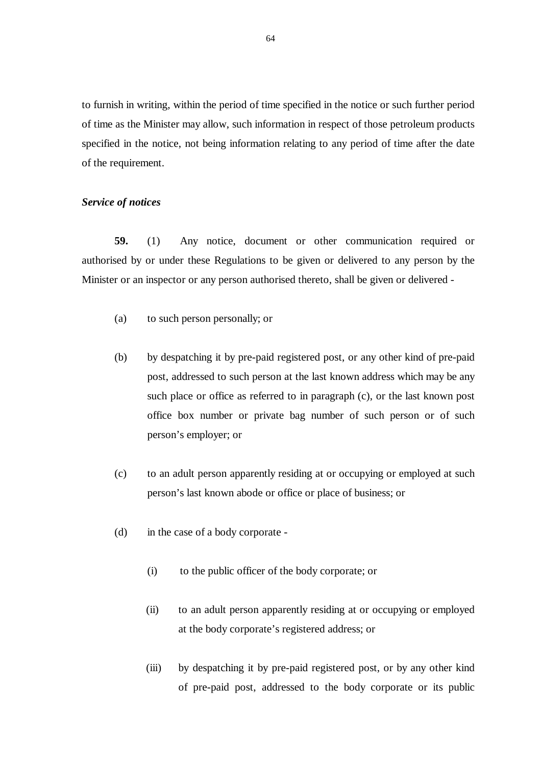to furnish in writing, within the period of time specified in the notice or such further period of time as the Minister may allow, such information in respect of those petroleum products specified in the notice, not being information relating to any period of time after the date of the requirement.

***Service of notices***

**59.** (1) Any notice, document or other communication required or authorised by or under these Regulations to be given or delivered to any person by the Minister or an inspector or any person authorised thereto, shall be given or delivered -

(a) to such person personally; or

(b) by despatching it by pre-paid registered post, or any other kind of pre-paid post, addressed to such person at the last known address which may be any such place or office as referred to in paragraph (c), or the last known post office box number or private bag number of such person or of such person's employer; or

(c) to an adult person apparently residing at or occupying or employed at such person's last known abode or office or place of business; or

(d) in the case of a body corporate -

(i) to the public officer of the body corporate; or

(ii) to an adult person apparently residing at or occupying or employed at the body corporate's registered address; or

(iii) by despatching it by pre-paid registered post, or by any other kind of pre-paid post, addressed to the body corporate or its public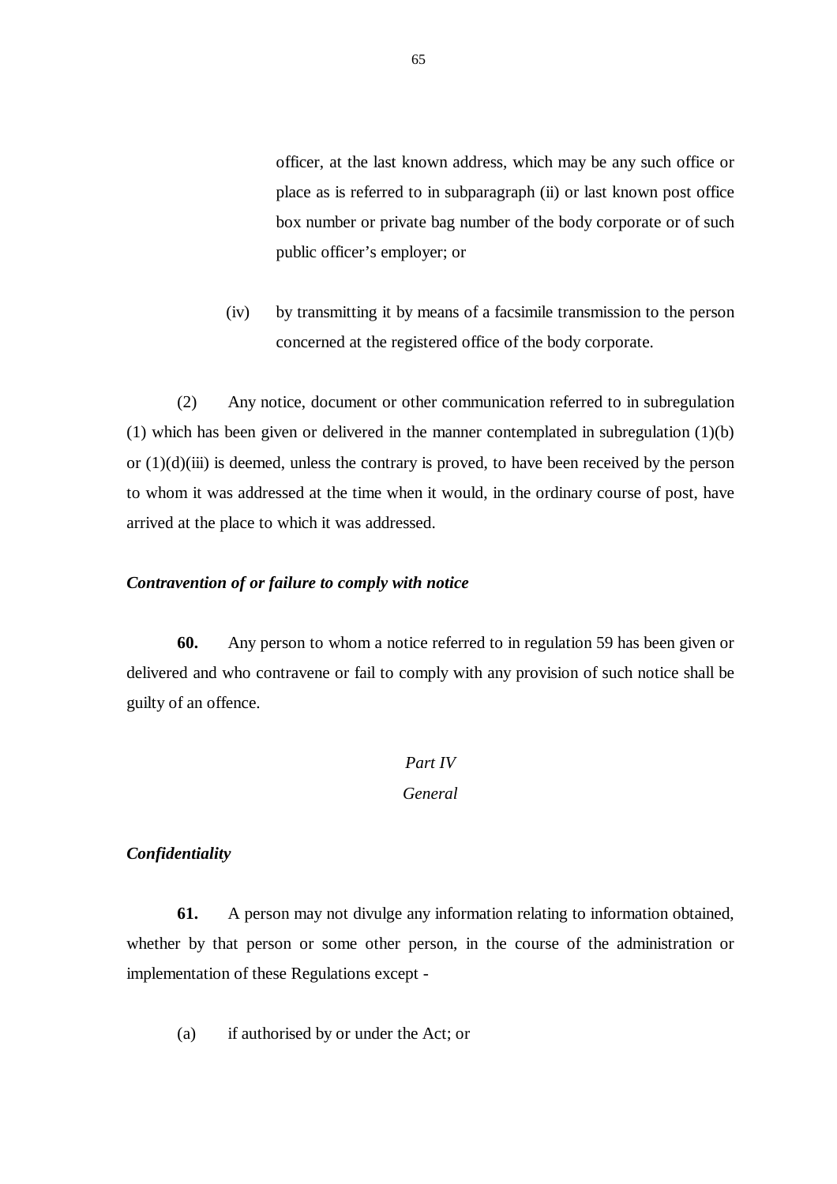officer, at the last known address, which may be any such office or place as is referred to in subparagraph (ii) or last known post office box number or private bag number of the body corporate or of such public officer's employer; or

(iv) by transmitting it by means of a facsimile transmission to the person concerned at the registered office of the body corporate.

(2) Any notice, document or other communication referred to in subregulation (1) which has been given or delivered in the manner contemplated in subregulation (1)(b) or (1)(d)(iii) is deemed, unless the contrary is proved, to have been received by the person to whom it was addressed at the time when it would, in the ordinary course of post, have arrived at the place to which it was addressed.

***Contravention of or failure to comply with notice***

**60.** Any person to whom a notice referred to in regulation 59 has been given or delivered and who contravene or fail to comply with any provision of such notice shall be guilty of an offence.

## *Part IV*

## *General*

***Confidentiality***

**61.** A person may not divulge any information relating to information obtained, whether by that person or some other person, in the course of the administration or implementation of these Regulations except -

(a) if authorised by or under the Act; or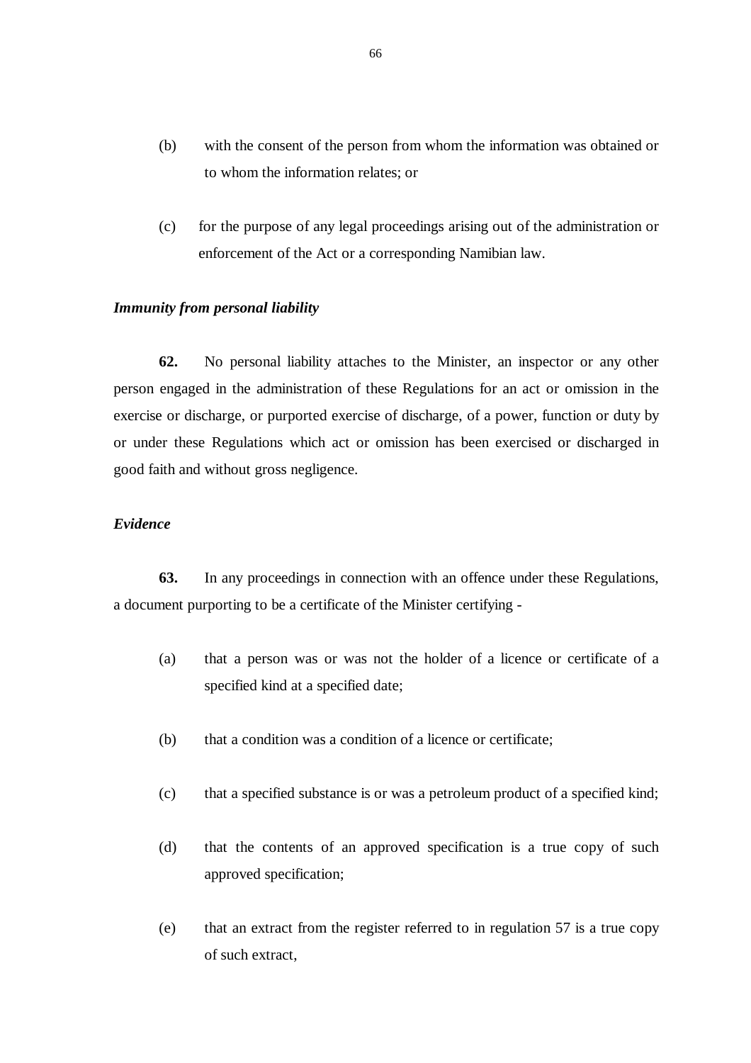(b) with the consent of the person from whom the information was obtained or to whom the information relates; or

(c) for the purpose of any legal proceedings arising out of the administration or enforcement of the Act or a corresponding Namibian law.

***Immunity from personal liability***

**62.** No personal liability attaches to the Minister, an inspector or any other person engaged in the administration of these Regulations for an act or omission in the exercise or discharge, or purported exercise of discharge, of a power, function or duty by or under these Regulations which act or omission has been exercised or discharged in good faith and without gross negligence.

***Evidence***

**63.** In any proceedings in connection with an offence under these Regulations, a document purporting to be a certificate of the Minister certifying -

(a) that a person was or was not the holder of a licence or certificate of a specified kind at a specified date;

(b) that a condition was a condition of a licence or certificate;

(c) that a specified substance is or was a petroleum product of a specified kind;

(d) that the contents of an approved specification is a true copy of such approved specification;

(e) that an extract from the register referred to in regulation 57 is a true copy of such extract,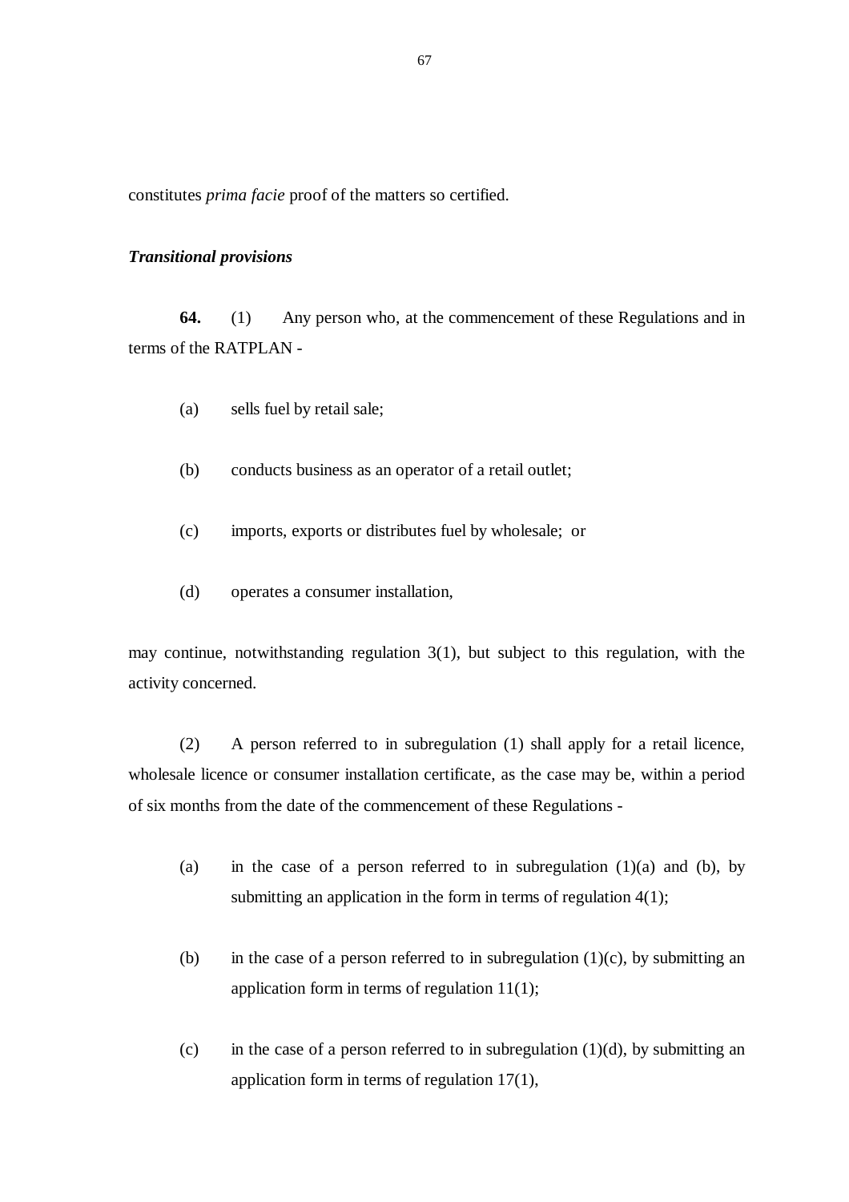constitutes *prima facie* proof of the matters so certified.

***Transitional provisions***

**64.** (1) Any person who, at the commencement of these Regulations and in terms of the RATPLAN -

(a) sells fuel by retail sale;

(b) conducts business as an operator of a retail outlet;

(c) imports, exports or distributes fuel by wholesale; or

(d) operates a consumer installation,

may continue, notwithstanding regulation 3(1), but subject to this regulation, with the activity concerned.

(2) A person referred to in subregulation (1) shall apply for a retail licence, wholesale licence or consumer installation certificate, as the case may be, within a period of six months from the date of the commencement of these Regulations -

(a) in the case of a person referred to in subregulation (1)(a) and (b), by submitting an application in the form in terms of regulation 4(1);

(b) in the case of a person referred to in subregulation (1)(c), by submitting an application form in terms of regulation 11(1);

(c) in the case of a person referred to in subregulation (1)(d), by submitting an application form in terms of regulation 17(1),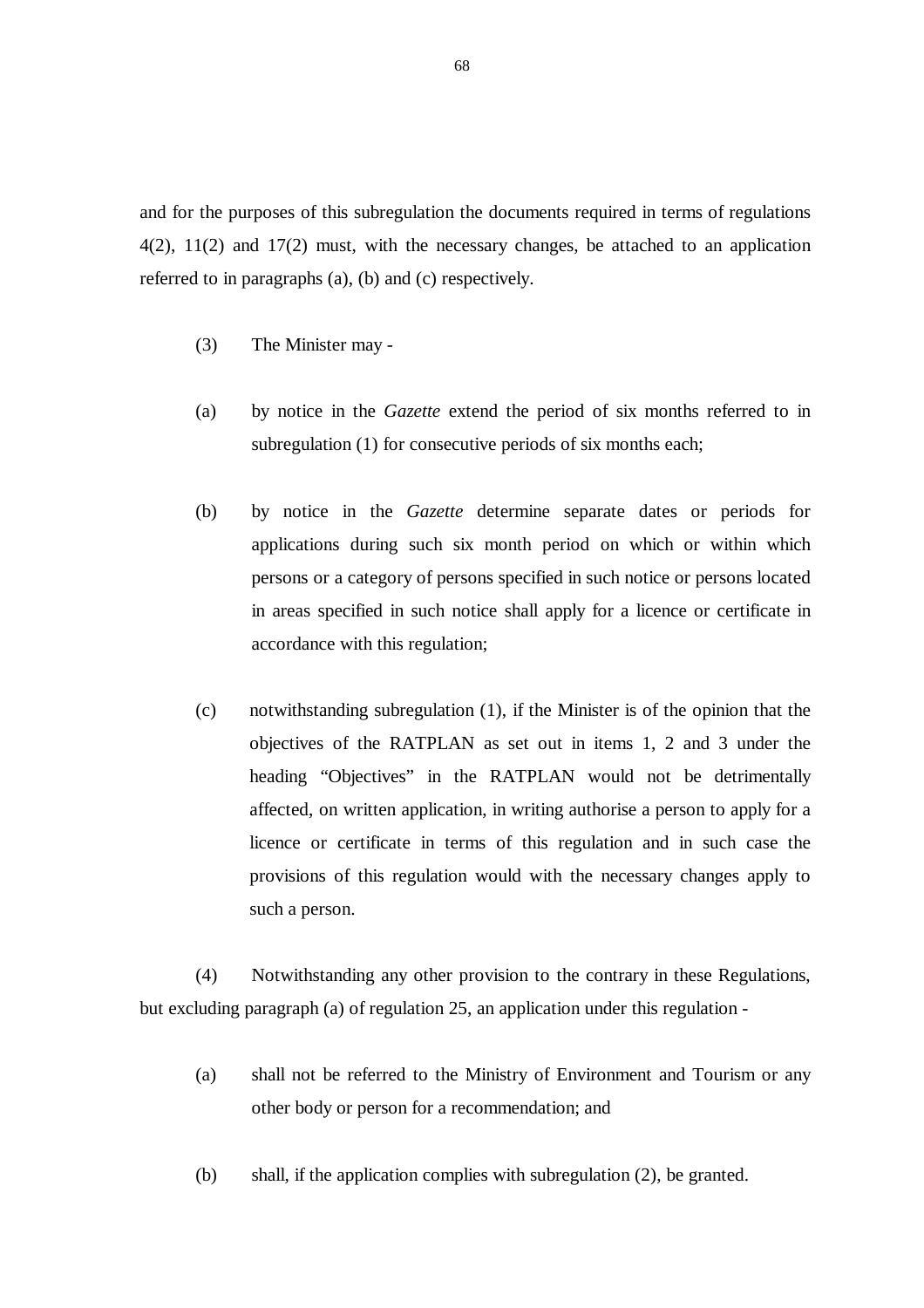and for the purposes of this subregulation the documents required in terms of regulations 4(2), 11(2) and 17(2) must, with the necessary changes, be attached to an application referred to in paragraphs (a), (b) and (c) respectively.

(3) The Minister may -

(a) by notice in the *Gazette* extend the period of six months referred to in subregulation (1) for consecutive periods of six months each;

(b) by notice in the *Gazette* determine separate dates or periods for applications during such six month period on which or within which persons or a category of persons specified in such notice or persons located in areas specified in such notice shall apply for a licence or certificate in accordance with this regulation;

(c) notwithstanding subregulation (1), if the Minister is of the opinion that the objectives of the RATPLAN as set out in items 1, 2 and 3 under the heading "Objectives" in the RATPLAN would not be detrimentally affected, on written application, in writing authorise a person to apply for a licence or certificate in terms of this regulation and in such case the provisions of this regulation would with the necessary changes apply to such a person.

(4) Notwithstanding any other provision to the contrary in these Regulations, but excluding paragraph (a) of regulation 25, an application under this regulation -

(a) shall not be referred to the Ministry of Environment and Tourism or any other body or person for a recommendation; and

(b) shall, if the application complies with subregulation (2), be granted.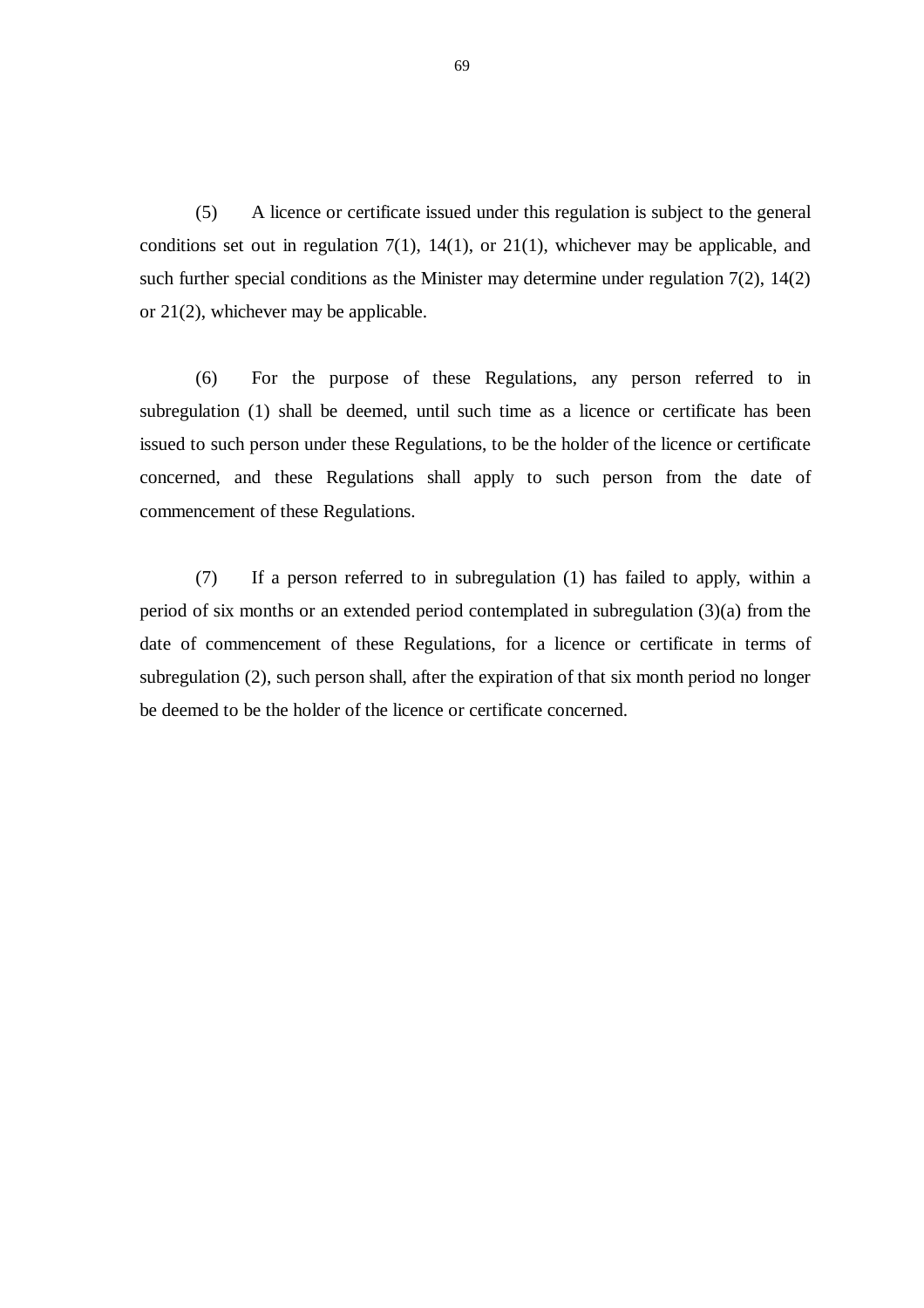(5) A licence or certificate issued under this regulation is subject to the general conditions set out in regulation 7(1), 14(1), or 21(1), whichever may be applicable, and such further special conditions as the Minister may determine under regulation 7(2), 14(2) or 21(2), whichever may be applicable.

(6) For the purpose of these Regulations, any person referred to in subregulation (1) shall be deemed, until such time as a licence or certificate has been issued to such person under these Regulations, to be the holder of the licence or certificate concerned, and these Regulations shall apply to such person from the date of commencement of these Regulations.

(7) If a person referred to in subregulation (1) has failed to apply, within a period of six months or an extended period contemplated in subregulation (3)(a) from the date of commencement of these Regulations, for a licence or certificate in terms of subregulation (2), such person shall, after the expiration of that six month period no longer be deemed to be the holder of the licence or certificate concerned.